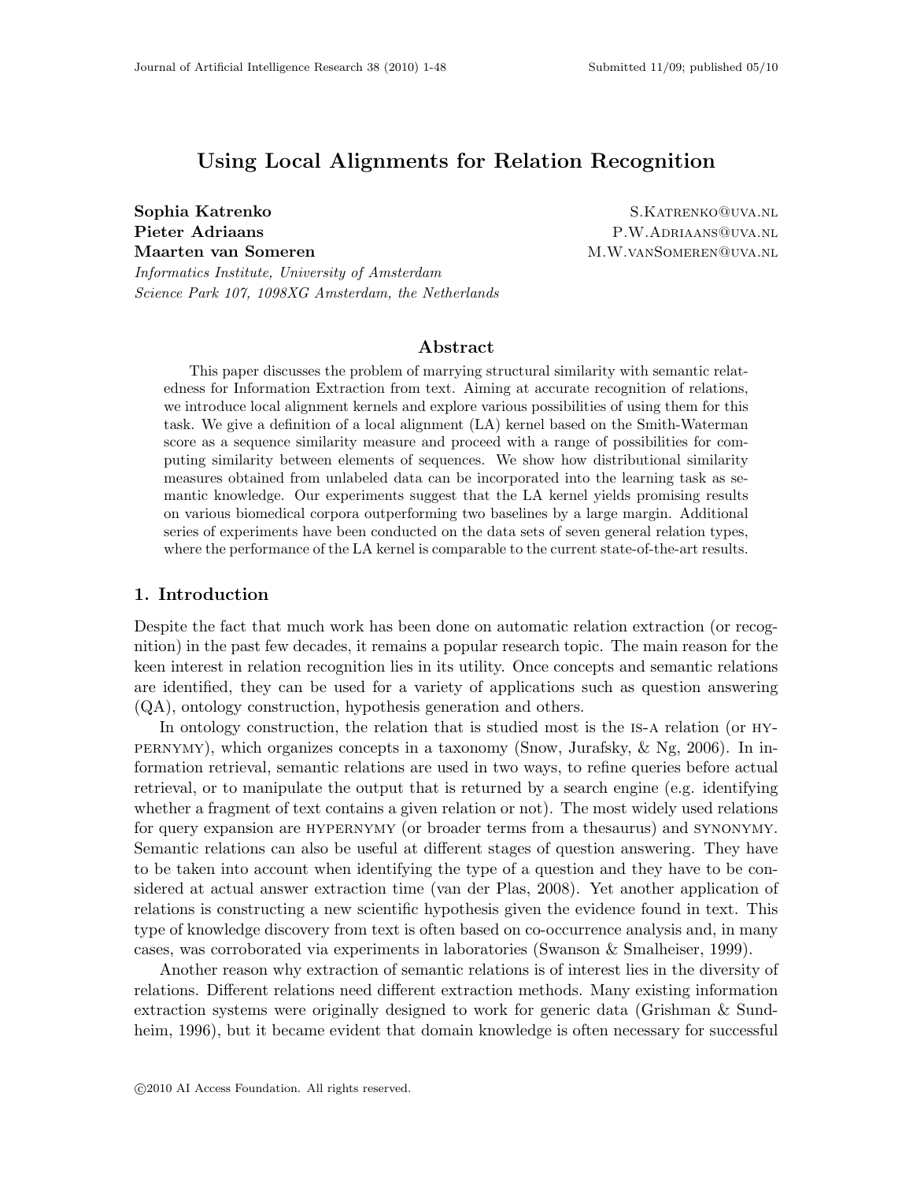# Using Local Alignments for Relation Recognition

**Sophia Katrenko** S.KATRENKO@UVA.NL
**Pieter Adriaans** P.W.ADRIAANS@UVA.NL
**Maarten van Someren** M.W.VANSOMEREN@UVA.NL

*Informatics Institute, University of Amsterdam*
*Science Park 107, 1098XG Amsterdam, the Netherlands*

## Abstract

This paper discusses the problem of marrying structural similarity with semantic relatedness for Information Extraction from text. Aiming at accurate recognition of relations, we introduce local alignment kernels and explore various possibilities of using them for this task. We give a definition of a local alignment (LA) kernel based on the Smith-Waterman score as a sequence similarity measure and proceed with a range of possibilities for computing similarity between elements of sequences. We show how distributional similarity measures obtained from unlabeled data can be incorporated into the learning task as semantic knowledge. Our experiments suggest that the LA kernel yields promising results on various biomedical corpora outperforming two baselines by a large margin. Additional series of experiments have been conducted on the data sets of seven general relation types, where the performance of the LA kernel is comparable to the current state-of-the-art results.

## 1. Introduction

Despite the fact that much work has been done on automatic relation extraction (or recognition) in the past few decades, it remains a popular research topic. The main reason for the keen interest in relation recognition lies in its utility. Once concepts and semantic relations are identified, they can be used for a variety of applications such as question answering (QA), ontology construction, hypothesis generation and others.

In ontology construction, the relation that is studied most is the IS-A relation (or HYPERNYMY), which organizes concepts in a taxonomy (Snow, Jurafsky, & Ng, 2006). In information retrieval, semantic relations are used in two ways, to refine queries before actual retrieval, or to manipulate the output that is returned by a search engine (e.g. identifying whether a fragment of text contains a given relation or not). The most widely used relations for query expansion are HYPERNYMY (or broader terms from a thesaurus) and SYNONYMY. Semantic relations can also be useful at different stages of question answering. They have to be taken into account when identifying the type of a question and they have to be considered at actual answer extraction time (van der Plas, 2008). Yet another application of relations is constructing a new scientific hypothesis given the evidence found in text. This type of knowledge discovery from text is often based on co-occurrence analysis and, in many cases, was corroborated via experiments in laboratories (Swanson & Smalheiser, 1999).

Another reason why extraction of semantic relations is of interest lies in the diversity of relations. Different relations need different extraction methods. Many existing information extraction systems were originally designed to work for generic data (Grishman & Sundheim, 1996), but it became evident that domain knowledge is often necessary for successful

©2010 AI Access Foundation. All rights reserved.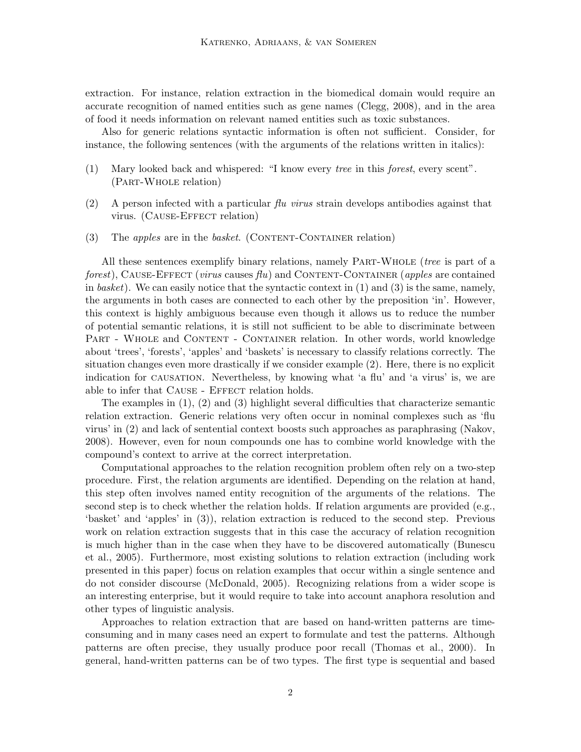extraction. For instance, relation extraction in the biomedical domain would require an accurate recognition of named entities such as gene names (Clegg, 2008), and in the area of food it needs information on relevant named entities such as toxic substances.

Also for generic relations syntactic information is often not sufficient. Consider, for instance, the following sentences (with the arguments of the relations written in italics):

(1) Mary looked back and whispered: "I know every *tree* in this *forest*, every scent". (Part-Whole relation)

(2) A person infected with a particular *flu virus* strain develops antibodies against that virus. (Cause-Effect relation)

(3) The *apples* are in the *basket*. (Content-Container relation)

All these sentences exemplify binary relations, namely Part-Whole (*tree* is part of a *forest*), Cause-Effect (*virus* causes *flu*) and Content-Container (*apples* are contained in *basket*). We can easily notice that the syntactic context in (1) and (3) is the same, namely, the arguments in both cases are connected to each other by the preposition 'in'. However, this context is highly ambiguous because even though it allows us to reduce the number of potential semantic relations, it is still not sufficient to be able to discriminate between Part - Whole and Content - Container relation. In other words, world knowledge about 'trees', 'forests', 'apples' and 'baskets' is necessary to classify relations correctly. The situation changes even more drastically if we consider example (2). Here, there is no explicit indication for causation. Nevertheless, by knowing what 'a flu' and 'a virus' is, we are able to infer that Cause - Effect relation holds.

The examples in (1), (2) and (3) highlight several difficulties that characterize semantic relation extraction. Generic relations very often occur in nominal complexes such as 'flu virus' in (2) and lack of sentential context boosts such approaches as paraphrasing (Nakov, 2008). However, even for noun compounds one has to combine world knowledge with the compound's context to arrive at the correct interpretation.

Computational approaches to the relation recognition problem often rely on a two-step procedure. First, the relation arguments are identified. Depending on the relation at hand, this step often involves named entity recognition of the arguments of the relations. The second step is to check whether the relation holds. If relation arguments are provided (e.g., 'basket' and 'apples' in (3)), relation extraction is reduced to the second step. Previous work on relation extraction suggests that in this case the accuracy of relation recognition is much higher than in the case when they have to be discovered automatically (Bunescu et al., 2005). Furthermore, most existing solutions to relation extraction (including work presented in this paper) focus on relation examples that occur within a single sentence and do not consider discourse (McDonald, 2005). Recognizing relations from a wider scope is an interesting enterprise, but it would require to take into account anaphora resolution and other types of linguistic analysis.

Approaches to relation extraction that are based on hand-written patterns are time-consuming and in many cases need an expert to formulate and test the patterns. Although patterns are often precise, they usually produce poor recall (Thomas et al., 2000). In general, hand-written patterns can be of two types. The first type is sequential and based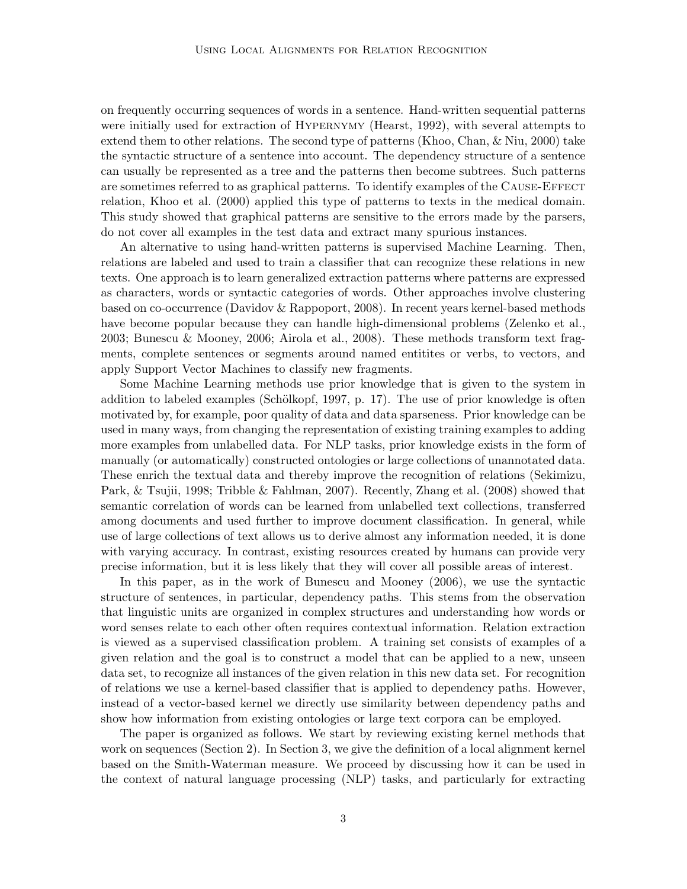on frequently occurring sequences of words in a sentence. Hand-written sequential patterns were initially used for extraction of Hypernymy (Hearst, 1992), with several attempts to extend them to other relations. The second type of patterns (Khoo, Chan, & Niu, 2000) take the syntactic structure of a sentence into account. The dependency structure of a sentence can usually be represented as a tree and the patterns then become subtrees. Such patterns are sometimes referred to as graphical patterns. To identify examples of the Cause-Effect relation, Khoo et al. (2000) applied this type of patterns to texts in the medical domain. This study showed that graphical patterns are sensitive to the errors made by the parsers, do not cover all examples in the test data and extract many spurious instances.

An alternative to using hand-written patterns is supervised Machine Learning. Then, relations are labeled and used to train a classifier that can recognize these relations in new texts. One approach is to learn generalized extraction patterns where patterns are expressed as characters, words or syntactic categories of words. Other approaches involve clustering based on co-occurrence (Davidov & Rappoport, 2008). In recent years kernel-based methods have become popular because they can handle high-dimensional problems (Zelenko et al., 2003; Bunescu & Mooney, 2006; Airola et al., 2008). These methods transform text fragments, complete sentences or segments around named entitites or verbs, to vectors, and apply Support Vector Machines to classify new fragments.

Some Machine Learning methods use prior knowledge that is given to the system in addition to labeled examples (Schölkopf, 1997, p. 17). The use of prior knowledge is often motivated by, for example, poor quality of data and data sparseness. Prior knowledge can be used in many ways, from changing the representation of existing training examples to adding more examples from unlabelled data. For NLP tasks, prior knowledge exists in the form of manually (or automatically) constructed ontologies or large collections of unannotated data. These enrich the textual data and thereby improve the recognition of relations (Sekimizu, Park, & Tsujii, 1998; Tribble & Fahlman, 2007). Recently, Zhang et al. (2008) showed that semantic correlation of words can be learned from unlabelled text collections, transferred among documents and used further to improve document classification. In general, while use of large collections of text allows us to derive almost any information needed, it is done with varying accuracy. In contrast, existing resources created by humans can provide very precise information, but it is less likely that they will cover all possible areas of interest.

In this paper, as in the work of Bunescu and Mooney (2006), we use the syntactic structure of sentences, in particular, dependency paths. This stems from the observation that linguistic units are organized in complex structures and understanding how words or word senses relate to each other often requires contextual information. Relation extraction is viewed as a supervised classification problem. A training set consists of examples of a given relation and the goal is to construct a model that can be applied to a new, unseen data set, to recognize all instances of the given relation in this new data set. For recognition of relations we use a kernel-based classifier that is applied to dependency paths. However, instead of a vector-based kernel we directly use similarity between dependency paths and show how information from existing ontologies or large text corpora can be employed.

The paper is organized as follows. We start by reviewing existing kernel methods that work on sequences (Section 2). In Section 3, we give the definition of a local alignment kernel based on the Smith-Waterman measure. We proceed by discussing how it can be used in the context of natural language processing (NLP) tasks, and particularly for extracting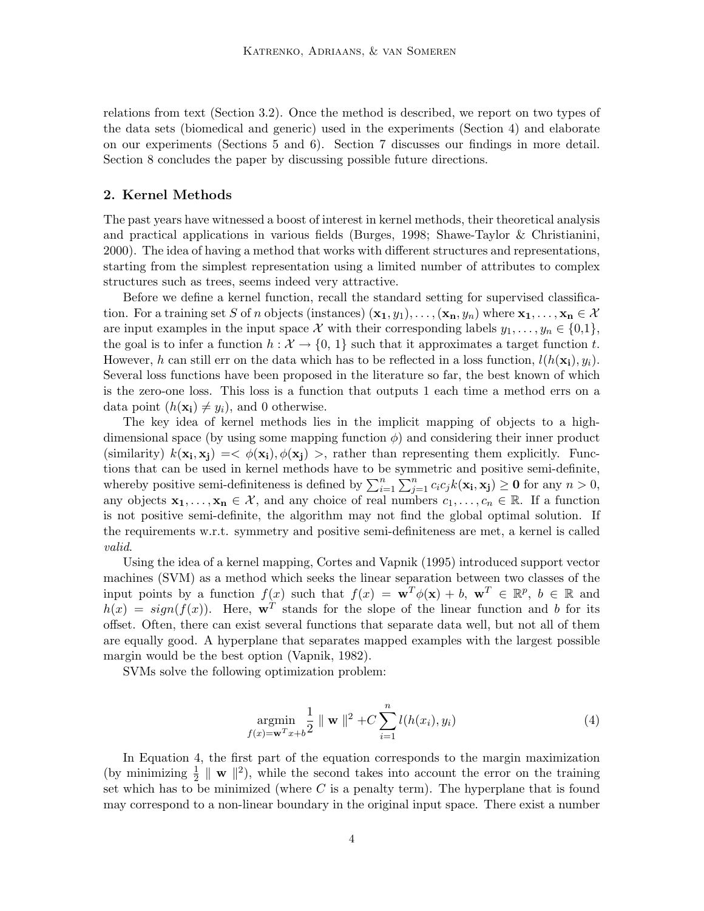relations from text (Section 3.2). Once the method is described, we report on two types of the data sets (biomedical and generic) used in the experiments (Section 4) and elaborate on our experiments (Sections 5 and 6). Section 7 discusses our findings in more detail. Section 8 concludes the paper by discussing possible future directions.

## 2. Kernel Methods

The past years have witnessed a boost of interest in kernel methods, their theoretical analysis and practical applications in various fields (Burges, 1998; Shawe-Taylor & Christianini, 2000). The idea of having a method that works with different structures and representations, starting from the simplest representation using a limited number of attributes to complex structures such as trees, seems indeed very attractive.

Before we define a kernel function, recall the standard setting for supervised classification. For a training set $S$ of $n$ objects (instances) $(\mathbf{x_1}, y_1), \ldots, (\mathbf{x_n}, y_n)$ where $\mathbf{x_1}, \ldots, \mathbf{x_n} \in \mathcal{X}$ are input examples in the input space $\mathcal{X}$ with their corresponding labels $y_1, \ldots, y_n \in \{0,1\}$, the goal is to infer a function $h : \mathcal{X} \rightarrow \{0, 1\}$ such that it approximates a target function $t$. However, $h$ can still err on the data which has to be reflected in a loss function, $l(h(\mathbf{x_i}), y_i)$. Several loss functions have been proposed in the literature so far, the best known of which is the zero-one loss. This loss is a function that outputs 1 each time a method errs on a data point ($h(\mathbf{x_i}) \neq y_i$), and 0 otherwise.

The key idea of kernel methods lies in the implicit mapping of objects to a high-dimensional space (by using some mapping function $\phi$) and considering their inner product (similarity) $k(\mathbf{x_i}, \mathbf{x_j}) =< \phi(\mathbf{x_i}), \phi(\mathbf{x_j}) >$, rather than representing them explicitly. Functions that can be used in kernel methods have to be symmetric and positive semi-definite, whereby positive semi-definiteness is defined by $\sum_{i=1}^{n} \sum_{j=1}^{n} c_i c_j k(\mathbf{x_i}, \mathbf{x_j}) \geq \mathbf{0}$ for any $n > 0$, any objects $\mathbf{x_1}, \ldots, \mathbf{x_n} \in \mathcal{X}$, and any choice of real numbers $c_1, \ldots, c_n \in \mathbb{R}$. If a function is not positive semi-definite, the algorithm may not find the global optimal solution. If the requirements w.r.t. symmetry and positive semi-definiteness are met, a kernel is called *valid*.

Using the idea of a kernel mapping, Cortes and Vapnik (1995) introduced support vector machines (SVM) as a method which seeks the linear separation between two classes of the input points by a function $f(x)$ such that $f(x) = \mathbf{w}^T \phi(\mathbf{x}) + b$, $\mathbf{w}^T \in \mathbb{R}^p$, $b \in \mathbb{R}$ and $h(x) = sign(f(x))$. Here, $\mathbf{w}^T$ stands for the slope of the linear function and $b$ for its offset. Often, there can exist several functions that separate data well, but not all of them are equally good. A hyperplane that separates mapped examples with the largest possible margin would be the best option (Vapnik, 1982).

SVMs solve the following optimization problem:

$$\underset{f(x)=\mathbf{w}^T x+b}{\operatorname{argmin}} \frac{1}{2} \parallel \mathbf{w} \parallel^2 + C \sum_{i=1}^{n} l(h(x_i), y_i) \tag{4}$$

In Equation 4, the first part of the equation corresponds to the margin maximization (by minimizing $\frac{1}{2} \parallel \mathbf{w} \parallel^2$), while the second takes into account the error on the training set which has to be minimized (where $C$ is a penalty term). The hyperplane that is found may correspond to a non-linear boundary in the original input space. There exist a number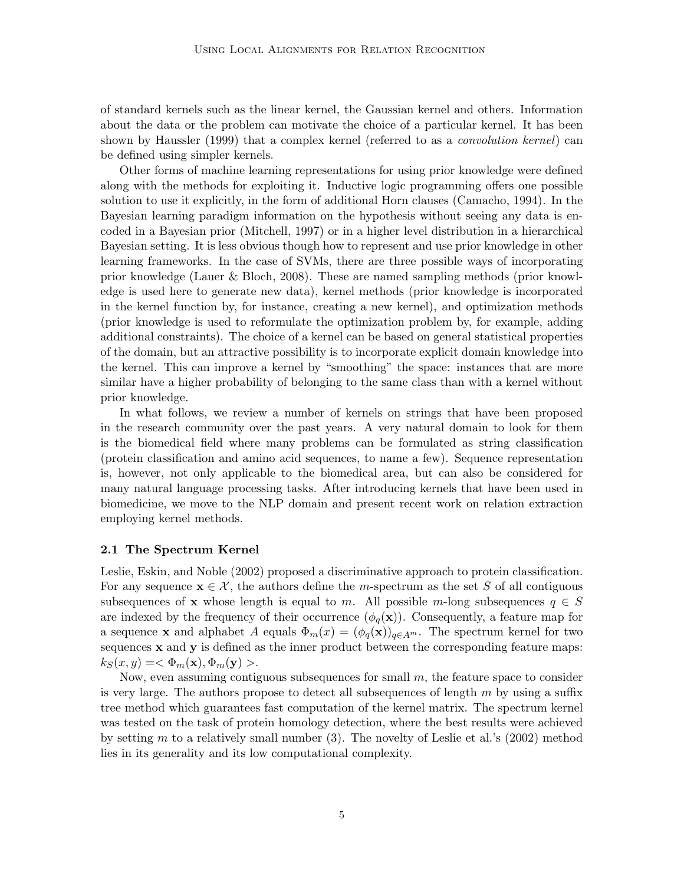of standard kernels such as the linear kernel, the Gaussian kernel and others. Information about the data or the problem can motivate the choice of a particular kernel. It has been shown by Haussler (1999) that a complex kernel (referred to as a *convolution kernel*) can be defined using simpler kernels.

Other forms of machine learning representations for using prior knowledge were defined along with the methods for exploiting it. Inductive logic programming offers one possible solution to use it explicitly, in the form of additional Horn clauses (Camacho, 1994). In the Bayesian learning paradigm information on the hypothesis without seeing any data is encoded in a Bayesian prior (Mitchell, 1997) or in a higher level distribution in a hierarchical Bayesian setting. It is less obvious though how to represent and use prior knowledge in other learning frameworks. In the case of SVMs, there are three possible ways of incorporating prior knowledge (Lauer & Bloch, 2008). These are named sampling methods (prior knowledge is used here to generate new data), kernel methods (prior knowledge is incorporated in the kernel function by, for instance, creating a new kernel), and optimization methods (prior knowledge is used to reformulate the optimization problem by, for example, adding additional constraints). The choice of a kernel can be based on general statistical properties of the domain, but an attractive possibility is to incorporate explicit domain knowledge into the kernel. This can improve a kernel by "smoothing" the space: instances that are more similar have a higher probability of belonging to the same class than with a kernel without prior knowledge.

In what follows, we review a number of kernels on strings that have been proposed in the research community over the past years. A very natural domain to look for them is the biomedical field where many problems can be formulated as string classification (protein classification and amino acid sequences, to name a few). Sequence representation is, however, not only applicable to the biomedical area, but can also be considered for many natural language processing tasks. After introducing kernels that have been used in biomedicine, we move to the NLP domain and present recent work on relation extraction employing kernel methods.

### 2.1 The Spectrum Kernel

Leslie, Eskin, and Noble (2002) proposed a discriminative approach to protein classification. For any sequence $\mathbf{x} \in \mathcal{X}$, the authors define the $m$-spectrum as the set $S$ of all contiguous subsequences of $\mathbf{x}$ whose length is equal to $m$. All possible $m$-long subsequences $q \in S$ are indexed by the frequency of their occurrence ($\phi_q(\mathbf{x})$). Consequently, a feature map for a sequence $\mathbf{x}$ and alphabet $A$ equals $\Phi_m(x) = (\phi_q(\mathbf{x}))_{q \in A^m}$. The spectrum kernel for two sequences $\mathbf{x}$ and $\mathbf{y}$ is defined as the inner product between the corresponding feature maps: $k_S(x, y) = <\Phi_m(\mathbf{x}), \Phi_m(\mathbf{y})>$.

Now, even assuming contiguous subsequences for small $m$, the feature space to consider is very large. The authors propose to detect all subsequences of length $m$ by using a suffix tree method which guarantees fast computation of the kernel matrix. The spectrum kernel was tested on the task of protein homology detection, where the best results were achieved by setting $m$ to a relatively small number (3). The novelty of Leslie et al.'s (2002) method lies in its generality and its low computational complexity.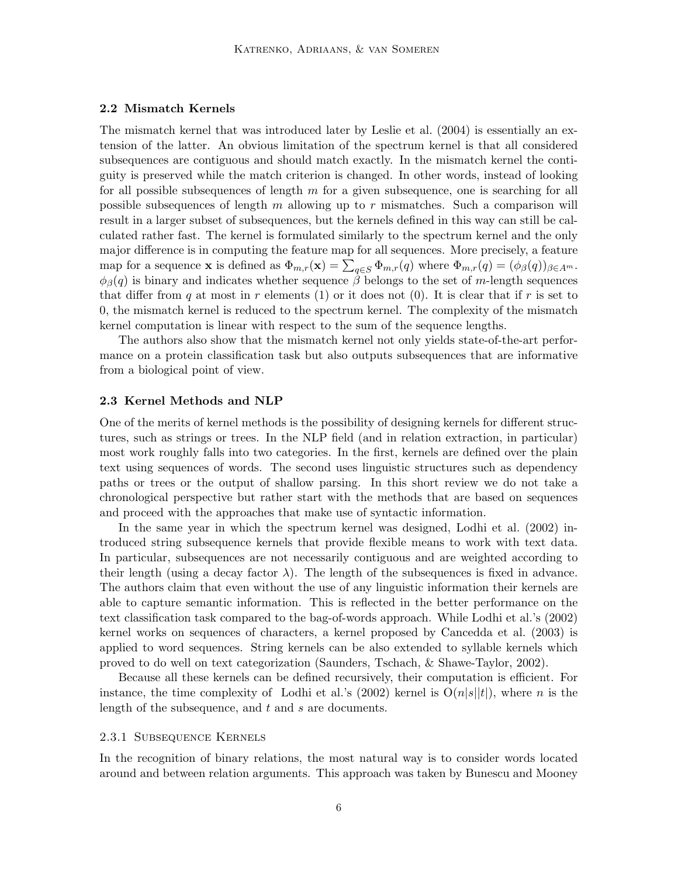### 2.2 Mismatch Kernels

The mismatch kernel that was introduced later by Leslie et al. (2004) is essentially an extension of the latter. An obvious limitation of the spectrum kernel is that all considered subsequences are contiguous and should match exactly. In the mismatch kernel the contiguity is preserved while the match criterion is changed. In other words, instead of looking for all possible subsequences of length $m$ for a given subsequence, one is searching for all possible subsequences of length $m$ allowing up to $r$ mismatches. Such a comparison will result in a larger subset of subsequences, but the kernels defined in this way can still be calculated rather fast. The kernel is formulated similarly to the spectrum kernel and the only major difference is in computing the feature map for all sequences. More precisely, a feature map for a sequence $\mathbf{x}$ is defined as $\Phi_{m,r}(\mathbf{x}) = \sum_{q \in S} \Phi_{m,r}(q)$ where $\Phi_{m,r}(q) = (\phi_\beta(q))_{\beta \in A^m}$. $\phi_\beta(q)$ is binary and indicates whether sequence $\beta$ belongs to the set of $m$-length sequences that differ from $q$ at most in $r$ elements (1) or it does not (0). It is clear that if $r$ is set to 0, the mismatch kernel is reduced to the spectrum kernel. The complexity of the mismatch kernel computation is linear with respect to the sum of the sequence lengths.

The authors also show that the mismatch kernel not only yields state-of-the-art performance on a protein classification task but also outputs subsequences that are informative from a biological point of view.

### 2.3 Kernel Methods and NLP

One of the merits of kernel methods is the possibility of designing kernels for different structures, such as strings or trees. In the NLP field (and in relation extraction, in particular) most work roughly falls into two categories. In the first, kernels are defined over the plain text using sequences of words. The second uses linguistic structures such as dependency paths or trees or the output of shallow parsing. In this short review we do not take a chronological perspective but rather start with the methods that are based on sequences and proceed with the approaches that make use of syntactic information.

In the same year in which the spectrum kernel was designed, Lodhi et al. (2002) introduced string subsequence kernels that provide flexible means to work with text data. In particular, subsequences are not necessarily contiguous and are weighted according to their length (using a decay factor $\lambda$). The length of the subsequences is fixed in advance. The authors claim that even without the use of any linguistic information their kernels are able to capture semantic information. This is reflected in the better performance on the text classification task compared to the bag-of-words approach. While Lodhi et al.'s (2002) kernel works on sequences of characters, a kernel proposed by Cancedda et al. (2003) is applied to word sequences. String kernels can be also extended to syllable kernels which proved to do well on text categorization (Saunders, Tschach, & Shawe-Taylor, 2002).

Because all these kernels can be defined recursively, their computation is efficient. For instance, the time complexity of Lodhi et al.'s (2002) kernel is $O(n|s||t|)$, where $n$ is the length of the subsequence, and $t$ and $s$ are documents.

#### 2.3.1 Subsequence Kernels

In the recognition of binary relations, the most natural way is to consider words located around and between relation arguments. This approach was taken by Bunescu and Mooney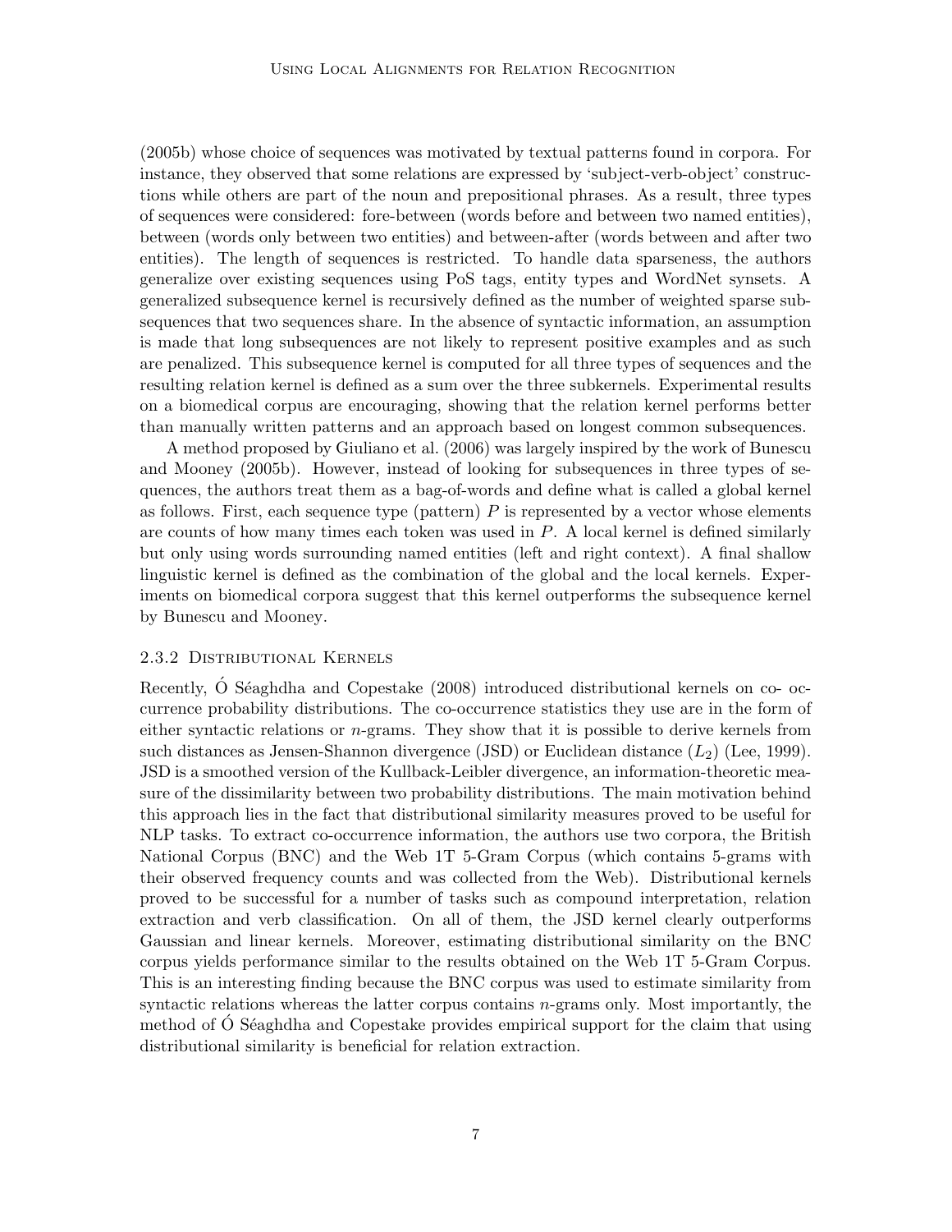(2005b) whose choice of sequences was motivated by textual patterns found in corpora. For instance, they observed that some relations are expressed by 'subject-verb-object' constructions while others are part of the noun and prepositional phrases. As a result, three types of sequences were considered: fore-between (words before and between two named entities), between (words only between two entities) and between-after (words between and after two entities). The length of sequences is restricted. To handle data sparseness, the authors generalize over existing sequences using PoS tags, entity types and WordNet synsets. A generalized subsequence kernel is recursively defined as the number of weighted sparse subsequences that two sequences share. In the absence of syntactic information, an assumption is made that long subsequences are not likely to represent positive examples and as such are penalized. This subsequence kernel is computed for all three types of sequences and the resulting relation kernel is defined as a sum over the three subkernels. Experimental results on a biomedical corpus are encouraging, showing that the relation kernel performs better than manually written patterns and an approach based on longest common subsequences.

A method proposed by Giuliano et al. (2006) was largely inspired by the work of Bunescu and Mooney (2005b). However, instead of looking for subsequences in three types of sequences, the authors treat them as a bag-of-words and define what is called a global kernel as follows. First, each sequence type (pattern) $P$ is represented by a vector whose elements are counts of how many times each token was used in $P$. A local kernel is defined similarly but only using words surrounding named entities (left and right context). A final shallow linguistic kernel is defined as the combination of the global and the local kernels. Experiments on biomedical corpora suggest that this kernel outperforms the subsequence kernel by Bunescu and Mooney.

#### 2.3.2 Distributional Kernels

Recently, Ó Séaghdha and Copestake (2008) introduced distributional kernels on co- occurrence probability distributions. The co-occurrence statistics they use are in the form of either syntactic relations or $n$-grams. They show that it is possible to derive kernels from such distances as Jensen-Shannon divergence (JSD) or Euclidean distance ($L_2$) (Lee, 1999). JSD is a smoothed version of the Kullback-Leibler divergence, an information-theoretic measure of the dissimilarity between two probability distributions. The main motivation behind this approach lies in the fact that distributional similarity measures proved to be useful for NLP tasks. To extract co-occurrence information, the authors use two corpora, the British National Corpus (BNC) and the Web 1T 5-Gram Corpus (which contains 5-grams with their observed frequency counts and was collected from the Web). Distributional kernels proved to be successful for a number of tasks such as compound interpretation, relation extraction and verb classification. On all of them, the JSD kernel clearly outperforms Gaussian and linear kernels. Moreover, estimating distributional similarity on the BNC corpus yields performance similar to the results obtained on the Web 1T 5-Gram Corpus. This is an interesting finding because the BNC corpus was used to estimate similarity from syntactic relations whereas the latter corpus contains $n$-grams only. Most importantly, the method of Ó Séaghdha and Copestake provides empirical support for the claim that using distributional similarity is beneficial for relation extraction.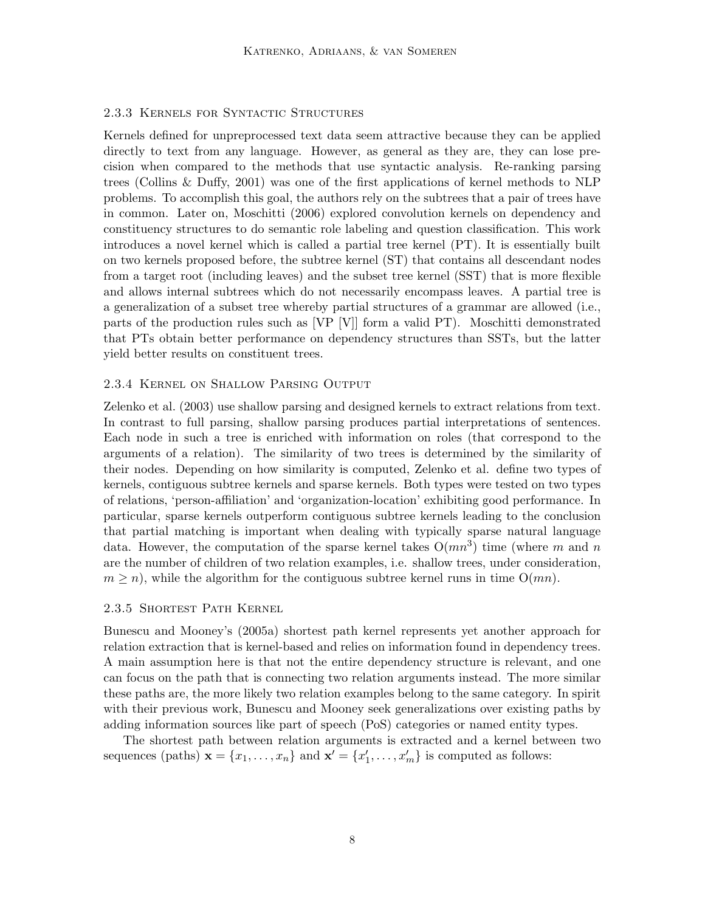#### 2.3.3 Kernels for Syntactic Structures

Kernels defined for unpreprocessed text data seem attractive because they can be applied directly to text from any language. However, as general as they are, they can lose precision when compared to the methods that use syntactic analysis. Re-ranking parsing trees (Collins & Duffy, 2001) was one of the first applications of kernel methods to NLP problems. To accomplish this goal, the authors rely on the subtrees that a pair of trees have in common. Later on, Moschitti (2006) explored convolution kernels on dependency and constituency structures to do semantic role labeling and question classification. This work introduces a novel kernel which is called a partial tree kernel (PT). It is essentially built on two kernels proposed before, the subtree kernel (ST) that contains all descendant nodes from a target root (including leaves) and the subset tree kernel (SST) that is more flexible and allows internal subtrees which do not necessarily encompass leaves. A partial tree is a generalization of a subset tree whereby partial structures of a grammar are allowed (i.e., parts of the production rules such as [VP [V]] form a valid PT). Moschitti demonstrated that PTs obtain better performance on dependency structures than SSTs, but the latter yield better results on constituent trees.

#### 2.3.4 Kernel on Shallow Parsing Output

Zelenko et al. (2003) use shallow parsing and designed kernels to extract relations from text. In contrast to full parsing, shallow parsing produces partial interpretations of sentences. Each node in such a tree is enriched with information on roles (that correspond to the arguments of a relation). The similarity of two trees is determined by the similarity of their nodes. Depending on how similarity is computed, Zelenko et al. define two types of kernels, contiguous subtree kernels and sparse kernels. Both types were tested on two types of relations, 'person-affiliation' and 'organization-location' exhibiting good performance. In particular, sparse kernels outperform contiguous subtree kernels leading to the conclusion that partial matching is important when dealing with typically sparse natural language data. However, the computation of the sparse kernel takes $O(mn^3)$ time (where $m$ and $n$ are the number of children of two relation examples, i.e. shallow trees, under consideration, $m \geq n$), while the algorithm for the contiguous subtree kernel runs in time $O(mn)$.

#### 2.3.5 Shortest Path Kernel

Bunescu and Mooney's (2005a) shortest path kernel represents yet another approach for relation extraction that is kernel-based and relies on information found in dependency trees. A main assumption here is that not the entire dependency structure is relevant, and one can focus on the path that is connecting two relation arguments instead. The more similar these paths are, the more likely two relation examples belong to the same category. In spirit with their previous work, Bunescu and Mooney seek generalizations over existing paths by adding information sources like part of speech (PoS) categories or named entity types.

The shortest path between relation arguments is extracted and a kernel between two sequences (paths) $\mathbf{x} = \{x_1, \ldots, x_n\}$ and $\mathbf{x}' = \{x'_1, \ldots, x'_m\}$ is computed as follows: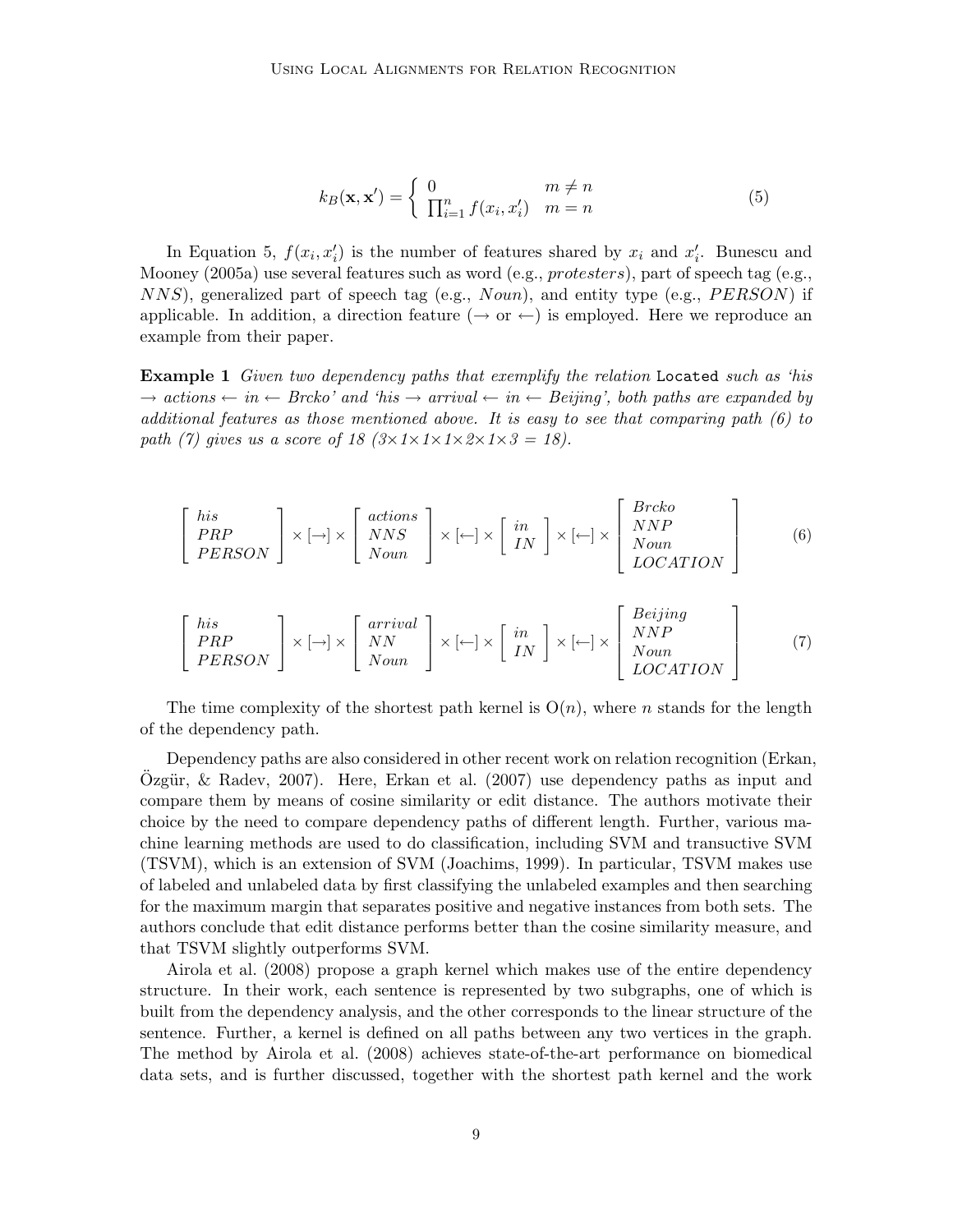$$k_B(\mathbf{x}, \mathbf{x}') = \begin{cases} 0 & m \neq n \\ \prod_{i=1}^{n} f(x_i, x_i') & m = n \end{cases} \tag{5}$$

In Equation 5, $f(x_i, x_i')$ is the number of features shared by $x_i$ and $x_i'$. Bunescu and Mooney (2005a) use several features such as word (e.g., *protesters*), part of speech tag (e.g., $NNS$), generalized part of speech tag (e.g., $Noun$), and entity type (e.g., $PERSON$) if applicable. In addition, a direction feature ($\rightarrow$ or $\leftarrow$) is employed. Here we reproduce an example from their paper.

**Example 1** *Given two dependency paths that exemplify the relation* `Located` *such as 'his $\rightarrow$ actions $\leftarrow$ in $\leftarrow$ Brcko' and 'his $\rightarrow$ arrival $\leftarrow$ in $\leftarrow$ Beijing', both paths are expanded by additional features as those mentioned above. It is easy to see that comparing path (6) to path (7) gives us a score of 18 ($3 \times 1 \times 1 \times 1 \times 2 \times 1 \times 3 = 18$).*

$$\begin{bmatrix} his \\ PRP \\ PERSON \end{bmatrix} \times [\rightarrow] \times \begin{bmatrix} actions \\ NNS \\ Noun \end{bmatrix} \times [\leftarrow] \times \begin{bmatrix} in \\ IN \end{bmatrix} \times [\leftarrow] \times \begin{bmatrix} Brcko \\ NNP \\ Noun \\ LOCATION \end{bmatrix} \tag{6}$$

$$\begin{bmatrix} his \\ PRP \\ PERSON \end{bmatrix} \times [\rightarrow] \times \begin{bmatrix} arrival \\ NN \\ Noun \end{bmatrix} \times [\leftarrow] \times \begin{bmatrix} in \\ IN \end{bmatrix} \times [\leftarrow] \times \begin{bmatrix} Beijing \\ NNP \\ Noun \\ LOCATION \end{bmatrix} \tag{7}$$

The time complexity of the shortest path kernel is $O(n)$, where $n$ stands for the length of the dependency path.

Dependency paths are also considered in other recent work on relation recognition (Erkan, Özgür, & Radev, 2007). Here, Erkan et al. (2007) use dependency paths as input and compare them by means of cosine similarity or edit distance. The authors motivate their choice by the need to compare dependency paths of different length. Further, various machine learning methods are used to do classification, including SVM and transuctive SVM (TSVM), which is an extension of SVM (Joachims, 1999). In particular, TSVM makes use of labeled and unlabeled data by first classifying the unlabeled examples and then searching for the maximum margin that separates positive and negative instances from both sets. The authors conclude that edit distance performs better than the cosine similarity measure, and that TSVM slightly outperforms SVM.

Airola et al. (2008) propose a graph kernel which makes use of the entire dependency structure. In their work, each sentence is represented by two subgraphs, one of which is built from the dependency analysis, and the other corresponds to the linear structure of the sentence. Further, a kernel is defined on all paths between any two vertices in the graph. The method by Airola et al. (2008) achieves state-of-the-art performance on biomedical data sets, and is further discussed, together with the shortest path kernel and the work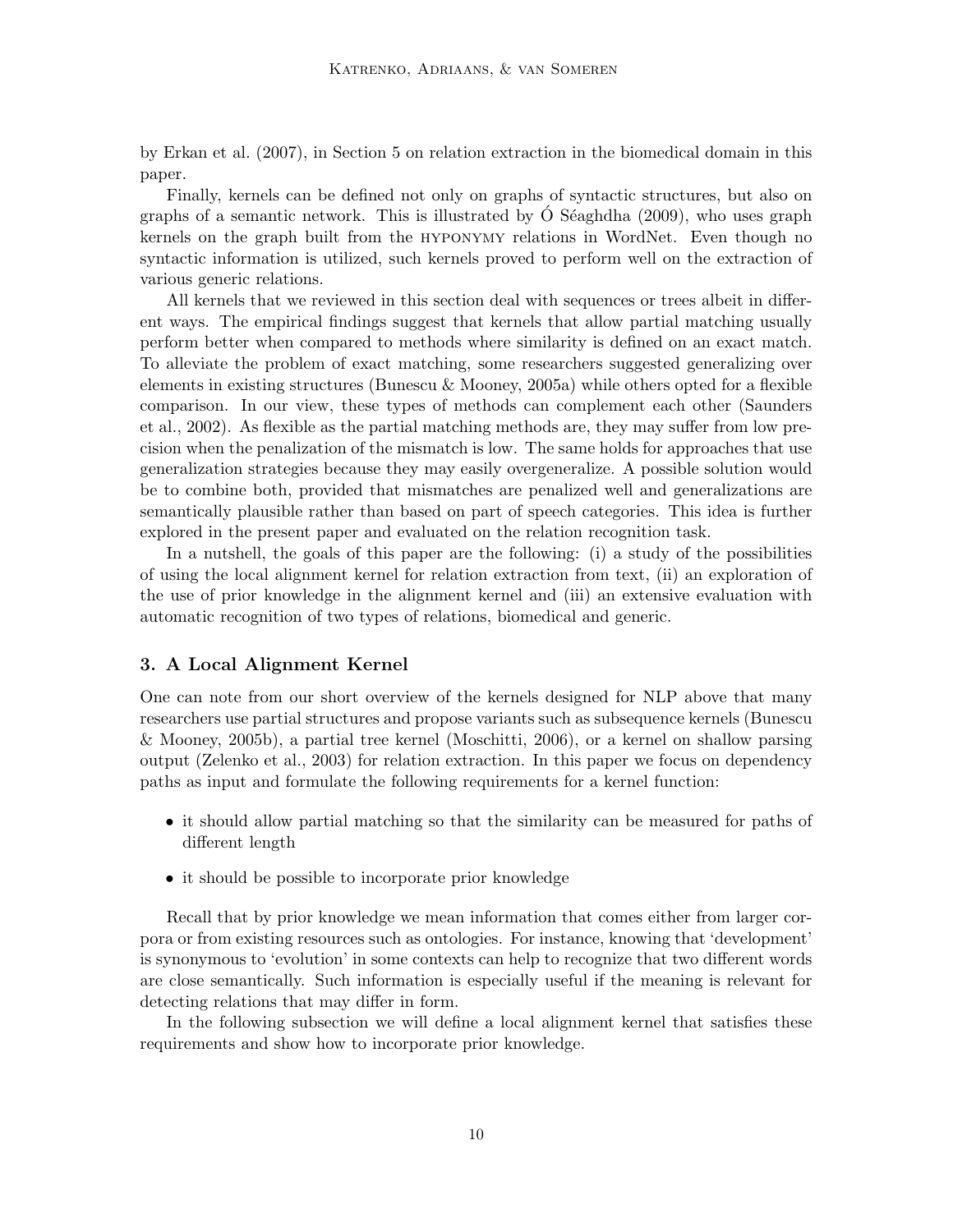by Erkan et al. (2007), in Section 5 on relation extraction in the biomedical domain in this paper.

Finally, kernels can be defined not only on graphs of syntactic structures, but also on graphs of a semantic network. This is illustrated by Ó Séaghdha (2009), who uses graph kernels on the graph built from the HYPONYMY relations in WordNet. Even though no syntactic information is utilized, such kernels proved to perform well on the extraction of various generic relations.

All kernels that we reviewed in this section deal with sequences or trees albeit in different ways. The empirical findings suggest that kernels that allow partial matching usually perform better when compared to methods where similarity is defined on an exact match. To alleviate the problem of exact matching, some researchers suggested generalizing over elements in existing structures (Bunescu & Mooney, 2005a) while others opted for a flexible comparison. In our view, these types of methods can complement each other (Saunders et al., 2002). As flexible as the partial matching methods are, they may suffer from low precision when the penalization of the mismatch is low. The same holds for approaches that use generalization strategies because they may easily overgeneralize. A possible solution would be to combine both, provided that mismatches are penalized well and generalizations are semantically plausible rather than based on part of speech categories. This idea is further explored in the present paper and evaluated on the relation recognition task.

In a nutshell, the goals of this paper are the following: (i) a study of the possibilities of using the local alignment kernel for relation extraction from text, (ii) an exploration of the use of prior knowledge in the alignment kernel and (iii) an extensive evaluation with automatic recognition of two types of relations, biomedical and generic.

## 3. A Local Alignment Kernel

One can note from our short overview of the kernels designed for NLP above that many researchers use partial structures and propose variants such as subsequence kernels (Bunescu & Mooney, 2005b), a partial tree kernel (Moschitti, 2006), or a kernel on shallow parsing output (Zelenko et al., 2003) for relation extraction. In this paper we focus on dependency paths as input and formulate the following requirements for a kernel function:

- it should allow partial matching so that the similarity can be measured for paths of different length
- it should be possible to incorporate prior knowledge

Recall that by prior knowledge we mean information that comes either from larger corpora or from existing resources such as ontologies. For instance, knowing that 'development' is synonymous to 'evolution' in some contexts can help to recognize that two different words are close semantically. Such information is especially useful if the meaning is relevant for detecting relations that may differ in form.

In the following subsection we will define a local alignment kernel that satisfies these requirements and show how to incorporate prior knowledge.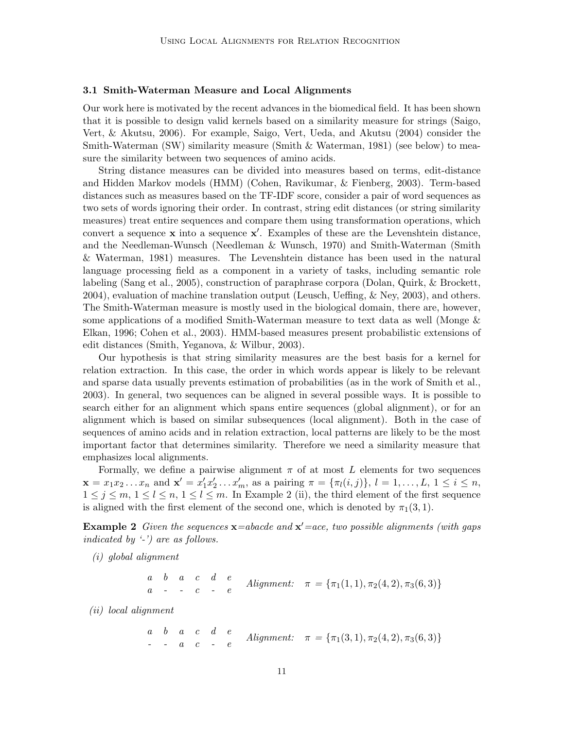### 3.1 Smith-Waterman Measure and Local Alignments

Our work here is motivated by the recent advances in the biomedical field. It has been shown that it is possible to design valid kernels based on a similarity measure for strings (Saigo, Vert, & Akutsu, 2006). For example, Saigo, Vert, Ueda, and Akutsu (2004) consider the Smith-Waterman (SW) similarity measure (Smith & Waterman, 1981) (see below) to measure the similarity between two sequences of amino acids.

String distance measures can be divided into measures based on terms, edit-distance and Hidden Markov models (HMM) (Cohen, Ravikumar, & Fienberg, 2003). Term-based distances such as measures based on the TF-IDF score, consider a pair of word sequences as two sets of words ignoring their order. In contrast, string edit distances (or string similarity measures) treat entire sequences and compare them using transformation operations, which convert a sequence $\mathbf{x}$ into a sequence $\mathbf{x}'$. Examples of these are the Levenshtein distance, and the Needleman-Wunsch (Needleman & Wunsch, 1970) and Smith-Waterman (Smith & Waterman, 1981) measures. The Levenshtein distance has been used in the natural language processing field as a component in a variety of tasks, including semantic role labeling (Sang et al., 2005), construction of paraphrase corpora (Dolan, Quirk, & Brockett, 2004), evaluation of machine translation output (Leusch, Ueffing, & Ney, 2003), and others. The Smith-Waterman measure is mostly used in the biological domain, there are, however, some applications of a modified Smith-Waterman measure to text data as well (Monge & Elkan, 1996; Cohen et al., 2003). HMM-based measures present probabilistic extensions of edit distances (Smith, Yeganova, & Wilbur, 2003).

Our hypothesis is that string similarity measures are the best basis for a kernel for relation extraction. In this case, the order in which words appear is likely to be relevant and sparse data usually prevents estimation of probabilities (as in the work of Smith et al., 2003). In general, two sequences can be aligned in several possible ways. It is possible to search either for an alignment which spans entire sequences (global alignment), or for an alignment which is based on similar subsequences (local alignment). Both in the case of sequences of amino acids and in relation extraction, local patterns are likely to be the most important factor that determines similarity. Therefore we need a similarity measure that emphasizes local alignments.

Formally, we define a pairwise alignment $\pi$ of at most $L$ elements for two sequences $\mathbf{x} = x_1 x_2 \ldots x_n$ and $\mathbf{x}' = x'_1 x'_2 \ldots x'_m$, as a pairing $\pi = \{\pi_l(i,j)\}$, $l = 1, \ldots, L$, $1 \leq i \leq n$, $1 \leq j \leq m$, $1 \leq l \leq n$, $1 \leq l \leq m$. In Example 2 (ii), the third element of the first sequence is aligned with the first element of the second one, which is denoted by $\pi_1(3,1)$.

**Example 2** *Given the sequences* $\mathbf{x}$=*abacde and* $\mathbf{x}'$=*ace, two possible alignments (with gaps indicated by '-') are as follows.*

*(i) global alignment*

```
a b a c d e
a - - c - e
```

*Alignment:* $\pi = \{\pi_1(1,1), \pi_2(4,2), \pi_3(6,3)\}$

*(ii) local alignment*

```
a b a c d e
- - a c - e
```

*Alignment:* $\pi = \{\pi_1(3,1), \pi_2(4,2), \pi_3(6,3)\}$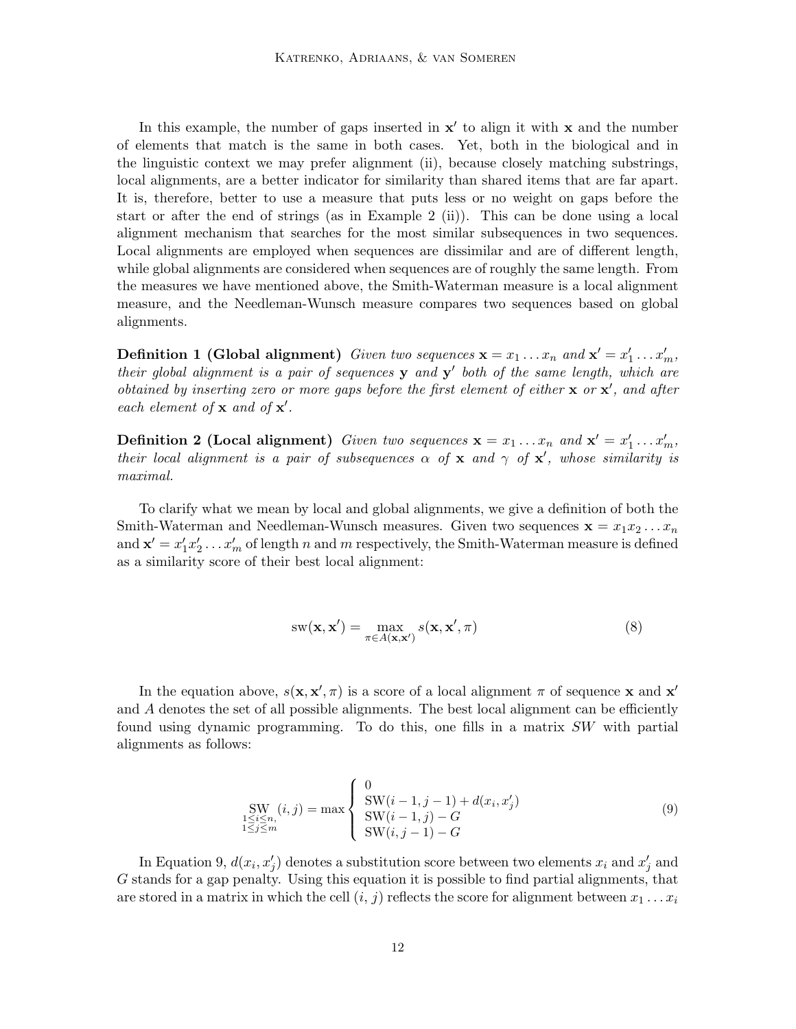In this example, the number of gaps inserted in $\mathbf{x}'$ to align it with $\mathbf{x}$ and the number of elements that match is the same in both cases. Yet, both in the biological and in the linguistic context we may prefer alignment (ii), because closely matching substrings, local alignments, are a better indicator for similarity than shared items that are far apart. It is, therefore, better to use a measure that puts less or no weight on gaps before the start or after the end of strings (as in Example 2 (ii)). This can be done using a local alignment mechanism that searches for the most similar subsequences in two sequences. Local alignments are employed when sequences are dissimilar and are of different length, while global alignments are considered when sequences are of roughly the same length. From the measures we have mentioned above, the Smith-Waterman measure is a local alignment measure, and the Needleman-Wunsch measure compares two sequences based on global alignments.

**Definition 1 (Global alignment)** *Given two sequences $\mathbf{x} = x_1 \dots x_n$ and $\mathbf{x}' = x'_1 \dots x'_m$, their global alignment is a pair of sequences $\mathbf{y}$ and $\mathbf{y}'$ both of the same length, which are obtained by inserting zero or more gaps before the first element of either $\mathbf{x}$ or $\mathbf{x}'$, and after each element of $\mathbf{x}$ and of $\mathbf{x}'$.*

**Definition 2 (Local alignment)** *Given two sequences $\mathbf{x} = x_1 \dots x_n$ and $\mathbf{x}' = x'_1 \dots x'_m$, their local alignment is a pair of subsequences $\alpha$ of $\mathbf{x}$ and $\gamma$ of $\mathbf{x}'$, whose similarity is maximal.*

To clarify what we mean by local and global alignments, we give a definition of both the Smith-Waterman and Needleman-Wunsch measures. Given two sequences $\mathbf{x} = x_1 x_2 \dots x_n$ and $\mathbf{x}' = x'_1 x'_2 \dots x'_m$ of length $n$ and $m$ respectively, the Smith-Waterman measure is defined as a similarity score of their best local alignment:

$$\mathrm{sw}(\mathbf{x}, \mathbf{x}') = \max_{\pi \in A(\mathbf{x}, \mathbf{x}')} s(\mathbf{x}, \mathbf{x}', \pi) \tag{8}$$

In the equation above, $s(\mathbf{x}, \mathbf{x}', \pi)$ is a score of a local alignment $\pi$ of sequence $\mathbf{x}$ and $\mathbf{x}'$ and $A$ denotes the set of all possible alignments. The best local alignment can be efficiently found using dynamic programming. To do this, one fills in a matrix $SW$ with partial alignments as follows:

$$\underset{\substack{1 \leq i \leq n, \\ 1 \leq j \leq m}}{\mathrm{SW}}(i, j) = \max \begin{cases} 0 \\ \mathrm{SW}(i-1, j-1) + d(x_i, x'_j) \\ \mathrm{SW}(i-1, j) - G \\ \mathrm{SW}(i, j-1) - G \end{cases} \tag{9}$$

In Equation 9, $d(x_i, x'_j)$ denotes a substitution score between two elements $x_i$ and $x'_j$ and $G$ stands for a gap penalty. Using this equation it is possible to find partial alignments, that are stored in a matrix in which the cell $(i, j)$ reflects the score for alignment between $x_1 \dots x_i$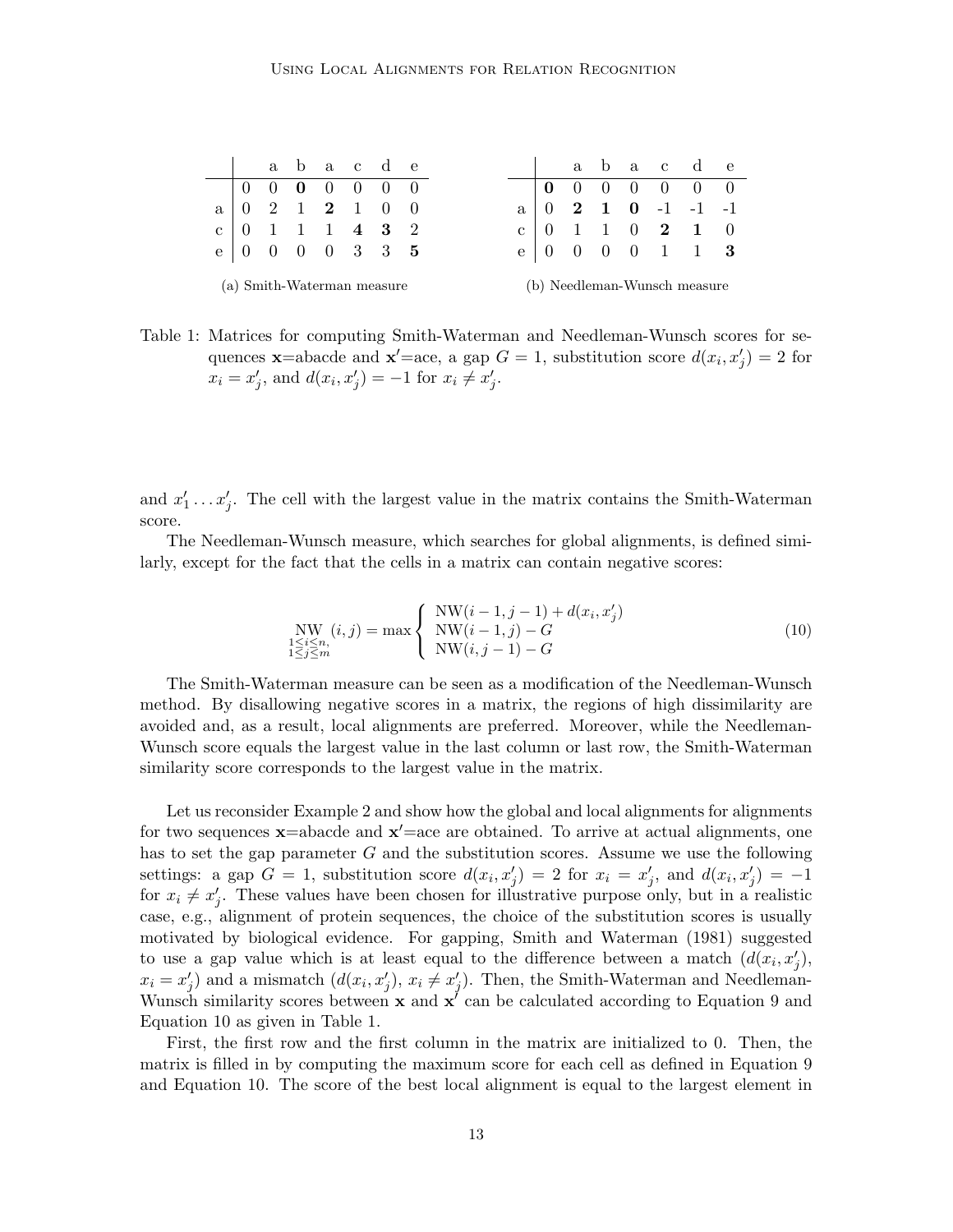|   |   | a | b | a | c | d | e |
|---|---|---|---|---|---|---|---|
|   | 0 | 0 | **0** | 0 | 0 | 0 | 0 |
| a | 0 | 2 | 1 | **2** | 1 | 0 | 0 |
| c | 0 | 1 | 1 | 1 | **4** | **3** | 2 |
| e | 0 | 0 | 0 | 0 | 3 | 3 | **5** |

(a) Smith-Waterman measure

|   |   | a | b | a | c | d | e |
|---|---|---|---|---|---|---|---|
|   | **0** | 0 | 0 | 0 | 0 | 0 | 0 |
| a | 0 | **2** | **1** | **0** | -1 | -1 | -1 |
| c | 0 | 1 | 1 | 0 | **2** | **1** | 0 |
| e | 0 | 0 | 0 | 0 | 1 | 1 | **3** |

(b) Needleman-Wunsch measure

Table 1: Matrices for computing Smith-Waterman and Needleman-Wunsch scores for sequences $\mathbf{x}$=abacde and $\mathbf{x}'$=ace, a gap $G = 1$, substitution score $d(x_i, x'_j) = 2$ for $x_i = x'_j$, and $d(x_i, x'_j) = -1$ for $x_i \neq x'_j$.

and $x'_1 \ldots x'_j$. The cell with the largest value in the matrix contains the Smith-Waterman score.

The Needleman-Wunsch measure, which searches for global alignments, is defined similarly, except for the fact that the cells in a matrix can contain negative scores:

$$\underset{\substack{1 \leq i \leq n, \\ 1 \leq j \leq m}}{\text{NW}}(i,j) = \max \begin{cases} \text{NW}(i-1, j-1) + d(x_i, x'_j) \\ \text{NW}(i-1, j) - G \\ \text{NW}(i, j-1) - G \end{cases} \tag{10}$$

The Smith-Waterman measure can be seen as a modification of the Needleman-Wunsch method. By disallowing negative scores in a matrix, the regions of high dissimilarity are avoided and, as a result, local alignments are preferred. Moreover, while the Needleman-Wunsch score equals the largest value in the last column or last row, the Smith-Waterman similarity score corresponds to the largest value in the matrix.

Let us reconsider Example 2 and show how the global and local alignments for alignments for two sequences $\mathbf{x}$=abacde and $\mathbf{x}'$=ace are obtained. To arrive at actual alignments, one has to set the gap parameter $G$ and the substitution scores. Assume we use the following settings: a gap $G = 1$, substitution score $d(x_i, x'_j) = 2$ for $x_i = x'_j$, and $d(x_i, x'_j) = -1$ for $x_i \neq x'_j$. These values have been chosen for illustrative purpose only, but in a realistic case, e.g., alignment of protein sequences, the choice of the substitution scores is usually motivated by biological evidence. For gapping, Smith and Waterman (1981) suggested to use a gap value which is at least equal to the difference between a match ($d(x_i, x'_j)$, $x_i = x'_j$) and a mismatch ($d(x_i, x'_j)$, $x_i \neq x'_j$). Then, the Smith-Waterman and Needleman-Wunsch similarity scores between $\mathbf{x}$ and $\mathbf{x}'$ can be calculated according to Equation 9 and Equation 10 as given in Table 1.

First, the first row and the first column in the matrix are initialized to 0. Then, the matrix is filled in by computing the maximum score for each cell as defined in Equation 9 and Equation 10. The score of the best local alignment is equal to the largest element in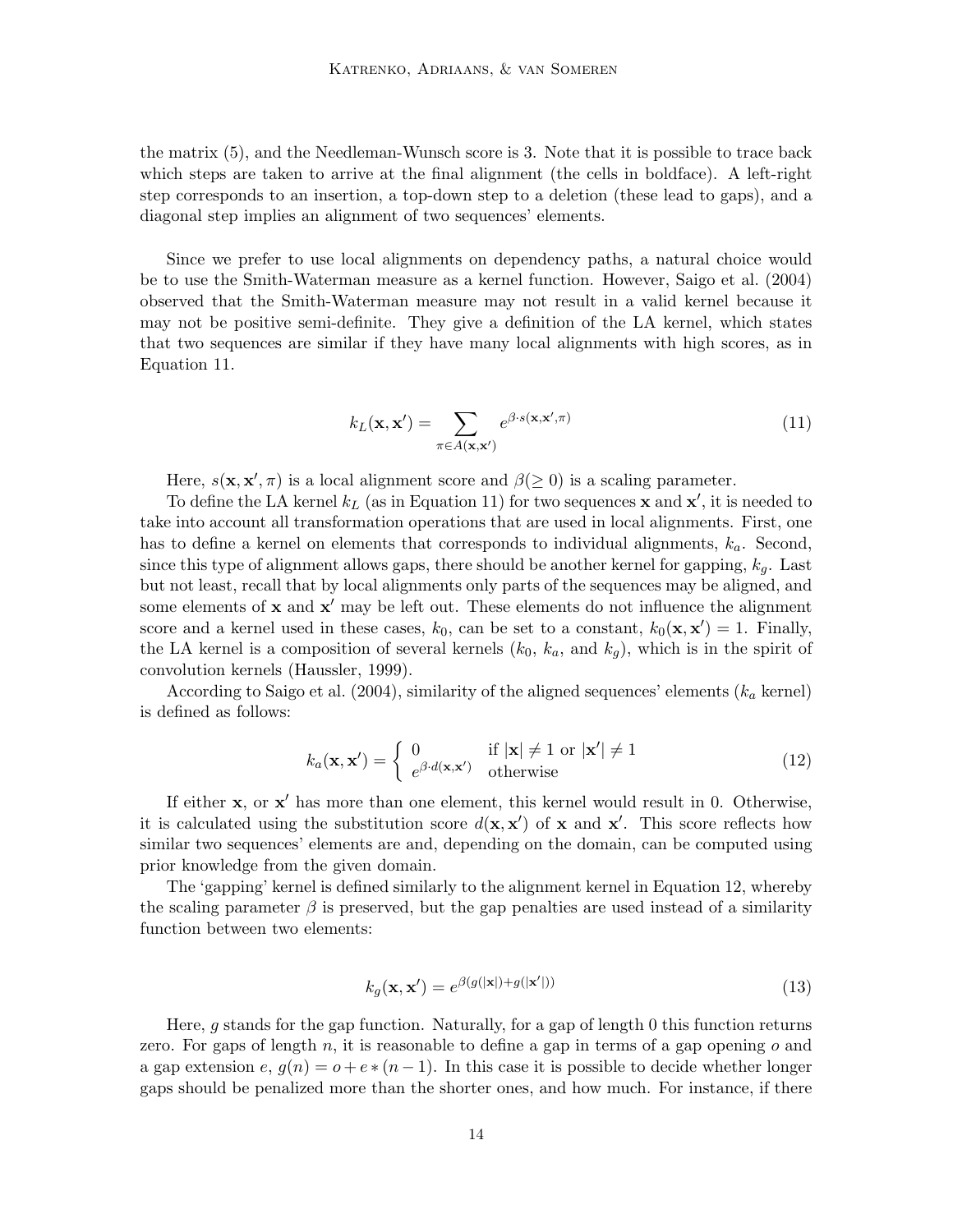the matrix (5), and the Needleman-Wunsch score is 3. Note that it is possible to trace back which steps are taken to arrive at the final alignment (the cells in boldface). A left-right step corresponds to an insertion, a top-down step to a deletion (these lead to gaps), and a diagonal step implies an alignment of two sequences' elements.

Since we prefer to use local alignments on dependency paths, a natural choice would be to use the Smith-Waterman measure as a kernel function. However, Saigo et al. (2004) observed that the Smith-Waterman measure may not result in a valid kernel because it may not be positive semi-definite. They give a definition of the LA kernel, which states that two sequences are similar if they have many local alignments with high scores, as in Equation 11.

$$k_L(\mathbf{x}, \mathbf{x}') = \sum_{\pi \in A(\mathbf{x}, \mathbf{x}')} e^{\beta \cdot s(\mathbf{x}, \mathbf{x}', \pi)} \tag{11}$$

Here, $s(\mathbf{x}, \mathbf{x}', \pi)$ is a local alignment score and $\beta (\geq 0)$ is a scaling parameter.

To define the LA kernel $k_L$ (as in Equation 11) for two sequences $\mathbf{x}$ and $\mathbf{x}'$, it is needed to take into account all transformation operations that are used in local alignments. First, one has to define a kernel on elements that corresponds to individual alignments, $k_a$. Second, since this type of alignment allows gaps, there should be another kernel for gapping, $k_g$. Last but not least, recall that by local alignments only parts of the sequences may be aligned, and some elements of $\mathbf{x}$ and $\mathbf{x}'$ may be left out. These elements do not influence the alignment score and a kernel used in these cases, $k_0$, can be set to a constant, $k_0(\mathbf{x}, \mathbf{x}') = 1$. Finally, the LA kernel is a composition of several kernels ($k_0$, $k_a$, and $k_g$), which is in the spirit of convolution kernels (Haussler, 1999).

According to Saigo et al. (2004), similarity of the aligned sequences' elements ($k_a$ kernel) is defined as follows:

$$k_a(\mathbf{x}, \mathbf{x}') = \begin{cases} 0 & \text{if } |\mathbf{x}| \neq 1 \text{ or } |\mathbf{x}'| \neq 1 \\ e^{\beta \cdot d(\mathbf{x}, \mathbf{x}')} & \text{otherwise} \end{cases} \tag{12}$$

If either $\mathbf{x}$, or $\mathbf{x}'$ has more than one element, this kernel would result in 0. Otherwise, it is calculated using the substitution score $d(\mathbf{x}, \mathbf{x}')$ of $\mathbf{x}$ and $\mathbf{x}'$. This score reflects how similar two sequences' elements are and, depending on the domain, can be computed using prior knowledge from the given domain.

The 'gapping' kernel is defined similarly to the alignment kernel in Equation 12, whereby the scaling parameter $\beta$ is preserved, but the gap penalties are used instead of a similarity function between two elements:

$$k_g(\mathbf{x}, \mathbf{x}') = e^{\beta(g(|\mathbf{x}|) + g(|\mathbf{x}'|))} \tag{13}$$

Here, $g$ stands for the gap function. Naturally, for a gap of length 0 this function returns zero. For gaps of length $n$, it is reasonable to define a gap in terms of a gap opening $o$ and a gap extension $e$, $g(n) = o + e * (n - 1)$. In this case it is possible to decide whether longer gaps should be penalized more than the shorter ones, and how much. For instance, if there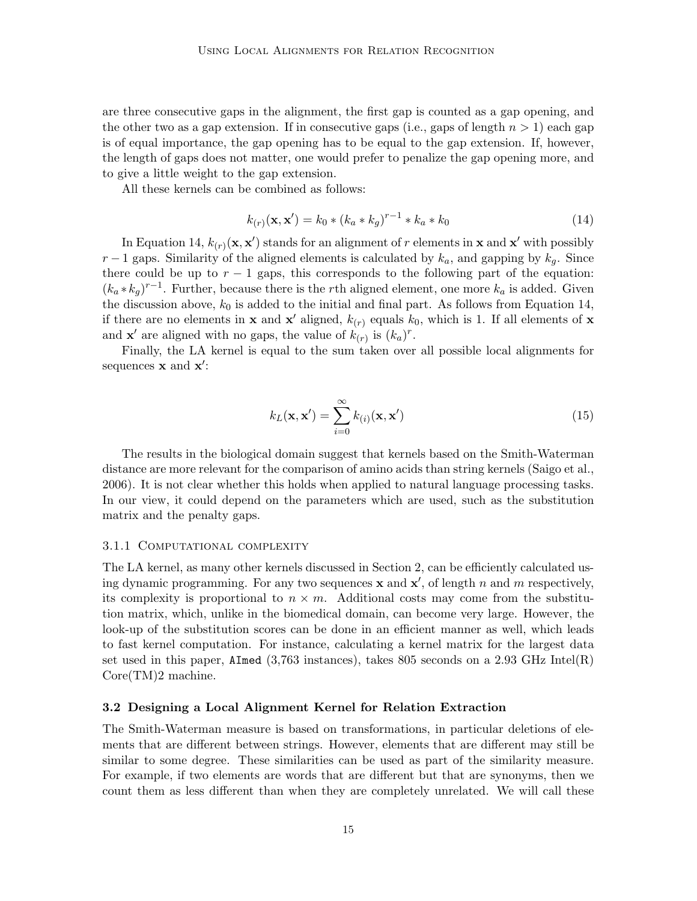are three consecutive gaps in the alignment, the first gap is counted as a gap opening, and the other two as a gap extension. If in consecutive gaps (i.e., gaps of length $n > 1$) each gap is of equal importance, the gap opening has to be equal to the gap extension. If, however, the length of gaps does not matter, one would prefer to penalize the gap opening more, and to give a little weight to the gap extension.

All these kernels can be combined as follows:

$$k_{(r)}(\mathbf{x}, \mathbf{x}') = k_0 * (k_a * k_g)^{r-1} * k_a * k_0 \tag{14}$$

In Equation 14, $k_{(r)}(\mathbf{x}, \mathbf{x}')$ stands for an alignment of $r$ elements in $\mathbf{x}$ and $\mathbf{x}'$ with possibly $r-1$ gaps. Similarity of the aligned elements is calculated by $k_a$, and gapping by $k_g$. Since there could be up to $r-1$ gaps, this corresponds to the following part of the equation: $(k_a * k_g)^{r-1}$. Further, because there is the $r$th aligned element, one more $k_a$ is added. Given the discussion above, $k_0$ is added to the initial and final part. As follows from Equation 14, if there are no elements in $\mathbf{x}$ and $\mathbf{x}'$ aligned, $k_{(r)}$ equals $k_0$, which is 1. If all elements of $\mathbf{x}$ and $\mathbf{x}'$ are aligned with no gaps, the value of $k_{(r)}$ is $(k_a)^r$.

Finally, the LA kernel is equal to the sum taken over all possible local alignments for sequences $\mathbf{x}$ and $\mathbf{x}'$:

$$k_L(\mathbf{x}, \mathbf{x}') = \sum_{i=0}^{\infty} k_{(i)}(\mathbf{x}, \mathbf{x}') \tag{15}$$

The results in the biological domain suggest that kernels based on the Smith-Waterman distance are more relevant for the comparison of amino acids than string kernels (Saigo et al., 2006). It is not clear whether this holds when applied to natural language processing tasks. In our view, it could depend on the parameters which are used, such as the substitution matrix and the penalty gaps.

#### 3.1.1 Computational complexity

The LA kernel, as many other kernels discussed in Section 2, can be efficiently calculated using dynamic programming. For any two sequences $\mathbf{x}$ and $\mathbf{x}'$, of length $n$ and $m$ respectively, its complexity is proportional to $n \times m$. Additional costs may come from the substitution matrix, which, unlike in the biomedical domain, can become very large. However, the look-up of the substitution scores can be done in an efficient manner as well, which leads to fast kernel computation. For instance, calculating a kernel matrix for the largest data set used in this paper, `AImed` (3,763 instances), takes 805 seconds on a 2.93 GHz Intel(R) Core(TM)2 machine.

### 3.2 Designing a Local Alignment Kernel for Relation Extraction

The Smith-Waterman measure is based on transformations, in particular deletions of elements that are different between strings. However, elements that are different may still be similar to some degree. These similarities can be used as part of the similarity measure. For example, if two elements are words that are different but that are synonyms, then we count them as less different than when they are completely unrelated. We will call these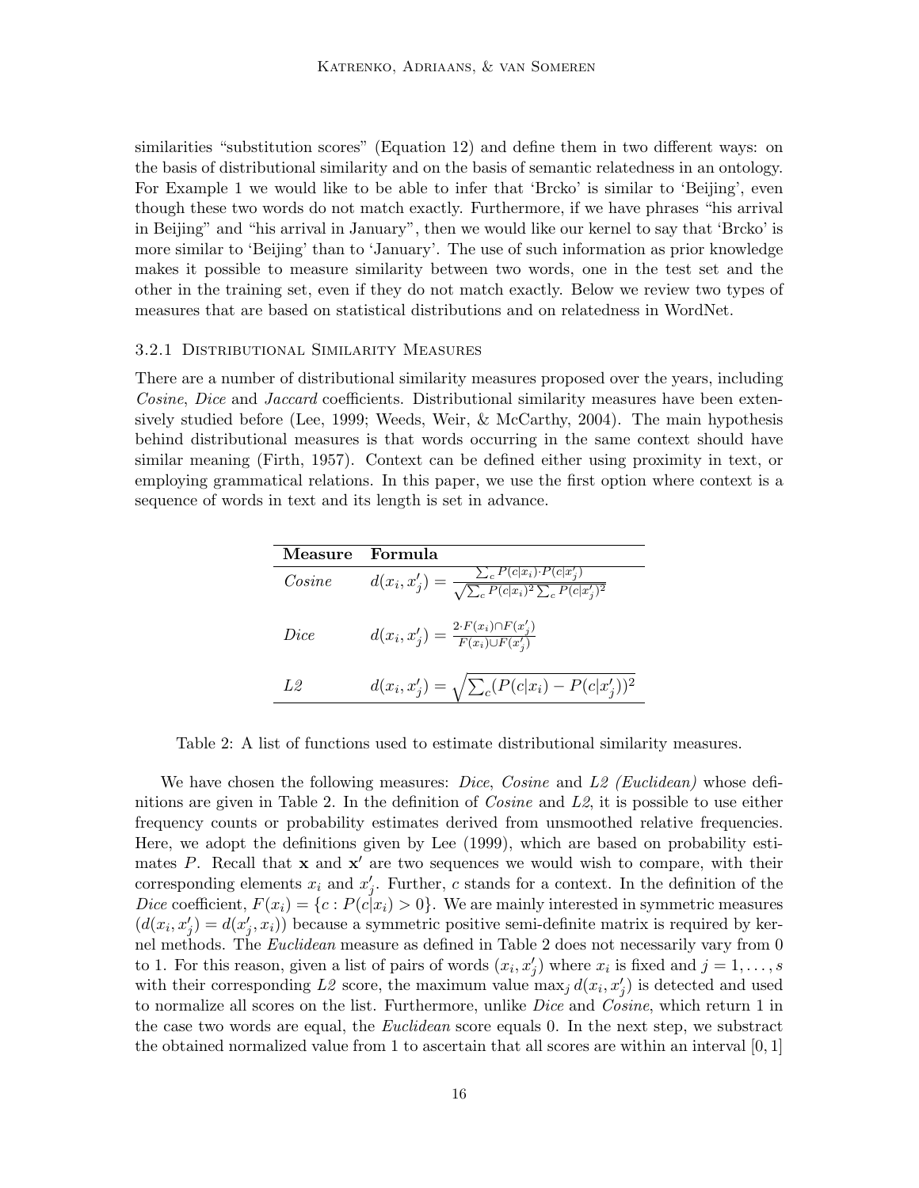similarities "substitution scores" (Equation 12) and define them in two different ways: on the basis of distributional similarity and on the basis of semantic relatedness in an ontology. For Example 1 we would like to be able to infer that 'Brcko' is similar to 'Beijing', even though these two words do not match exactly. Furthermore, if we have phrases "his arrival in Beijing" and "his arrival in January", then we would like our kernel to say that 'Brcko' is more similar to 'Beijing' than to 'January'. The use of such information as prior knowledge makes it possible to measure similarity between two words, one in the test set and the other in the training set, even if they do not match exactly. Below we review two types of measures that are based on statistical distributions and on relatedness in WordNet.

### 3.2.1 Distributional Similarity Measures

There are a number of distributional similarity measures proposed over the years, including *Cosine*, *Dice* and *Jaccard* coefficients. Distributional similarity measures have been extensively studied before (Lee, 1999; Weeds, Weir, & McCarthy, 2004). The main hypothesis behind distributional measures is that words occurring in the same context should have similar meaning (Firth, 1957). Context can be defined either using proximity in text, or employing grammatical relations. In this paper, we use the first option where context is a sequence of words in text and its length is set in advance.

| **Measure** | **Formula** |
|---|---|
| *Cosine* | $d(x_i, x'_j) = \frac{\sum_c P(c\|x_i) \cdot P(c\|x'_j)}{\sqrt{\sum_c P(c\|x_i)^2 \sum_c P(c\|x'_j)^2}}$ |
| *Dice* | $d(x_i, x'_j) = \frac{2 \cdot F(x_i) \cap F(x'_j)}{F(x_i) \cup F(x'_j)}$ |
| *L2* | $d(x_i, x'_j) = \sqrt{\sum_c (P(c\|x_i) - P(c\|x'_j))^2}$ |

Table 2: A list of functions used to estimate distributional similarity measures.

We have chosen the following measures: *Dice*, *Cosine* and *L2 (Euclidean)* whose definitions are given in Table 2. In the definition of *Cosine* and *L2*, it is possible to use either frequency counts or probability estimates derived from unsmoothed relative frequencies. Here, we adopt the definitions given by Lee (1999), which are based on probability estimates $P$. Recall that $\mathbf{x}$ and $\mathbf{x}'$ are two sequences we would wish to compare, with their corresponding elements $x_i$ and $x'_j$. Further, $c$ stands for a context. In the definition of the *Dice* coefficient, $F(x_i) = \{c : P(c|x_i) > 0\}$. We are mainly interested in symmetric measures ($d(x_i, x'_j) = d(x'_j, x_i)$) because a symmetric positive semi-definite matrix is required by kernel methods. The *Euclidean* measure as defined in Table 2 does not necessarily vary from 0 to 1. For this reason, given a list of pairs of words $(x_i, x'_j)$ where $x_i$ is fixed and $j = 1, \ldots, s$ with their corresponding *L2* score, the maximum value $\max_j d(x_i, x'_j)$ is detected and used to normalize all scores on the list. Furthermore, unlike *Dice* and *Cosine*, which return 1 in the case two words are equal, the *Euclidean* score equals 0. In the next step, we substract the obtained normalized value from 1 to ascertain that all scores are within an interval $[0, 1]$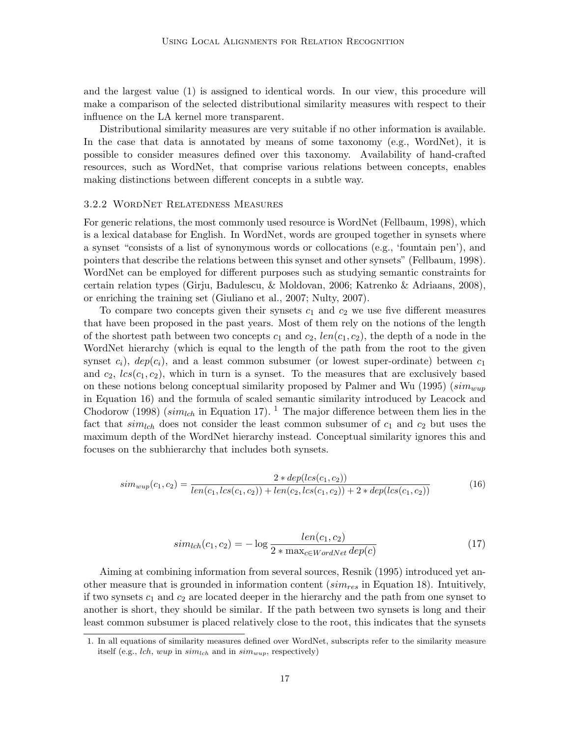and the largest value (1) is assigned to identical words. In our view, this procedure will make a comparison of the selected distributional similarity measures with respect to their influence on the LA kernel more transparent.

Distributional similarity measures are very suitable if no other information is available. In the case that data is annotated by means of some taxonomy (e.g., WordNet), it is possible to consider measures defined over this taxonomy. Availability of hand-crafted resources, such as WordNet, that comprise various relations between concepts, enables making distinctions between different concepts in a subtle way.

### 3.2.2 WordNet Relatedness Measures

For generic relations, the most commonly used resource is WordNet (Fellbaum, 1998), which is a lexical database for English. In WordNet, words are grouped together in synsets where a synset "consists of a list of synonymous words or collocations (e.g., 'fountain pen'), and pointers that describe the relations between this synset and other synsets" (Fellbaum, 1998). WordNet can be employed for different purposes such as studying semantic constraints for certain relation types (Girju, Badulescu, & Moldovan, 2006; Katrenko & Adriaans, 2008), or enriching the training set (Giuliano et al., 2007; Nulty, 2007).

To compare two concepts given their synsets $c_1$ and $c_2$ we use five different measures that have been proposed in the past years. Most of them rely on the notions of the length of the shortest path between two concepts $c_1$ and $c_2$, $len(c_1, c_2)$, the depth of a node in the WordNet hierarchy (which is equal to the length of the path from the root to the given synset $c_i$), $dep(c_i)$, and a least common subsumer (or lowest super-ordinate) between $c_1$ and $c_2$, $lcs(c_1, c_2)$, which in turn is a synset. To the measures that are exclusively based on these notions belong conceptual similarity proposed by Palmer and Wu (1995) ($sim_{wup}$ in Equation 16) and the formula of scaled semantic similarity introduced by Leacock and Chodorow (1998) ($sim_{lch}$ in Equation 17). [1] The major difference between them lies in the fact that $sim_{lch}$ does not consider the least common subsumer of $c_1$ and $c_2$ but uses the maximum depth of the WordNet hierarchy instead. Conceptual similarity ignores this and focuses on the subhierarchy that includes both synsets.

$$sim_{wup}(c_1, c_2) = \frac{2 * dep(lcs(c_1, c_2))}{len(c_1, lcs(c_1, c_2)) + len(c_2, lcs(c_1, c_2)) + 2 * dep(lcs(c_1, c_2))} \tag{16}$$

$$sim_{lch}(c_1, c_2) = -\log \frac{len(c_1, c_2)}{2 * \max_{c \in WordNet} dep(c)} \tag{17}$$

Aiming at combining information from several sources, Resnik (1995) introduced yet another measure that is grounded in information content ($sim_{res}$ in Equation 18). Intuitively, if two synsets $c_1$ and $c_2$ are located deeper in the hierarchy and the path from one synset to another is short, they should be similar. If the path between two synsets is long and their least common subsumer is placed relatively close to the root, this indicates that the synsets

1. In all equations of similarity measures defined over WordNet, subscripts refer to the similarity measure itself (e.g., $lch$, $wup$ in $sim_{lch}$ and in $sim_{wup}$, respectively)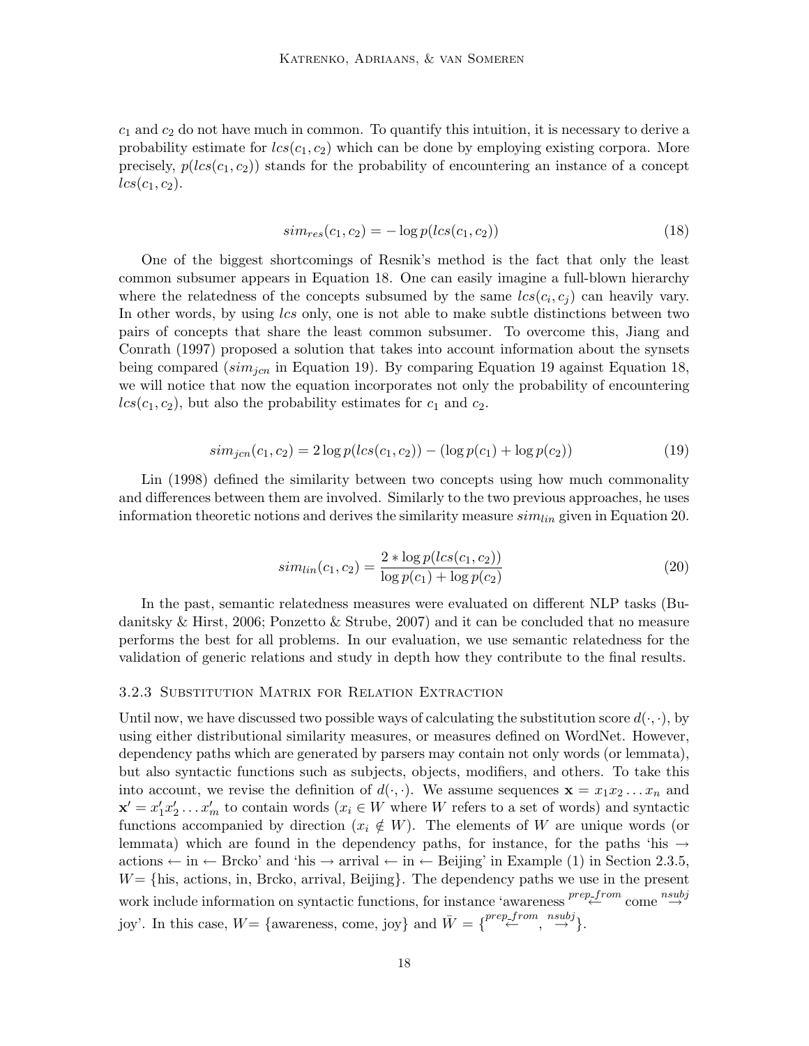$c_1$ and $c_2$ do not have much in common. To quantify this intuition, it is necessary to derive a probability estimate for $lcs(c_1, c_2)$ which can be done by employing existing corpora. More precisely, $p(lcs(c_1, c_2))$ stands for the probability of encountering an instance of a concept $lcs(c_1, c_2)$.

$$sim_{res}(c_1, c_2) = -\log p(lcs(c_1, c_2)) \tag{18}$$

One of the biggest shortcomings of Resnik's method is the fact that only the least common subsumer appears in Equation 18. One can easily imagine a full-blown hierarchy where the relatedness of the concepts subsumed by the same $lcs(c_i, c_j)$ can heavily vary. In other words, by using $lcs$ only, one is not able to make subtle distinctions between two pairs of concepts that share the least common subsumer. To overcome this, Jiang and Conrath (1997) proposed a solution that takes into account information about the synsets being compared ($sim_{jcn}$ in Equation 19). By comparing Equation 19 against Equation 18, we will notice that now the equation incorporates not only the probability of encountering $lcs(c_1, c_2)$, but also the probability estimates for $c_1$ and $c_2$.

$$sim_{jcn}(c_1, c_2) = 2\log p(lcs(c_1, c_2)) - (\log p(c_1) + \log p(c_2)) \tag{19}$$

Lin (1998) defined the similarity between two concepts using how much commonality and differences between them are involved. Similarly to the two previous approaches, he uses information theoretic notions and derives the similarity measure $sim_{lin}$ given in Equation 20.

$$sim_{lin}(c_1, c_2) = \frac{2 * \log p(lcs(c_1, c_2))}{\log p(c_1) + \log p(c_2)} \tag{20}$$

In the past, semantic relatedness measures were evaluated on different NLP tasks (Budanitsky & Hirst, 2006; Ponzetto & Strube, 2007) and it can be concluded that no measure performs the best for all problems. In our evaluation, we use semantic relatedness for the validation of generic relations and study in depth how they contribute to the final results.

### 3.2.3 Substitution Matrix for Relation Extraction

Until now, we have discussed two possible ways of calculating the substitution score $d(\cdot, \cdot)$, by using either distributional similarity measures, or measures defined on WordNet. However, dependency paths which are generated by parsers may contain not only words (or lemmata), but also syntactic functions such as subjects, objects, modifiers, and others. To take this into account, we revise the definition of $d(\cdot, \cdot)$. We assume sequences $\mathbf{x} = x_1 x_2 \dots x_n$ and $\mathbf{x}' = x'_1 x'_2 \dots x'_m$ to contain words ($x_i \in W$ where $W$ refers to a set of words) and syntactic functions accompanied by direction ($x_i \notin W$). The elements of $W$ are unique words (or lemmata) which are found in the dependency paths, for instance, for the paths 'his $\rightarrow$ actions $\leftarrow$ in $\leftarrow$ Brcko' and 'his $\rightarrow$ arrival $\leftarrow$ in $\leftarrow$ Beijing' in Example (1) in Section 2.3.5, $W=$ {his, actions, in, Brcko, arrival, Beijing}. The dependency paths we use in the present work include information on syntactic functions, for instance 'awareness $\stackrel{prep\_from}{\leftarrow}$ come $\stackrel{nsubj}{\rightarrow}$ joy'. In this case, $W=$ {awareness, come, joy} and $\bar{W} = \{\stackrel{prep\_from}{\leftarrow}, \stackrel{nsubj}{\rightarrow}\}$.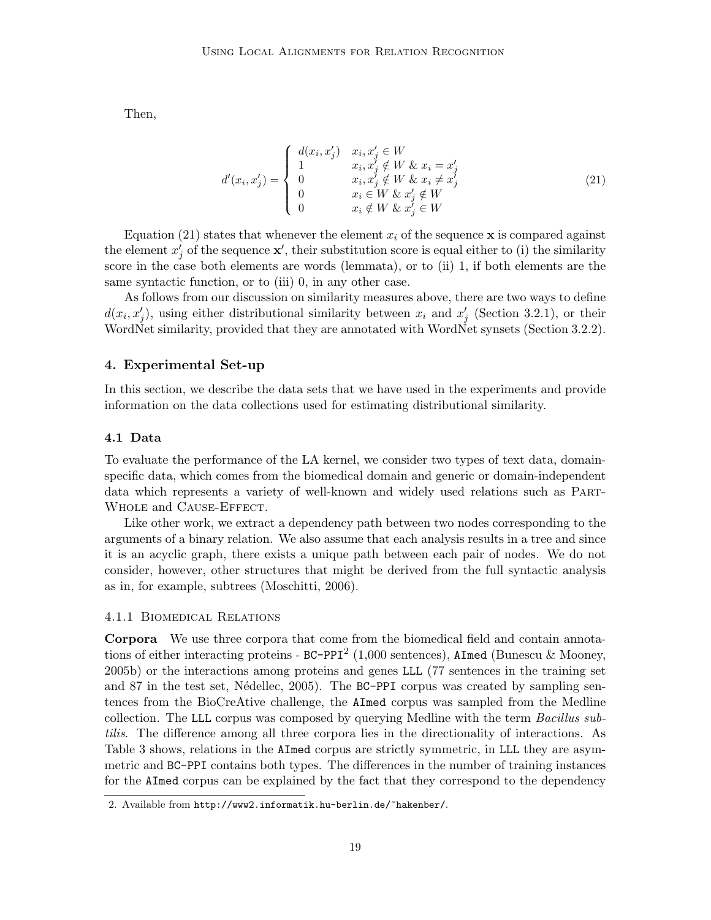Then,

$$
d'(x_i, x'_j) = \begin{cases} d(x_i, x'_j) & x_i, x'_j \in W \\ 1 & x_i, x'_j \notin W \;\&\; x_i = x'_j \\ 0 & x_i, x'_j \notin W \;\&\; x_i \neq x'_j \\ 0 & x_i \in W \;\&\; x'_j \notin W \\ 0 & x_i \notin W \;\&\; x'_j \in W \end{cases} \tag{21}
$$

Equation (21) states that whenever the element $x_i$ of the sequence $\mathbf{x}$ is compared against the element $x'_j$ of the sequence $\mathbf{x}'$, their substitution score is equal either to (i) the similarity score in the case both elements are words (lemmata), or to (ii) 1, if both elements are the same syntactic function, or to (iii) 0, in any other case.

As follows from our discussion on similarity measures above, there are two ways to define $d(x_i, x'_j)$, using either distributional similarity between $x_i$ and $x'_j$ (Section 3.2.1), or their WordNet similarity, provided that they are annotated with WordNet synsets (Section 3.2.2).

## 4. Experimental Set-up

In this section, we describe the data sets that we have used in the experiments and provide information on the data collections used for estimating distributional similarity.

### 4.1 Data

To evaluate the performance of the LA kernel, we consider two types of text data, domain-specific data, which comes from the biomedical domain and generic or domain-independent data which represents a variety of well-known and widely used relations such as Part-Whole and Cause-Effect.

Like other work, we extract a dependency path between two nodes corresponding to the arguments of a binary relation. We also assume that each analysis results in a tree and since it is an acyclic graph, there exists a unique path between each pair of nodes. We do not consider, however, other structures that might be derived from the full syntactic analysis as in, for example, subtrees (Moschitti, 2006).

#### 4.1.1 Biomedical Relations

**Corpora** We use three corpora that come from the biomedical field and contain annotations of either interacting proteins - `BC-PPI`[2] (1,000 sentences), `AImed` (Bunescu & Mooney, 2005b) or the interactions among proteins and genes `LLL` (77 sentences in the training set and 87 in the test set, Nédellec, 2005). The `BC-PPI` corpus was created by sampling sentences from the BioCreAtive challenge, the `AImed` corpus was sampled from the Medline collection. The `LLL` corpus was composed by querying Medline with the term *Bacillus subtilis*. The difference among all three corpora lies in the directionality of interactions. As Table 3 shows, relations in the `AImed` corpus are strictly symmetric, in `LLL` they are asymmetric and `BC-PPI` contains both types. The differences in the number of training instances for the `AImed` corpus can be explained by the fact that they correspond to the dependency

2. Available from `http://www2.informatik.hu-berlin.de/~hakenber/`.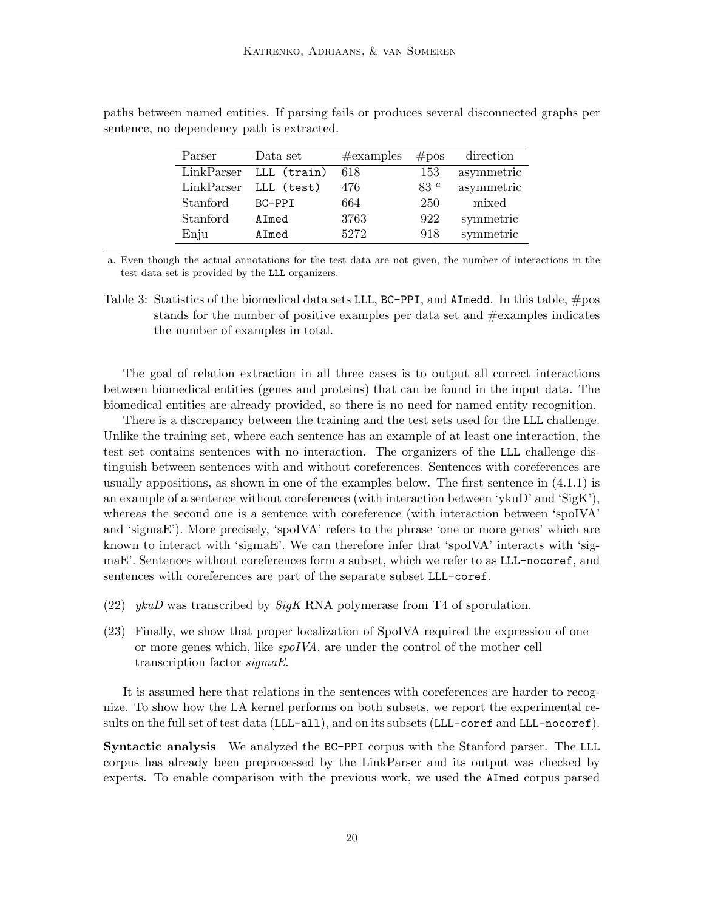paths between named entities. If parsing fails or produces several disconnected graphs per sentence, no dependency path is extracted.

| Parser | Data set | #examples | #pos | direction |
|---|---|---|---|---|
| LinkParser | LLL (train) | 618 | 153 | asymmetric |
| LinkParser | LLL (test) | 476 | 83 [a] | asymmetric |
| Stanford | BC-PPI | 664 | 250 | mixed |
| Stanford | AImed | 3763 | 922 | symmetric |
| Enju | AImed | 5272 | 918 | symmetric |

a. Even though the actual annotations for the test data are not given, the number of interactions in the test data set is provided by the LLL organizers.

Table 3: Statistics of the biomedical data sets LLL, BC-PPI, and AImedd. In this table, #pos stands for the number of positive examples per data set and #examples indicates the number of examples in total.

The goal of relation extraction in all three cases is to output all correct interactions between biomedical entities (genes and proteins) that can be found in the input data. The biomedical entities are already provided, so there is no need for named entity recognition.

There is a discrepancy between the training and the test sets used for the LLL challenge. Unlike the training set, where each sentence has an example of at least one interaction, the test set contains sentences with no interaction. The organizers of the LLL challenge distinguish between sentences with and without coreferences. Sentences with coreferences are usually appositions, as shown in one of the examples below. The first sentence in (4.1.1) is an example of a sentence without coreferences (with interaction between 'ykuD' and 'SigK'), whereas the second one is a sentence with coreference (with interaction between 'spoIVA' and 'sigmaE'). More precisely, 'spoIVA' refers to the phrase 'one or more genes' which are known to interact with 'sigmaE'. We can therefore infer that 'spoIVA' interacts with 'sigmaE'. Sentences without coreferences form a subset, which we refer to as LLL-nocoref, and sentences with coreferences are part of the separate subset LLL-coref.

(22) *ykuD* was transcribed by *SigK* RNA polymerase from T4 of sporulation.

(23) Finally, we show that proper localization of SpoIVA required the expression of one or more genes which, like *spoIVA*, are under the control of the mother cell transcription factor *sigmaE*.

It is assumed here that relations in the sentences with coreferences are harder to recognize. To show how the LA kernel performs on both subsets, we report the experimental results on the full set of test data (LLL-all), and on its subsets (LLL-coref and LLL-nocoref).

**Syntactic analysis** We analyzed the BC-PPI corpus with the Stanford parser. The LLL corpus has already been preprocessed by the LinkParser and its output was checked by experts. To enable comparison with the previous work, we used the AImed corpus parsed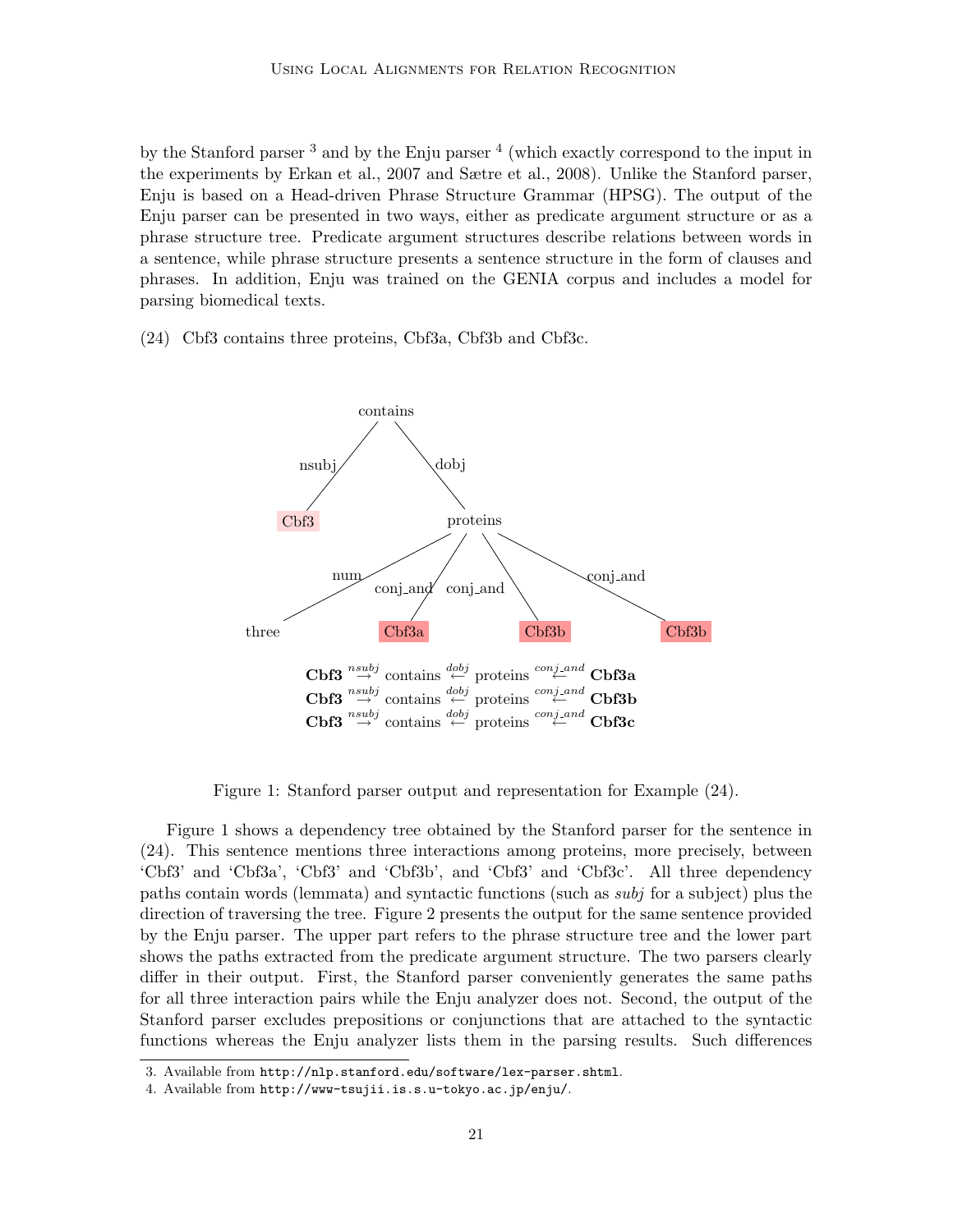by the Stanford parser [3] and by the Enju parser [4] (which exactly correspond to the input in the experiments by Erkan et al., 2007 and Sætre et al., 2008). Unlike the Stanford parser, Enju is based on a Head-driven Phrase Structure Grammar (HPSG). The output of the Enju parser can be presented in two ways, either as predicate argument structure or as a phrase structure tree. Predicate argument structures describe relations between words in a sentence, while phrase structure presents a sentence structure in the form of clauses and phrases. In addition, Enju was trained on the GENIA corpus and includes a model for parsing biomedical texts.

(24) Cbf3 contains three proteins, Cbf3a, Cbf3b and Cbf3c.

contains

nsubj — Cbf3

dobj — proteins

proteins: num — three; conj_and — Cbf3a; conj_and — Cbf3b; conj_and — Cbf3b

$$\textbf{Cbf3} \overset{nsubj}{\rightarrow} \text{contains} \overset{dobj}{\leftarrow} \text{proteins} \overset{conj\_and}{\leftarrow} \textbf{Cbf3a}$$
$$\textbf{Cbf3} \overset{nsubj}{\rightarrow} \text{contains} \overset{dobj}{\leftarrow} \text{proteins} \overset{conj\_and}{\leftarrow} \textbf{Cbf3b}$$
$$\textbf{Cbf3} \overset{nsubj}{\rightarrow} \text{contains} \overset{dobj}{\leftarrow} \text{proteins} \overset{conj\_and}{\leftarrow} \textbf{Cbf3c}$$

Figure 1: Stanford parser output and representation for Example (24).

Figure 1 shows a dependency tree obtained by the Stanford parser for the sentence in (24). This sentence mentions three interactions among proteins, more precisely, between 'Cbf3' and 'Cbf3a', 'Cbf3' and 'Cbf3b', and 'Cbf3' and 'Cbf3c'. All three dependency paths contain words (lemmata) and syntactic functions (such as *subj* for a subject) plus the direction of traversing the tree. Figure 2 presents the output for the same sentence provided by the Enju parser. The upper part refers to the phrase structure tree and the lower part shows the paths extracted from the predicate argument structure. The two parsers clearly differ in their output. First, the Stanford parser conveniently generates the same paths for all three interaction pairs while the Enju analyzer does not. Second, the output of the Stanford parser excludes prepositions or conjunctions that are attached to the syntactic functions whereas the Enju analyzer lists them in the parsing results. Such differences

3. Available from `http://nlp.stanford.edu/software/lex-parser.shtml`.
4. Available from `http://www-tsujii.is.s.u-tokyo.ac.jp/enju/`.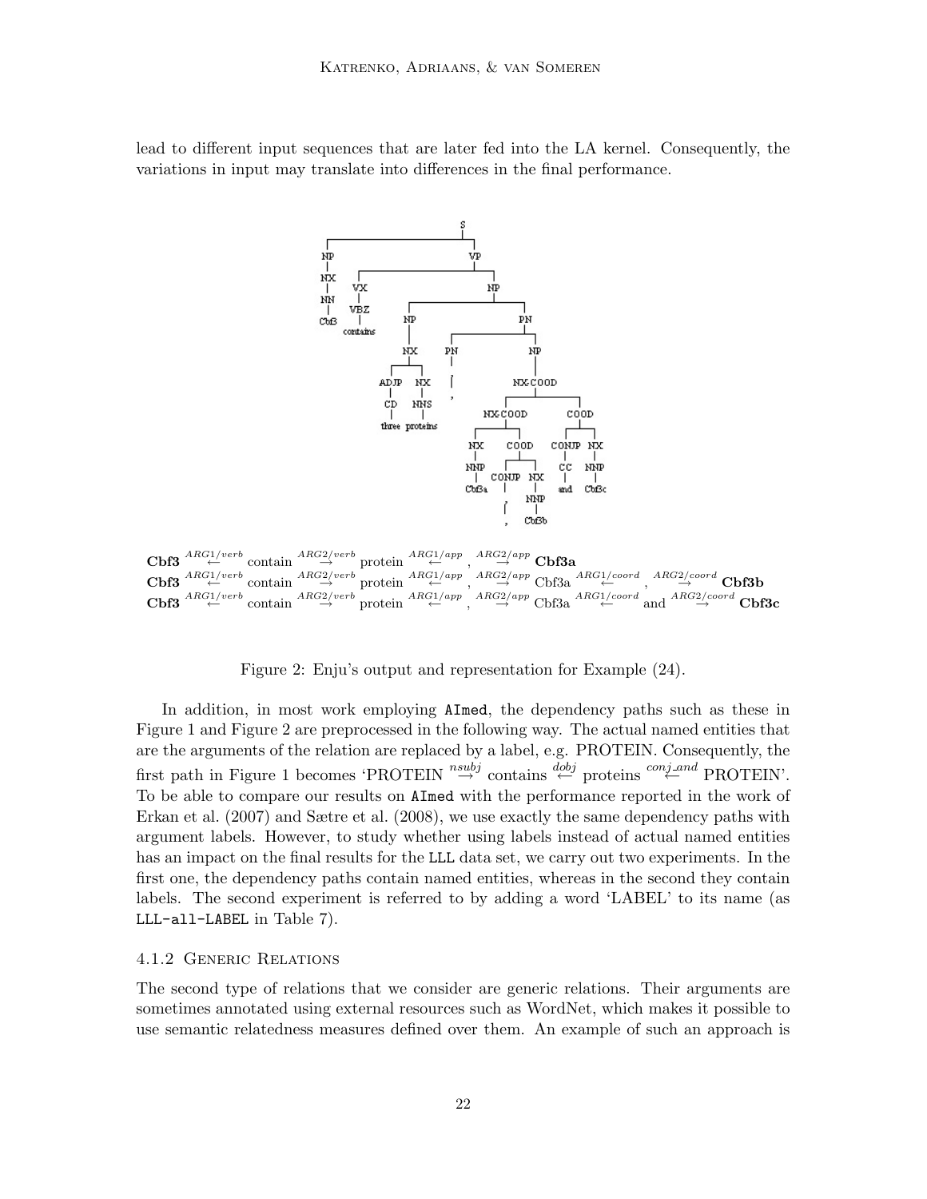lead to different input sequences that are later fed into the LA kernel. Consequently, the variations in input may translate into differences in the final performance.

$\textbf{Cbf3} \overset{ARG1/verb}{\leftarrow} \text{contain} \overset{ARG2/verb}{\rightarrow} \text{protein} \overset{ARG1/app}{\leftarrow} , \overset{ARG2/app}{\rightarrow} \textbf{Cbf3a}$

$\textbf{Cbf3} \overset{ARG1/verb}{\leftarrow} \text{contain} \overset{ARG2/verb}{\rightarrow} \text{protein} \overset{ARG1/app}{\leftarrow} , \overset{ARG2/app}{\rightarrow} \text{Cbf3a} \overset{ARG1/coord}{\leftarrow} , \overset{ARG2/coord}{\rightarrow} \textbf{Cbf3b}$

$\textbf{Cbf3} \overset{ARG1/verb}{\leftarrow} \text{contain} \overset{ARG2/verb}{\rightarrow} \text{protein} \overset{ARG1/app}{\leftarrow} , \overset{ARG2/app}{\rightarrow} \text{Cbf3a} \overset{ARG1/coord}{\leftarrow} \text{and} \overset{ARG2/coord}{\rightarrow} \textbf{Cbf3c}$

Figure 2: Enju's output and representation for Example (24).

In addition, in most work employing `AImed`, the dependency paths such as these in Figure 1 and Figure 2 are preprocessed in the following way. The actual named entities that are the arguments of the relation are replaced by a label, e.g. PROTEIN. Consequently, the first path in Figure 1 becomes 'PROTEIN $\overset{nsubj}{\rightarrow}$ contains $\overset{dobj}{\leftarrow}$ proteins $\overset{conj\_and}{\leftarrow}$ PROTEIN'. To be able to compare our results on `AImed` with the performance reported in the work of Erkan et al. (2007) and Sætre et al. (2008), we use exactly the same dependency paths with argument labels. However, to study whether using labels instead of actual named entities has an impact on the final results for the `LLL` data set, we carry out two experiments. In the first one, the dependency paths contain named entities, whereas in the second they contain labels. The second experiment is referred to by adding a word 'LABEL' to its name (as `LLL-all-LABEL` in Table 7).

#### 4.1.2 Generic Relations

The second type of relations that we consider are generic relations. Their arguments are sometimes annotated using external resources such as WordNet, which makes it possible to use semantic relatedness measures defined over them. An example of such an approach is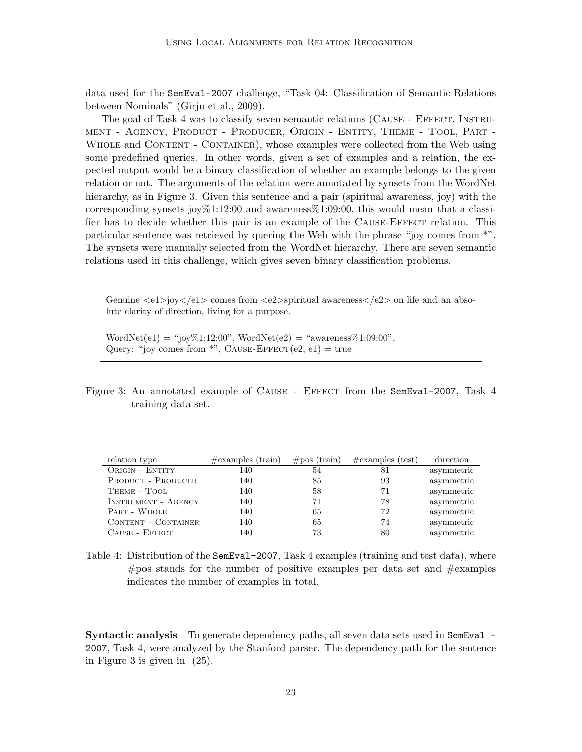data used for the SemEval-2007 challenge, "Task 04: Classification of Semantic Relations between Nominals" (Girju et al., 2009).

The goal of Task 4 was to classify seven semantic relations (Cause - Effect, Instrument - Agency, Product - Producer, Origin - Entity, Theme - Tool, Part - Whole and Content - Container), whose examples were collected from the Web using some predefined queries. In other words, given a set of examples and a relation, the expected output would be a binary classification of whether an example belongs to the given relation or not. The arguments of the relation were annotated by synsets from the WordNet hierarchy, as in Figure 3. Given this sentence and a pair (spiritual awareness, joy) with the corresponding synsets joy%1:12:00 and awareness%1:09:00, this would mean that a classifier has to decide whether this pair is an example of the Cause-Effect relation. This particular sentence was retrieved by quering the Web with the phrase "joy comes from *". The synsets were manually selected from the WordNet hierarchy. There are seven semantic relations used in this challenge, which gives seven binary classification problems.

> Genuine <e1>joy</e1> comes from <e2>spiritual awareness</e2> on life and an absolute clarity of direction, living for a purpose.
>
> WordNet(e1) = "joy%1:12:00", WordNet(e2) = "awareness%1:09:00",
> Query: "joy comes from *", Cause-Effect(e2, e1) = true

Figure 3: An annotated example of Cause - Effect from the SemEval-2007, Task 4 training data set.

| relation type | #examples (train) | #pos (train) | #examples (test) | direction |
|---|---|---|---|---|
| Origin - Entity | 140 | 54 | 81 | asymmetric |
| Product - Producer | 140 | 85 | 93 | asymmetric |
| Theme - Tool | 140 | 58 | 71 | asymmetric |
| Instrument - Agency | 140 | 71 | 78 | asymmetric |
| Part - Whole | 140 | 65 | 72 | asymmetric |
| Content - Container | 140 | 65 | 74 | asymmetric |
| Cause - Effect | 140 | 73 | 80 | asymmetric |

Table 4: Distribution of the SemEval-2007, Task 4 examples (training and test data), where #pos stands for the number of positive examples per data set and #examples indicates the number of examples in total.

**Syntactic analysis** To generate dependency paths, all seven data sets used in SemEval - 2007, Task 4, were analyzed by the Stanford parser. The dependency path for the sentence in Figure 3 is given in (25).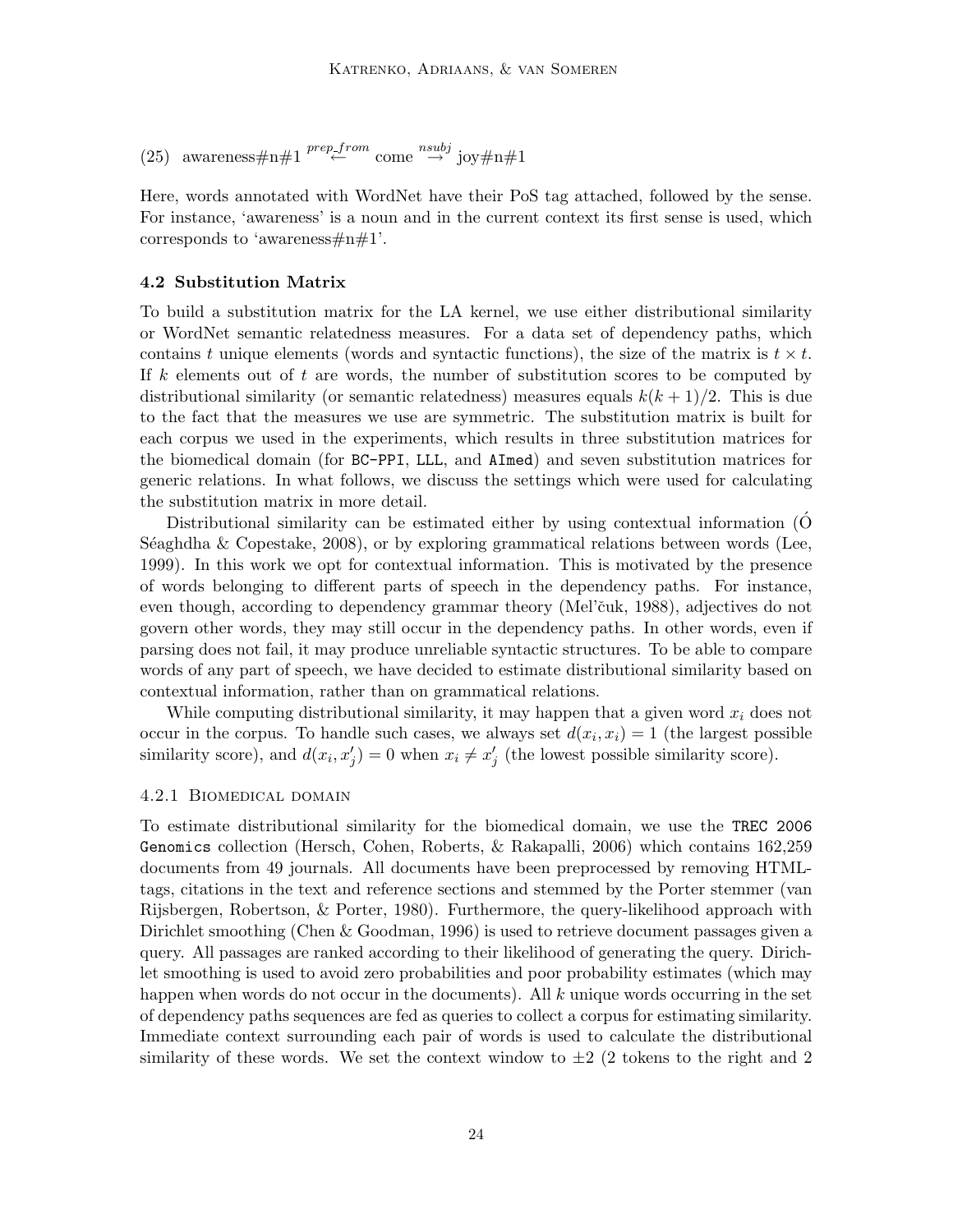(25) awareness#n#1 $\overset{prep\_from}{\leftarrow}$ come $\overset{nsubj}{\rightarrow}$ joy#n#1

Here, words annotated with WordNet have their PoS tag attached, followed by the sense. For instance, 'awareness' is a noun and in the current context its first sense is used, which corresponds to 'awareness#n#1'.

### 4.2 Substitution Matrix

To build a substitution matrix for the LA kernel, we use either distributional similarity or WordNet semantic relatedness measures. For a data set of dependency paths, which contains $t$ unique elements (words and syntactic functions), the size of the matrix is $t \times t$. If $k$ elements out of $t$ are words, the number of substitution scores to be computed by distributional similarity (or semantic relatedness) measures equals $k(k+1)/2$. This is due to the fact that the measures we use are symmetric. The substitution matrix is built for each corpus we used in the experiments, which results in three substitution matrices for the biomedical domain (for `BC-PPI`, `LLL`, and `AImed`) and seven substitution matrices for generic relations. In what follows, we discuss the settings which were used for calculating the substitution matrix in more detail.

Distributional similarity can be estimated either by using contextual information (Ó Séaghdha & Copestake, 2008), or by exploring grammatical relations between words (Lee, 1999). In this work we opt for contextual information. This is motivated by the presence of words belonging to different parts of speech in the dependency paths. For instance, even though, according to dependency grammar theory (Mel'čuk, 1988), adjectives do not govern other words, they may still occur in the dependency paths. In other words, even if parsing does not fail, it may produce unreliable syntactic structures. To be able to compare words of any part of speech, we have decided to estimate distributional similarity based on contextual information, rather than on grammatical relations.

While computing distributional similarity, it may happen that a given word $x_i$ does not occur in the corpus. To handle such cases, we always set $d(x_i, x_i) = 1$ (the largest possible similarity score), and $d(x_i, x'_j) = 0$ when $x_i \neq x'_j$ (the lowest possible similarity score).

#### 4.2.1 Biomedical domain

To estimate distributional similarity for the biomedical domain, we use the `TREC 2006 Genomics` collection (Hersch, Cohen, Roberts, & Rakapalli, 2006) which contains 162,259 documents from 49 journals. All documents have been preprocessed by removing HTML-tags, citations in the text and reference sections and stemmed by the Porter stemmer (van Rijsbergen, Robertson, & Porter, 1980). Furthermore, the query-likelihood approach with Dirichlet smoothing (Chen & Goodman, 1996) is used to retrieve document passages given a query. All passages are ranked according to their likelihood of generating the query. Dirichlet smoothing is used to avoid zero probabilities and poor probability estimates (which may happen when words do not occur in the documents). All $k$ unique words occurring in the set of dependency paths sequences are fed as queries to collect a corpus for estimating similarity. Immediate context surrounding each pair of words is used to calculate the distributional similarity of these words. We set the context window to $\pm 2$ (2 tokens to the right and 2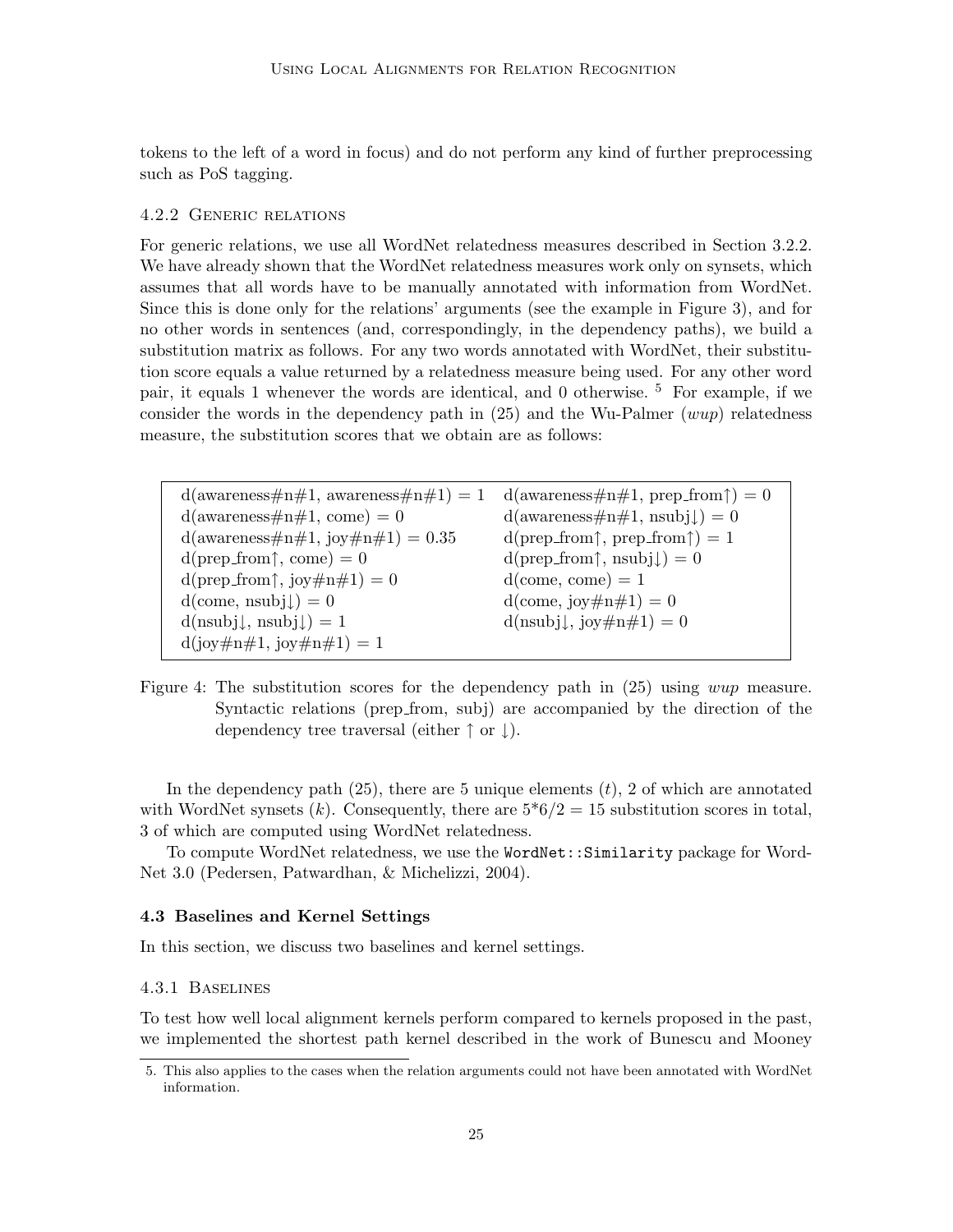tokens to the left of a word in focus) and do not perform any kind of further preprocessing such as PoS tagging.

#### 4.2.2 Generic relations

For generic relations, we use all WordNet relatedness measures described in Section 3.2.2. We have already shown that the WordNet relatedness measures work only on synsets, which assumes that all words have to be manually annotated with information from WordNet. Since this is done only for the relations' arguments (see the example in Figure 3), and for no other words in sentences (and, correspondingly, in the dependency paths), we build a substitution matrix as follows. For any two words annotated with WordNet, their substitution score equals a value returned by a relatedness measure being used. For any other word pair, it equals 1 whenever the words are identical, and 0 otherwise. [5] For example, if we consider the words in the dependency path in (25) and the Wu-Palmer (*wup*) relatedness measure, the substitution scores that we obtain are as follows:

| | |
|---|---|
| d(awareness#n#1, awareness#n#1) = 1 | d(awareness#n#1, prep_from↑) = 0 |
| d(awareness#n#1, come) = 0 | d(awareness#n#1, nsubj↓) = 0 |
| d(awareness#n#1, joy#n#1) = 0.35 | d(prep_from↑, prep_from↑) = 1 |
| d(prep_from↑, come) = 0 | d(prep_from↑, nsubj↓) = 0 |
| d(prep_from↑, joy#n#1) = 0 | d(come, come) = 1 |
| d(come, nsubj↓) = 0 | d(come, joy#n#1) = 0 |
| d(nsubj↓, nsubj↓) = 1 | d(nsubj↓, joy#n#1) = 0 |
| d(joy#n#1, joy#n#1) = 1 | |

Figure 4: The substitution scores for the dependency path in (25) using *wup* measure. Syntactic relations (prep_from, subj) are accompanied by the direction of the dependency tree traversal (either ↑ or ↓).

In the dependency path (25), there are 5 unique elements ($t$), 2 of which are annotated with WordNet synsets ($k$). Consequently, there are $5*6/2 = 15$ substitution scores in total, 3 of which are computed using WordNet relatedness.

To compute WordNet relatedness, we use the `WordNet::Similarity` package for WordNet 3.0 (Pedersen, Patwardhan, & Michelizzi, 2004).

### 4.3 Baselines and Kernel Settings

In this section, we discuss two baselines and kernel settings.

#### 4.3.1 Baselines

To test how well local alignment kernels perform compared to kernels proposed in the past, we implemented the shortest path kernel described in the work of Bunescu and Mooney

5. This also applies to the cases when the relation arguments could not have been annotated with WordNet information.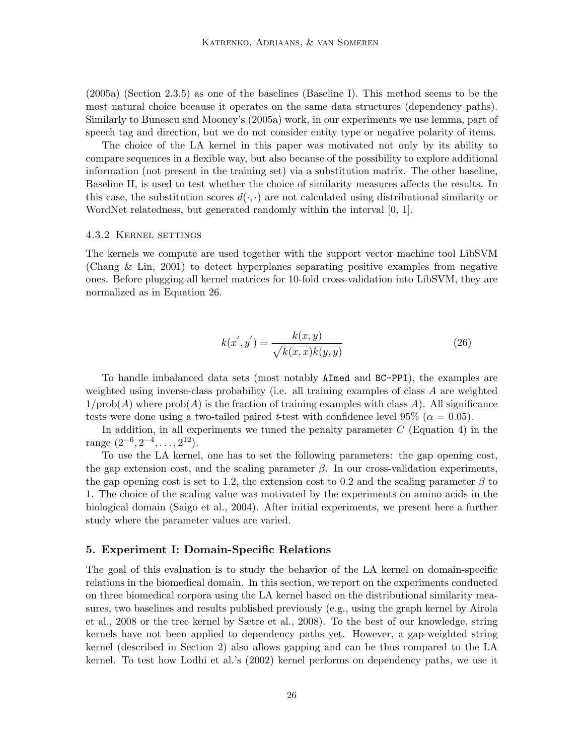(2005a) (Section 2.3.5) as one of the baselines (Baseline I). This method seems to be the most natural choice because it operates on the same data structures (dependency paths). Similarly to Bunescu and Mooney's (2005a) work, in our experiments we use lemma, part of speech tag and direction, but we do not consider entity type or negative polarity of items.

The choice of the LA kernel in this paper was motivated not only by its ability to compare sequences in a flexible way, but also because of the possibility to explore additional information (not present in the training set) via a substitution matrix. The other baseline, Baseline II, is used to test whether the choice of similarity measures affects the results. In this case, the substitution scores $d(\cdot, \cdot)$ are not calculated using distributional similarity or WordNet relatedness, but generated randomly within the interval [0, 1].

#### 4.3.2 Kernel settings

The kernels we compute are used together with the support vector machine tool LibSVM (Chang & Lin, 2001) to detect hyperplanes separating positive examples from negative ones. Before plugging all kernel matrices for 10-fold cross-validation into LibSVM, they are normalized as in Equation 26.

$$k(x^{'}, y^{'}) = \frac{k(x, y)}{\sqrt{k(x, x)k(y, y)}} \tag{26}$$

To handle imbalanced data sets (most notably `AImed` and `BC-PPI`), the examples are weighted using inverse-class probability (i.e. all training examples of class $A$ are weighted $1/\text{prob}(A)$ where $\text{prob}(A)$ is the fraction of training examples with class $A$). All significance tests were done using a two-tailed paired $t$-test with confidence level 95% ($\alpha = 0.05$).

In addition, in all experiments we tuned the penalty parameter $C$ (Equation 4) in the range $(2^{-6}, 2^{-4}, \ldots, 2^{12})$.

To use the LA kernel, one has to set the following parameters: the gap opening cost, the gap extension cost, and the scaling parameter $\beta$. In our cross-validation experiments, the gap opening cost is set to 1.2, the extension cost to 0.2 and the scaling parameter $\beta$ to 1. The choice of the scaling value was motivated by the experiments on amino acids in the biological domain (Saigo et al., 2004). After initial experiments, we present here a further study where the parameter values are varied.

## 5. Experiment I: Domain-Specific Relations

The goal of this evaluation is to study the behavior of the LA kernel on domain-specific relations in the biomedical domain. In this section, we report on the experiments conducted on three biomedical corpora using the LA kernel based on the distributional similarity measures, two baselines and results published previously (e.g., using the graph kernel by Airola et al., 2008 or the tree kernel by Sætre et al., 2008). To the best of our knowledge, string kernels have not been applied to dependency paths yet. However, a gap-weighted string kernel (described in Section 2) also allows gapping and can be thus compared to the LA kernel. To test how Lodhi et al.'s (2002) kernel performs on dependency paths, we use it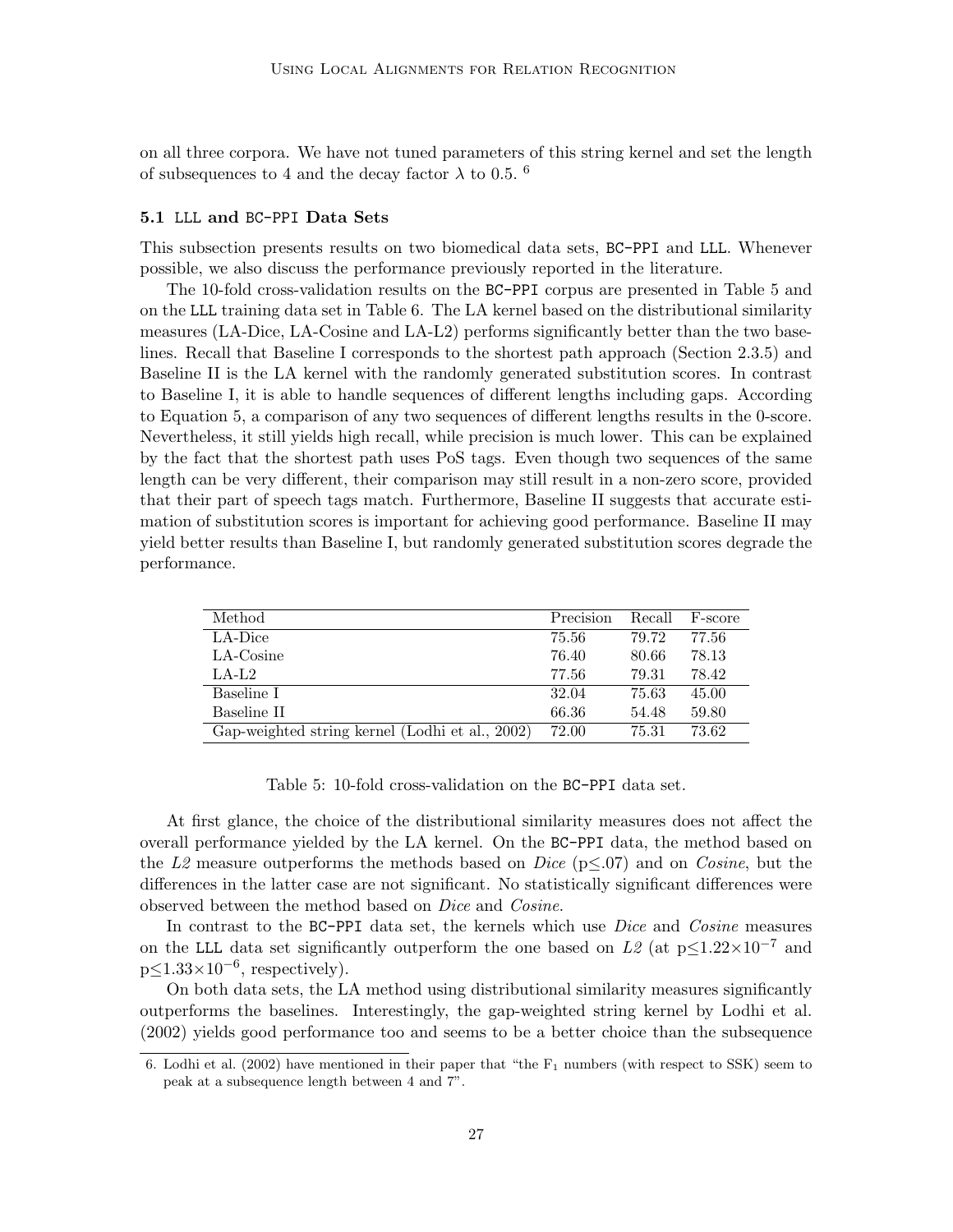on all three corpora. We have not tuned parameters of this string kernel and set the length of subsequences to 4 and the decay factor $\lambda$ to 0.5. [6]

### 5.1 LLL and BC-PPI Data Sets

This subsection presents results on two biomedical data sets, BC-PPI and LLL. Whenever possible, we also discuss the performance previously reported in the literature.

The 10-fold cross-validation results on the BC-PPI corpus are presented in Table 5 and on the LLL training data set in Table 6. The LA kernel based on the distributional similarity measures (LA-Dice, LA-Cosine and LA-L2) performs significantly better than the two baselines. Recall that Baseline I corresponds to the shortest path approach (Section 2.3.5) and Baseline II is the LA kernel with the randomly generated substitution scores. In contrast to Baseline I, it is able to handle sequences of different lengths including gaps. According to Equation 5, a comparison of any two sequences of different lengths results in the 0-score. Nevertheless, it still yields high recall, while precision is much lower. This can be explained by the fact that the shortest path uses PoS tags. Even though two sequences of the same length can be very different, their comparison may still result in a non-zero score, provided that their part of speech tags match. Furthermore, Baseline II suggests that accurate estimation of substitution scores is important for achieving good performance. Baseline II may yield better results than Baseline I, but randomly generated substitution scores degrade the performance.

| Method | Precision | Recall | F-score |
|---|---|---|---|
| LA-Dice | 75.56 | 79.72 | 77.56 |
| LA-Cosine | 76.40 | 80.66 | 78.13 |
| LA-L2 | 77.56 | 79.31 | 78.42 |
| Baseline I | 32.04 | 75.63 | 45.00 |
| Baseline II | 66.36 | 54.48 | 59.80 |
| Gap-weighted string kernel (Lodhi et al., 2002) | 72.00 | 75.31 | 73.62 |

Table 5: 10-fold cross-validation on the BC-PPI data set.

At first glance, the choice of the distributional similarity measures does not affect the overall performance yielded by the LA kernel. On the BC-PPI data, the method based on the *L2* measure outperforms the methods based on *Dice* ($p \leq .07$) and on *Cosine*, but the differences in the latter case are not significant. No statistically significant differences were observed between the method based on *Dice* and *Cosine*.

In contrast to the BC-PPI data set, the kernels which use *Dice* and *Cosine* measures on the LLL data set significantly outperform the one based on *L2* (at $p \leq 1.22 \times 10^{-7}$ and $p \leq 1.33 \times 10^{-6}$, respectively).

On both data sets, the LA method using distributional similarity measures significantly outperforms the baselines. Interestingly, the gap-weighted string kernel by Lodhi et al. (2002) yields good performance too and seems to be a better choice than the subsequence

6. Lodhi et al. (2002) have mentioned in their paper that "the $F_1$ numbers (with respect to SSK) seem to peak at a subsequence length between 4 and 7".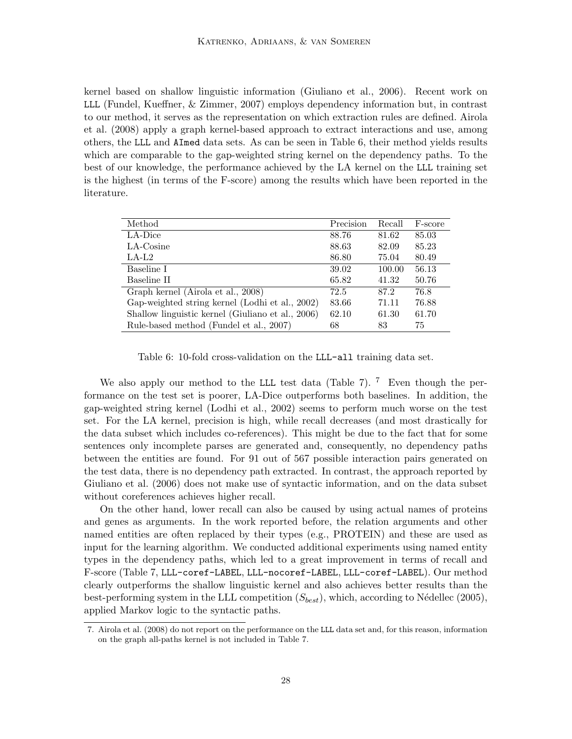kernel based on shallow linguistic information (Giuliano et al., 2006). Recent work on LLL (Fundel, Kueffner, & Zimmer, 2007) employs dependency information but, in contrast to our method, it serves as the representation on which extraction rules are defined. Airola et al. (2008) apply a graph kernel-based approach to extract interactions and use, among others, the LLL and AImed data sets. As can be seen in Table 6, their method yields results which are comparable to the gap-weighted string kernel on the dependency paths. To the best of our knowledge, the performance achieved by the LA kernel on the LLL training set is the highest (in terms of the F-score) among the results which have been reported in the literature.

| Method | Precision | Recall | F-score |
|---|---|---|---|
| LA-Dice | 88.76 | 81.62 | 85.03 |
| LA-Cosine | 88.63 | 82.09 | 85.23 |
| LA-L2 | 86.80 | 75.04 | 80.49 |
| Baseline I | 39.02 | 100.00 | 56.13 |
| Baseline II | 65.82 | 41.32 | 50.76 |
| Graph kernel (Airola et al., 2008) | 72.5 | 87.2 | 76.8 |
| Gap-weighted string kernel (Lodhi et al., 2002) | 83.66 | 71.11 | 76.88 |
| Shallow linguistic kernel (Giuliano et al., 2006) | 62.10 | 61.30 | 61.70 |
| Rule-based method (Fundel et al., 2007) | 68 | 83 | 75 |

Table 6: 10-fold cross-validation on the LLL-all training data set.

We also apply our method to the LLL test data (Table 7). [7] Even though the performance on the test set is poorer, LA-Dice outperforms both baselines. In addition, the gap-weighted string kernel (Lodhi et al., 2002) seems to perform much worse on the test set. For the LA kernel, precision is high, while recall decreases (and most drastically for the data subset which includes co-references). This might be due to the fact that for some sentences only incomplete parses are generated and, consequently, no dependency paths between the entities are found. For 91 out of 567 possible interaction pairs generated on the test data, there is no dependency path extracted. In contrast, the approach reported by Giuliano et al. (2006) does not make use of syntactic information, and on the data subset without coreferences achieves higher recall.

On the other hand, lower recall can also be caused by using actual names of proteins and genes as arguments. In the work reported before, the relation arguments and other named entities are often replaced by their types (e.g., PROTEIN) and these are used as input for the learning algorithm. We conducted additional experiments using named entity types in the dependency paths, which led to a great improvement in terms of recall and F-score (Table 7, LLL-coref-LABEL, LLL-nocoref-LABEL, LLL-coref-LABEL). Our method clearly outperforms the shallow linguistic kernel and also achieves better results than the best-performing system in the LLL competition ($S_{best}$), which, according to Nédellec (2005), applied Markov logic to the syntactic paths.

7. Airola et al. (2008) do not report on the performance on the LLL data set and, for this reason, information on the graph all-paths kernel is not included in Table 7.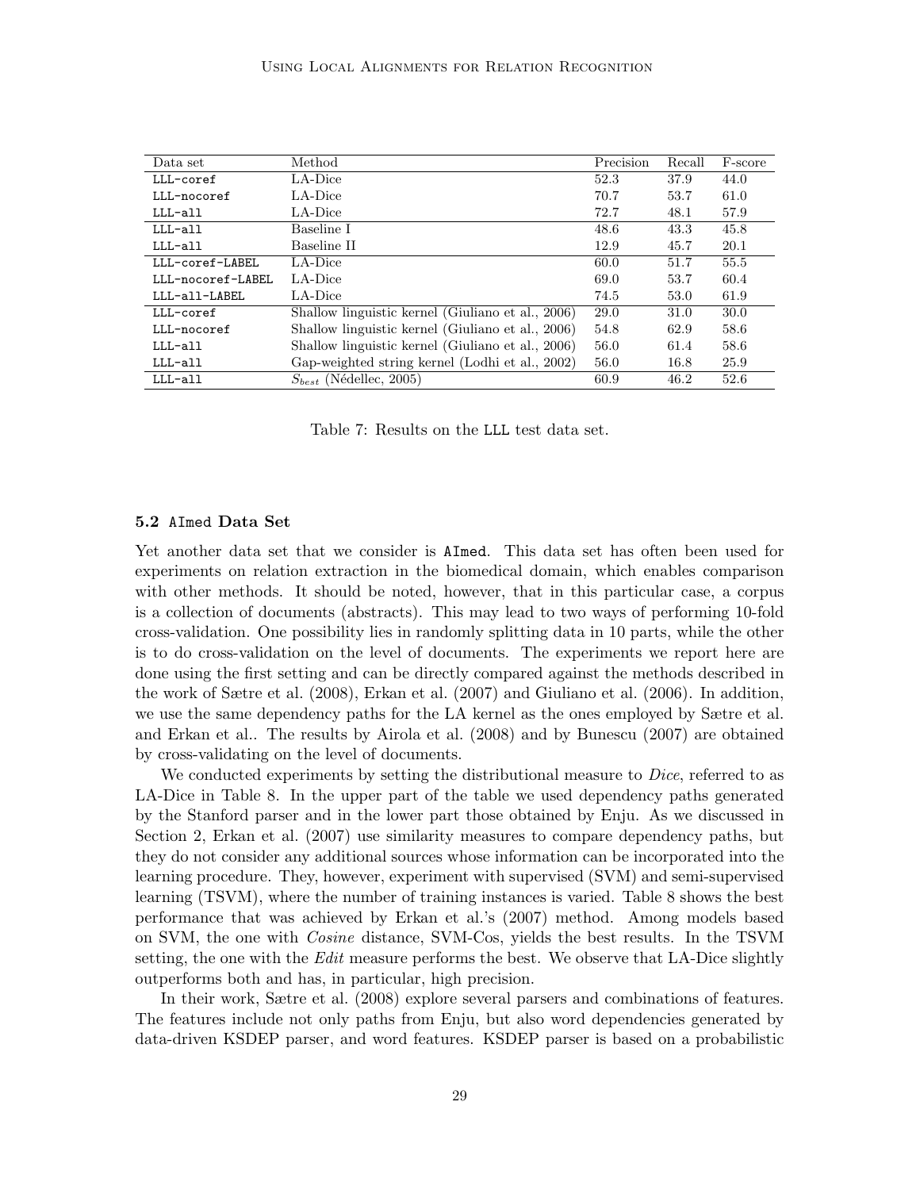| Data set | Method | Precision | Recall | F-score |
|---|---|---|---|---|
| LLL-coref | LA-Dice | 52.3 | 37.9 | 44.0 |
| LLL-nocoref | LA-Dice | 70.7 | 53.7 | 61.0 |
| LLL-all | LA-Dice | 72.7 | 48.1 | 57.9 |
| LLL-all | Baseline I | 48.6 | 43.3 | 45.8 |
| LLL-all | Baseline II | 12.9 | 45.7 | 20.1 |
| LLL-coref-LABEL | LA-Dice | 60.0 | 51.7 | 55.5 |
| LLL-nocoref-LABEL | LA-Dice | 69.0 | 53.7 | 60.4 |
| LLL-all-LABEL | LA-Dice | 74.5 | 53.0 | 61.9 |
| LLL-coref | Shallow linguistic kernel (Giuliano et al., 2006) | 29.0 | 31.0 | 30.0 |
| LLL-nocoref | Shallow linguistic kernel (Giuliano et al., 2006) | 54.8 | 62.9 | 58.6 |
| LLL-all | Shallow linguistic kernel (Giuliano et al., 2006) | 56.0 | 61.4 | 58.6 |
| LLL-all | Gap-weighted string kernel (Lodhi et al., 2002) | 56.0 | 16.8 | 25.9 |
| LLL-all | $S_{best}$ (Nédellec, 2005) | 60.9 | 46.2 | 52.6 |

Table 7: Results on the LLL test data set.

### 5.2 AImed Data Set

Yet another data set that we consider is **AImed**. This data set has often been used for experiments on relation extraction in the biomedical domain, which enables comparison with other methods. It should be noted, however, that in this particular case, a corpus is a collection of documents (abstracts). This may lead to two ways of performing 10-fold cross-validation. One possibility lies in randomly splitting data in 10 parts, while the other is to do cross-validation on the level of documents. The experiments we report here are done using the first setting and can be directly compared against the methods described in the work of Sætre et al. (2008), Erkan et al. (2007) and Giuliano et al. (2006). In addition, we use the same dependency paths for the LA kernel as the ones employed by Sætre et al. and Erkan et al.. The results by Airola et al. (2008) and by Bunescu (2007) are obtained by cross-validating on the level of documents.

We conducted experiments by setting the distributional measure to *Dice*, referred to as LA-Dice in Table 8. In the upper part of the table we used dependency paths generated by the Stanford parser and in the lower part those obtained by Enju. As we discussed in Section 2, Erkan et al. (2007) use similarity measures to compare dependency paths, but they do not consider any additional sources whose information can be incorporated into the learning procedure. They, however, experiment with supervised (SVM) and semi-supervised learning (TSVM), where the number of training instances is varied. Table 8 shows the best performance that was achieved by Erkan et al.'s (2007) method. Among models based on SVM, the one with *Cosine* distance, SVM-Cos, yields the best results. In the TSVM setting, the one with the *Edit* measure performs the best. We observe that LA-Dice slightly outperforms both and has, in particular, high precision.

In their work, Sætre et al. (2008) explore several parsers and combinations of features. The features include not only paths from Enju, but also word dependencies generated by data-driven KSDEP parser, and word features. KSDEP parser is based on a probabilistic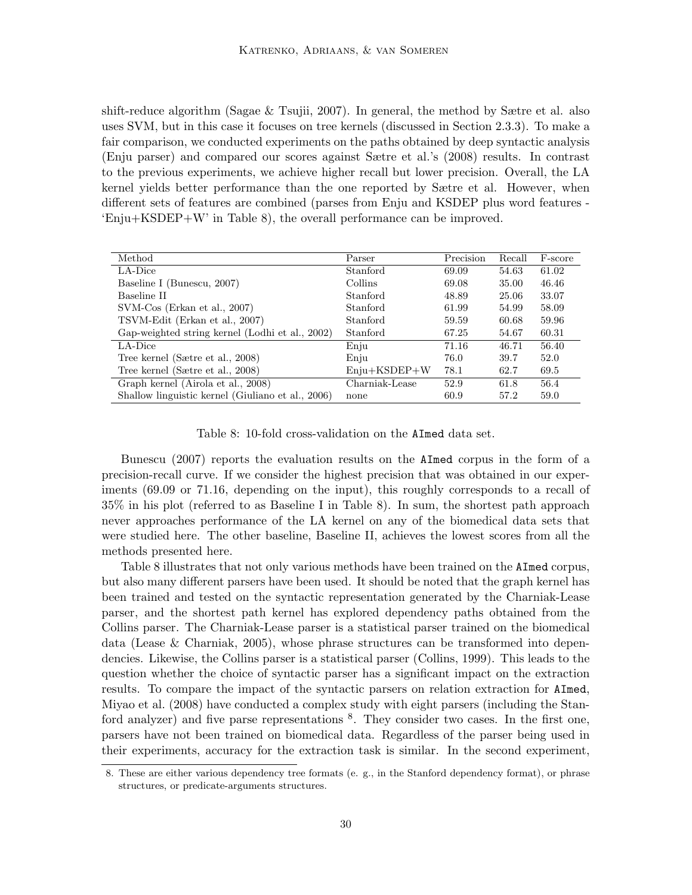shift-reduce algorithm (Sagae & Tsujii, 2007). In general, the method by Sætre et al. also uses SVM, but in this case it focuses on tree kernels (discussed in Section 2.3.3). To make a fair comparison, we conducted experiments on the paths obtained by deep syntactic analysis (Enju parser) and compared our scores against Sætre et al.'s (2008) results. In contrast to the previous experiments, we achieve higher recall but lower precision. Overall, the LA kernel yields better performance than the one reported by Sætre et al. However, when different sets of features are combined (parses from Enju and KSDEP plus word features - 'Enju+KSDEP+W' in Table 8), the overall performance can be improved.

| Method | Parser | Precision | Recall | F-score |
|---|---|---|---|---|
| LA-Dice | Stanford | 69.09 | 54.63 | 61.02 |
| Baseline I (Bunescu, 2007) | Collins | 69.08 | 35.00 | 46.46 |
| Baseline II | Stanford | 48.89 | 25.06 | 33.07 |
| SVM-Cos (Erkan et al., 2007) | Stanford | 61.99 | 54.99 | 58.09 |
| TSVM-Edit (Erkan et al., 2007) | Stanford | 59.59 | 60.68 | 59.96 |
| Gap-weighted string kernel (Lodhi et al., 2002) | Stanford | 67.25 | 54.67 | 60.31 |
| LA-Dice | Enju | 71.16 | 46.71 | 56.40 |
| Tree kernel (Sætre et al., 2008) | Enju | 76.0 | 39.7 | 52.0 |
| Tree kernel (Sætre et al., 2008) | Enju+KSDEP+W | 78.1 | 62.7 | 69.5 |
| Graph kernel (Airola et al., 2008) | Charniak-Lease | 52.9 | 61.8 | 56.4 |
| Shallow linguistic kernel (Giuliano et al., 2006) | none | 60.9 | 57.2 | 59.0 |

Table 8: 10-fold cross-validation on the AImed data set.

Bunescu (2007) reports the evaluation results on the AImed corpus in the form of a precision-recall curve. If we consider the highest precision that was obtained in our experiments (69.09 or 71.16, depending on the input), this roughly corresponds to a recall of 35% in his plot (referred to as Baseline I in Table 8). In sum, the shortest path approach never approaches performance of the LA kernel on any of the biomedical data sets that were studied here. The other baseline, Baseline II, achieves the lowest scores from all the methods presented here.

Table 8 illustrates that not only various methods have been trained on the AImed corpus, but also many different parsers have been used. It should be noted that the graph kernel has been trained and tested on the syntactic representation generated by the Charniak-Lease parser, and the shortest path kernel has explored dependency paths obtained from the Collins parser. The Charniak-Lease parser is a statistical parser trained on the biomedical data (Lease & Charniak, 2005), whose phrase structures can be transformed into dependencies. Likewise, the Collins parser is a statistical parser (Collins, 1999). This leads to the question whether the choice of syntactic parser has a significant impact on the extraction results. To compare the impact of the syntactic parsers on relation extraction for AImed, Miyao et al. (2008) have conducted a complex study with eight parsers (including the Stanford analyzer) and five parse representations [8]. They consider two cases. In the first one, parsers have not been trained on biomedical data. Regardless of the parser being used in their experiments, accuracy for the extraction task is similar. In the second experiment,

8. These are either various dependency tree formats (e. g., in the Stanford dependency format), or phrase structures, or predicate-arguments structures.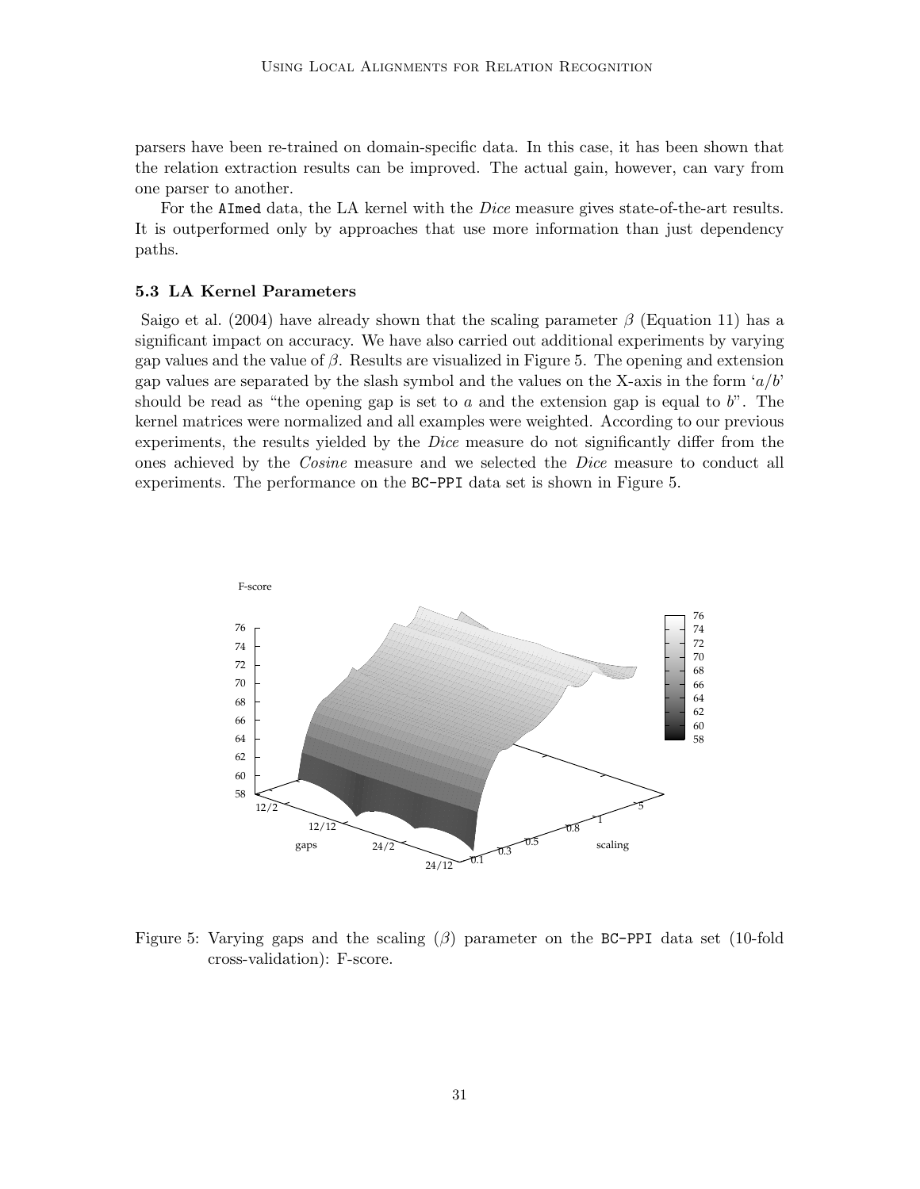parsers have been re-trained on domain-specific data. In this case, it has been shown that the relation extraction results can be improved. The actual gain, however, can vary from one parser to another.

For the `AImed` data, the LA kernel with the *Dice* measure gives state-of-the-art results. It is outperformed only by approaches that use more information than just dependency paths.

### 5.3 LA Kernel Parameters

Saigo et al. (2004) have already shown that the scaling parameter $\beta$ (Equation 11) has a significant impact on accuracy. We have also carried out additional experiments by varying gap values and the value of $\beta$. Results are visualized in Figure 5. The opening and extension gap values are separated by the slash symbol and the values on the X-axis in the form '$a/b$' should be read as "the opening gap is set to $a$ and the extension gap is equal to $b$". The kernel matrices were normalized and all examples were weighted. According to our previous experiments, the results yielded by the *Dice* measure do not significantly differ from the ones achieved by the *Cosine* measure and we selected the *Dice* measure to conduct all experiments. The performance on the `BC-PPI` data set is shown in Figure 5.

Figure 5: Varying gaps and the scaling ($\beta$) parameter on the `BC-PPI` data set (10-fold cross-validation): F-score.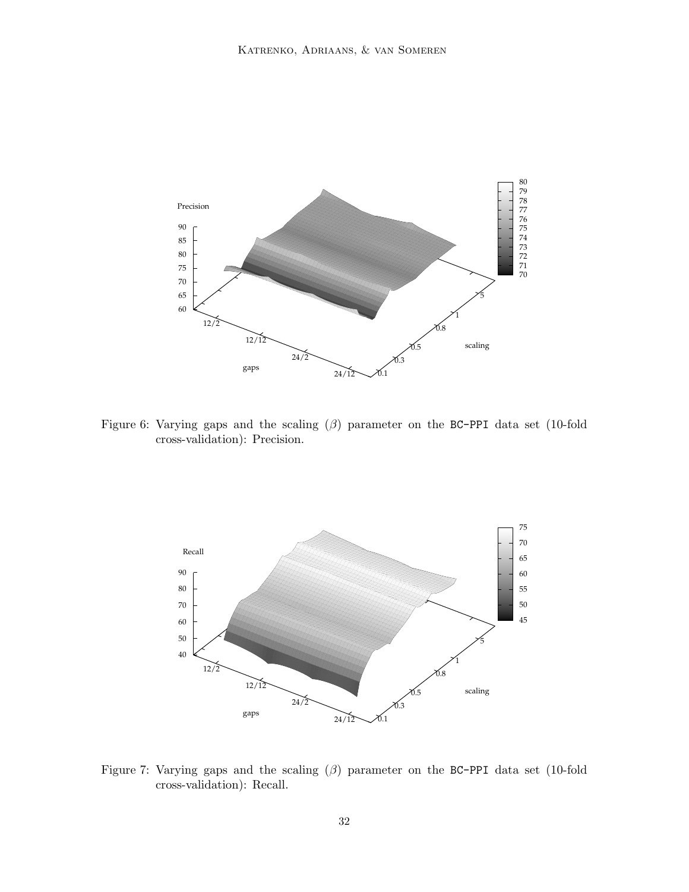Figure 6: Varying gaps and the scaling ($\beta$) parameter on the BC-PPI data set (10-fold cross-validation): Precision.

Figure 7: Varying gaps and the scaling ($\beta$) parameter on the BC-PPI data set (10-fold cross-validation): Recall.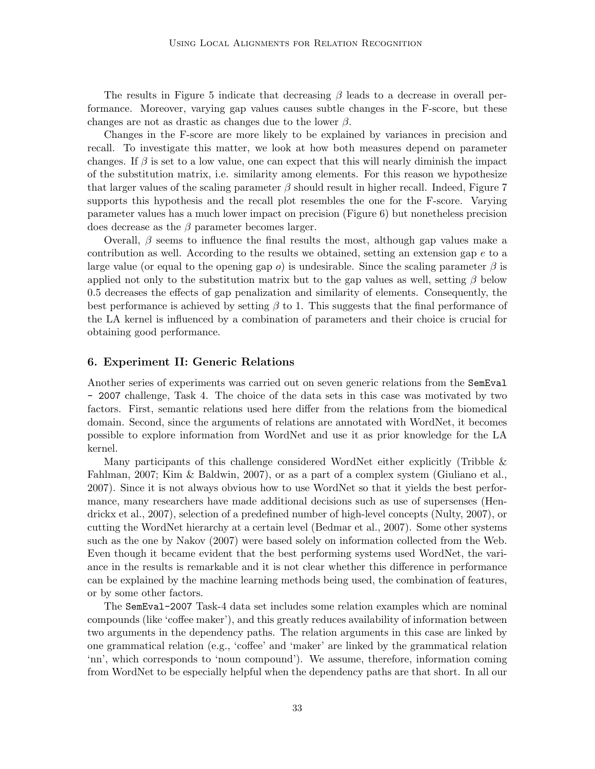The results in Figure 5 indicate that decreasing $\beta$ leads to a decrease in overall performance. Moreover, varying gap values causes subtle changes in the F-score, but these changes are not as drastic as changes due to the lower $\beta$.

Changes in the F-score are more likely to be explained by variances in precision and recall. To investigate this matter, we look at how both measures depend on parameter changes. If $\beta$ is set to a low value, one can expect that this will nearly diminish the impact of the substitution matrix, i.e. similarity among elements. For this reason we hypothesize that larger values of the scaling parameter $\beta$ should result in higher recall. Indeed, Figure 7 supports this hypothesis and the recall plot resembles the one for the F-score. Varying parameter values has a much lower impact on precision (Figure 6) but nonetheless precision does decrease as the $\beta$ parameter becomes larger.

Overall, $\beta$ seems to influence the final results the most, although gap values make a contribution as well. According to the results we obtained, setting an extension gap $e$ to a large value (or equal to the opening gap $o$) is undesirable. Since the scaling parameter $\beta$ is applied not only to the substitution matrix but to the gap values as well, setting $\beta$ below 0.5 decreases the effects of gap penalization and similarity of elements. Consequently, the best performance is achieved by setting $\beta$ to 1. This suggests that the final performance of the LA kernel is influenced by a combination of parameters and their choice is crucial for obtaining good performance.

## 6. Experiment II: Generic Relations

Another series of experiments was carried out on seven generic relations from the `SemEval - 2007` challenge, Task 4. The choice of the data sets in this case was motivated by two factors. First, semantic relations used here differ from the relations from the biomedical domain. Second, since the arguments of relations are annotated with WordNet, it becomes possible to explore information from WordNet and use it as prior knowledge for the LA kernel.

Many participants of this challenge considered WordNet either explicitly (Tribble & Fahlman, 2007; Kim & Baldwin, 2007), or as a part of a complex system (Giuliano et al., 2007). Since it is not always obvious how to use WordNet so that it yields the best performance, many researchers have made additional decisions such as use of supersenses (Hendrickx et al., 2007), selection of a predefined number of high-level concepts (Nulty, 2007), or cutting the WordNet hierarchy at a certain level (Bedmar et al., 2007). Some other systems such as the one by Nakov (2007) were based solely on information collected from the Web. Even though it became evident that the best performing systems used WordNet, the variance in the results is remarkable and it is not clear whether this difference in performance can be explained by the machine learning methods being used, the combination of features, or by some other factors.

The `SemEval-2007` Task-4 data set includes some relation examples which are nominal compounds (like 'coffee maker'), and this greatly reduces availability of information between two arguments in the dependency paths. The relation arguments in this case are linked by one grammatical relation (e.g., 'coffee' and 'maker' are linked by the grammatical relation 'nn', which corresponds to 'noun compound'). We assume, therefore, information coming from WordNet to be especially helpful when the dependency paths are that short. In all our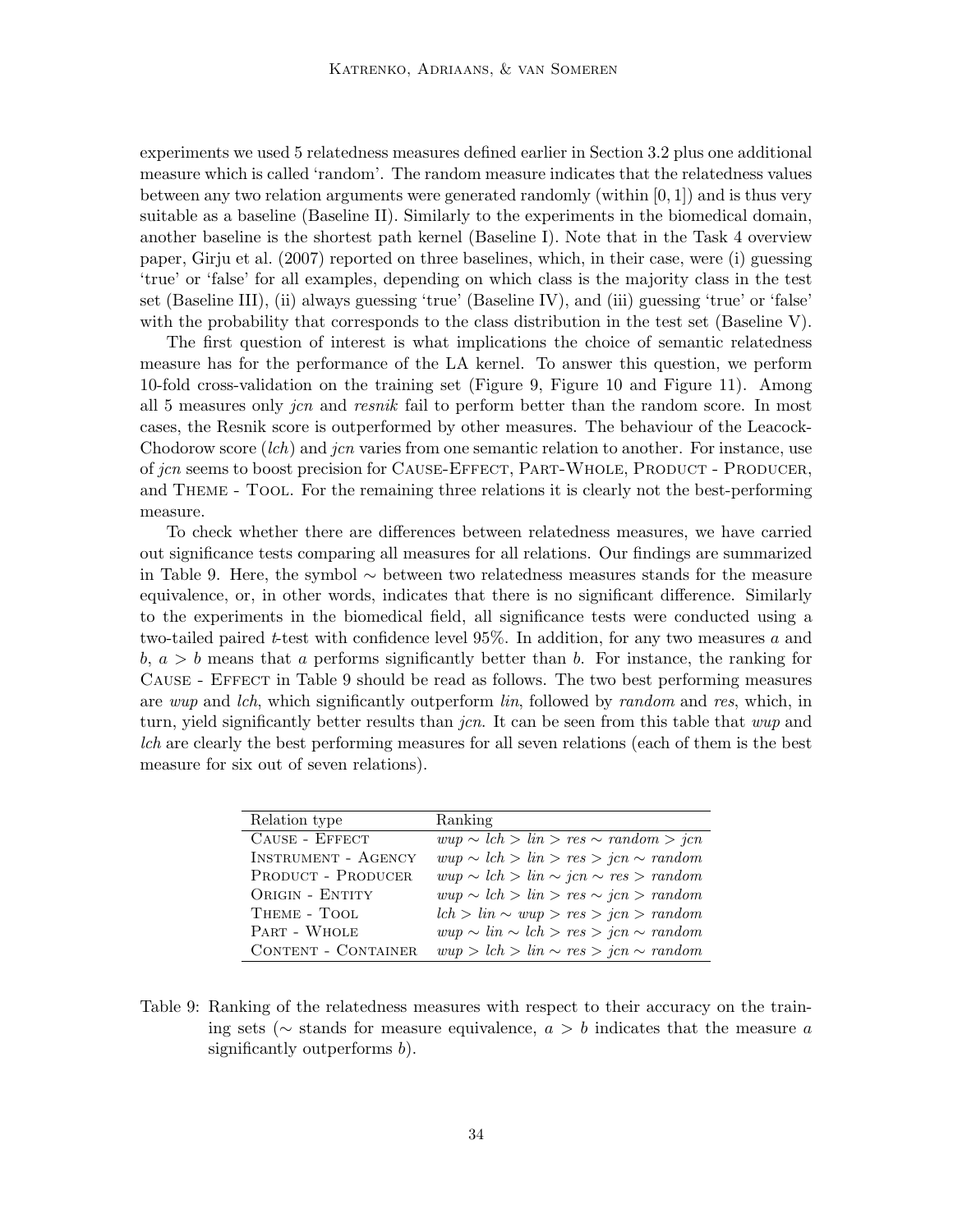experiments we used 5 relatedness measures defined earlier in Section 3.2 plus one additional measure which is called 'random'. The random measure indicates that the relatedness values between any two relation arguments were generated randomly (within $[0, 1]$) and is thus very suitable as a baseline (Baseline II). Similarly to the experiments in the biomedical domain, another baseline is the shortest path kernel (Baseline I). Note that in the Task 4 overview paper, Girju et al. (2007) reported on three baselines, which, in their case, were (i) guessing 'true' or 'false' for all examples, depending on which class is the majority class in the test set (Baseline III), (ii) always guessing 'true' (Baseline IV), and (iii) guessing 'true' or 'false' with the probability that corresponds to the class distribution in the test set (Baseline V).

The first question of interest is what implications the choice of semantic relatedness measure has for the performance of the LA kernel. To answer this question, we perform 10-fold cross-validation on the training set (Figure 9, Figure 10 and Figure 11). Among all 5 measures only *jcn* and *resnik* fail to perform better than the random score. In most cases, the Resnik score is outperformed by other measures. The behaviour of the Leacock-Chodorow score (*lch*) and *jcn* varies from one semantic relation to another. For instance, use of *jcn* seems to boost precision for Cause-Effect, Part-Whole, Product - Producer, and Theme - Tool. For the remaining three relations it is clearly not the best-performing measure.

To check whether there are differences between relatedness measures, we have carried out significance tests comparing all measures for all relations. Our findings are summarized in Table 9. Here, the symbol $\sim$ between two relatedness measures stands for the measure equivalence, or, in other words, indicates that there is no significant difference. Similarly to the experiments in the biomedical field, all significance tests were conducted using a two-tailed paired $t$-test with confidence level 95%. In addition, for any two measures $a$ and $b$, $a > b$ means that $a$ performs significantly better than $b$. For instance, the ranking for Cause - Effect in Table 9 should be read as follows. The two best performing measures are *wup* and *lch*, which significantly outperform *lin*, followed by *random* and *res*, which, in turn, yield significantly better results than *jcn*. It can be seen from this table that *wup* and *lch* are clearly the best performing measures for all seven relations (each of them is the best measure for six out of seven relations).

| Relation type | Ranking |
|---|---|
| Cause - Effect | $wup \sim lch > lin > res \sim random > jcn$ |
| Instrument - Agency | $wup \sim lch > lin > res > jcn \sim random$ |
| Product - Producer | $wup \sim lch > lin \sim jcn \sim res > random$ |
| Origin - Entity | $wup \sim lch > lin > res \sim jcn > random$ |
| Theme - Tool | $lch > lin \sim wup > res > jcn > random$ |
| Part - Whole | $wup \sim lin \sim lch > res > jcn \sim random$ |
| Content - Container | $wup > lch > lin \sim res > jcn \sim random$ |

Table 9: Ranking of the relatedness measures with respect to their accuracy on the training sets ($\sim$ stands for measure equivalence, $a > b$ indicates that the measure $a$ significantly outperforms $b$).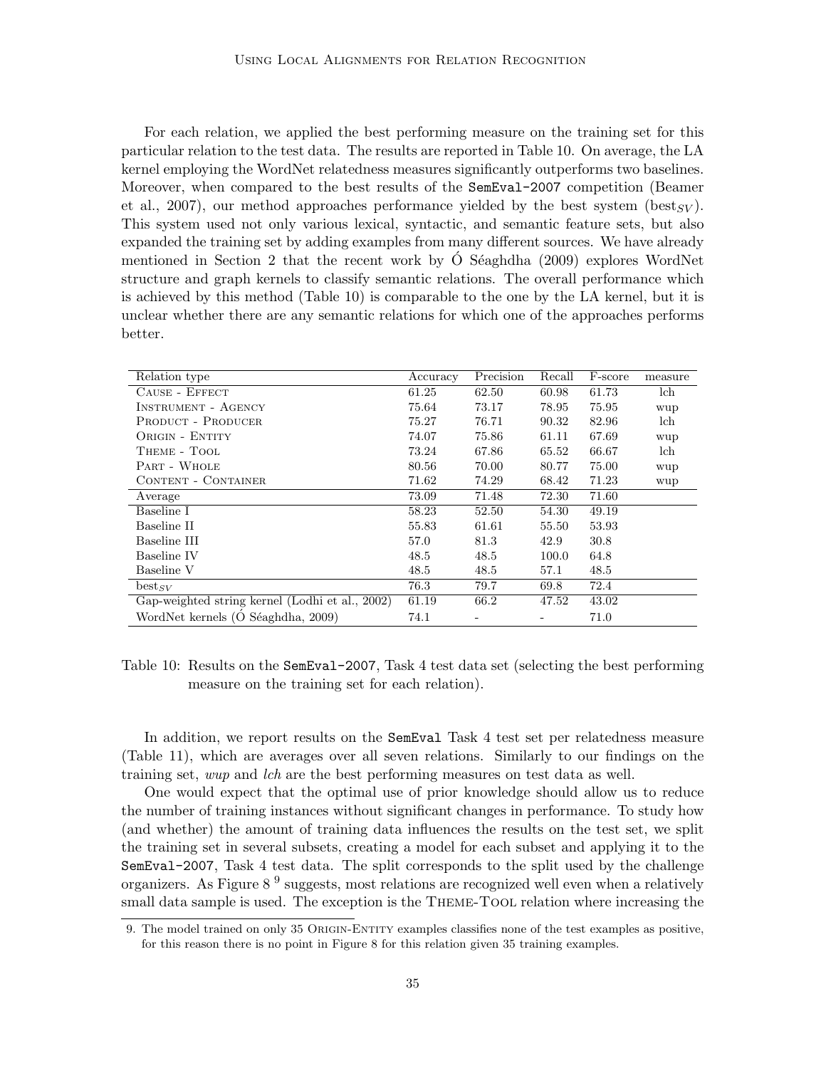For each relation, we applied the best performing measure on the training set for this particular relation to the test data. The results are reported in Table 10. On average, the LA kernel employing the WordNet relatedness measures significantly outperforms two baselines. Moreover, when compared to the best results of the `SemEval-2007` competition (Beamer et al., 2007), our method approaches performance yielded by the best system ($\text{best}_{SV}$). This system used not only various lexical, syntactic, and semantic feature sets, but also expanded the training set by adding examples from many different sources. We have already mentioned in Section 2 that the recent work by Ó Séaghdha (2009) explores WordNet structure and graph kernels to classify semantic relations. The overall performance which is achieved by this method (Table 10) is comparable to the one by the LA kernel, but it is unclear whether there are any semantic relations for which one of the approaches performs better.

| Relation type | Accuracy | Precision | Recall | F-score | measure |
|---|---|---|---|---|---|
| Cause - Effect | 61.25 | 62.50 | 60.98 | 61.73 | lch |
| Instrument - Agency | 75.64 | 73.17 | 78.95 | 75.95 | wup |
| Product - Producer | 75.27 | 76.71 | 90.32 | 82.96 | lch |
| Origin - Entity | 74.07 | 75.86 | 61.11 | 67.69 | wup |
| Theme - Tool | 73.24 | 67.86 | 65.52 | 66.67 | lch |
| Part - Whole | 80.56 | 70.00 | 80.77 | 75.00 | wup |
| Content - Container | 71.62 | 74.29 | 68.42 | 71.23 | wup |
| Average | 73.09 | 71.48 | 72.30 | 71.60 | |
| Baseline I | 58.23 | 52.50 | 54.30 | 49.19 | |
| Baseline II | 55.83 | 61.61 | 55.50 | 53.93 | |
| Baseline III | 57.0 | 81.3 | 42.9 | 30.8 | |
| Baseline IV | 48.5 | 48.5 | 100.0 | 64.8 | |
| Baseline V | 48.5 | 48.5 | 57.1 | 48.5 | |
| $\text{best}_{SV}$ | 76.3 | 79.7 | 69.8 | 72.4 | |
| Gap-weighted string kernel (Lodhi et al., 2002) | 61.19 | 66.2 | 47.52 | 43.02 | |
| WordNet kernels (Ó Séaghdha, 2009) | 74.1 | - | - | 71.0 | |

Table 10: Results on the `SemEval-2007`, Task 4 test data set (selecting the best performing measure on the training set for each relation).

In addition, we report results on the `SemEval` Task 4 test set per relatedness measure (Table 11), which are averages over all seven relations. Similarly to our findings on the training set, *wup* and *lch* are the best performing measures on test data as well.

One would expect that the optimal use of prior knowledge should allow us to reduce the number of training instances without significant changes in performance. To study how (and whether) the amount of training data influences the results on the test set, we split the training set in several subsets, creating a model for each subset and applying it to the `SemEval-2007`, Task 4 test data. The split corresponds to the split used by the challenge organizers. As Figure 8 [9] suggests, most relations are recognized well even when a relatively small data sample is used. The exception is the Theme-Tool relation where increasing the

9. The model trained on only 35 Origin-Entity examples classifies none of the test examples as positive, for this reason there is no point in Figure 8 for this relation given 35 training examples.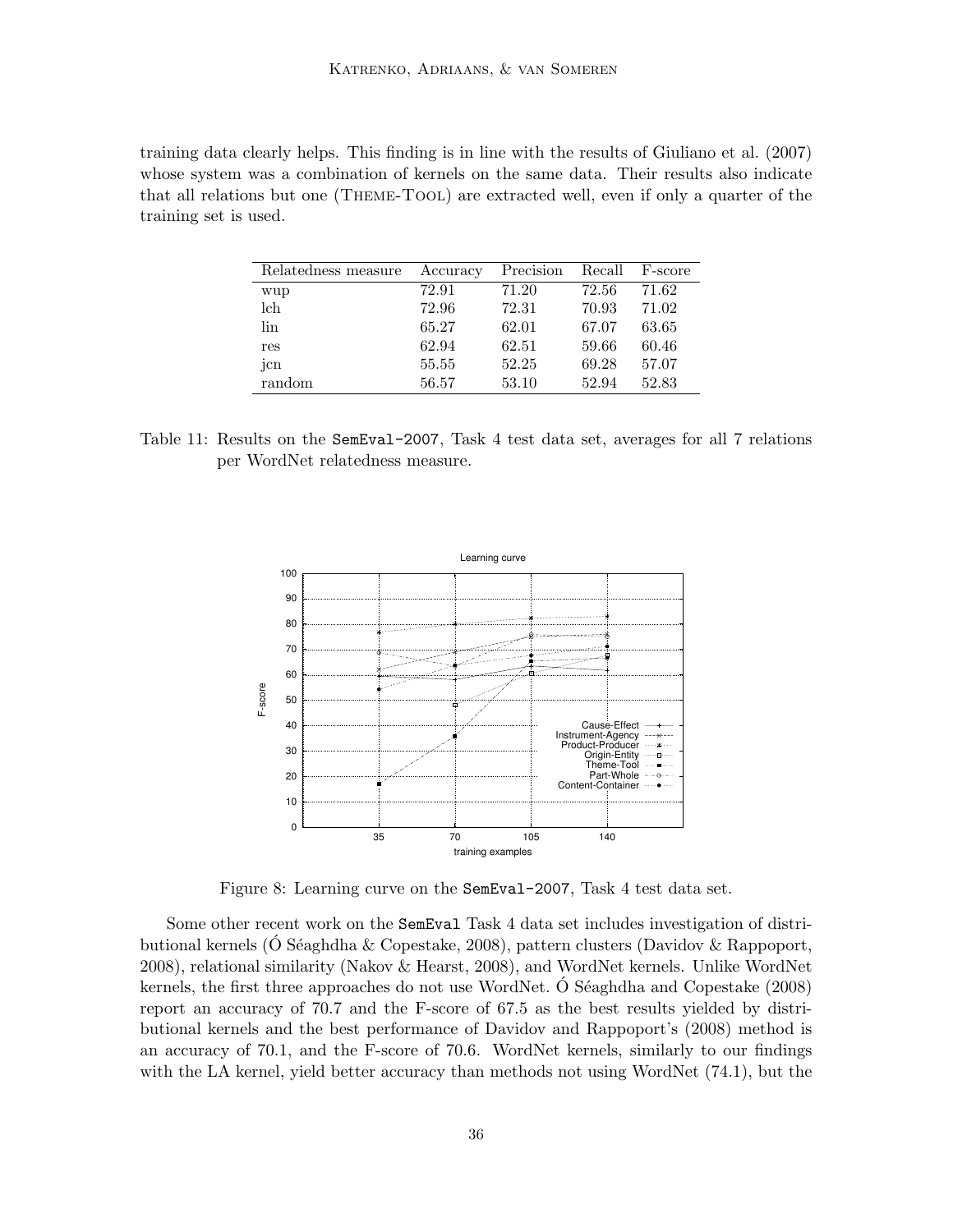training data clearly helps. This finding is in line with the results of Giuliano et al. (2007) whose system was a combination of kernels on the same data. Their results also indicate that all relations but one (Theme-Tool) are extracted well, even if only a quarter of the training set is used.

| Relatedness measure | Accuracy | Precision | Recall | F-score |
|---|---|---|---|---|
| wup | 72.91 | 71.20 | 72.56 | 71.62 |
| lch | 72.96 | 72.31 | 70.93 | 71.02 |
| lin | 65.27 | 62.01 | 67.07 | 63.65 |
| res | 62.94 | 62.51 | 59.66 | 60.46 |
| jcn | 55.55 | 52.25 | 69.28 | 57.07 |
| random | 56.57 | 53.10 | 52.94 | 52.83 |

Table 11: Results on the SemEval-2007, Task 4 test data set, averages for all 7 relations per WordNet relatedness measure.

Figure 8: Learning curve on the SemEval-2007, Task 4 test data set.

Some other recent work on the SemEval Task 4 data set includes investigation of distributional kernels (Ó Séaghdha & Copestake, 2008), pattern clusters (Davidov & Rappoport, 2008), relational similarity (Nakov & Hearst, 2008), and WordNet kernels. Unlike WordNet kernels, the first three approaches do not use WordNet. Ó Séaghdha and Copestake (2008) report an accuracy of 70.7 and the F-score of 67.5 as the best results yielded by distributional kernels and the best performance of Davidov and Rappoport's (2008) method is an accuracy of 70.1, and the F-score of 70.6. WordNet kernels, similarly to our findings with the LA kernel, yield better accuracy than methods not using WordNet (74.1), but the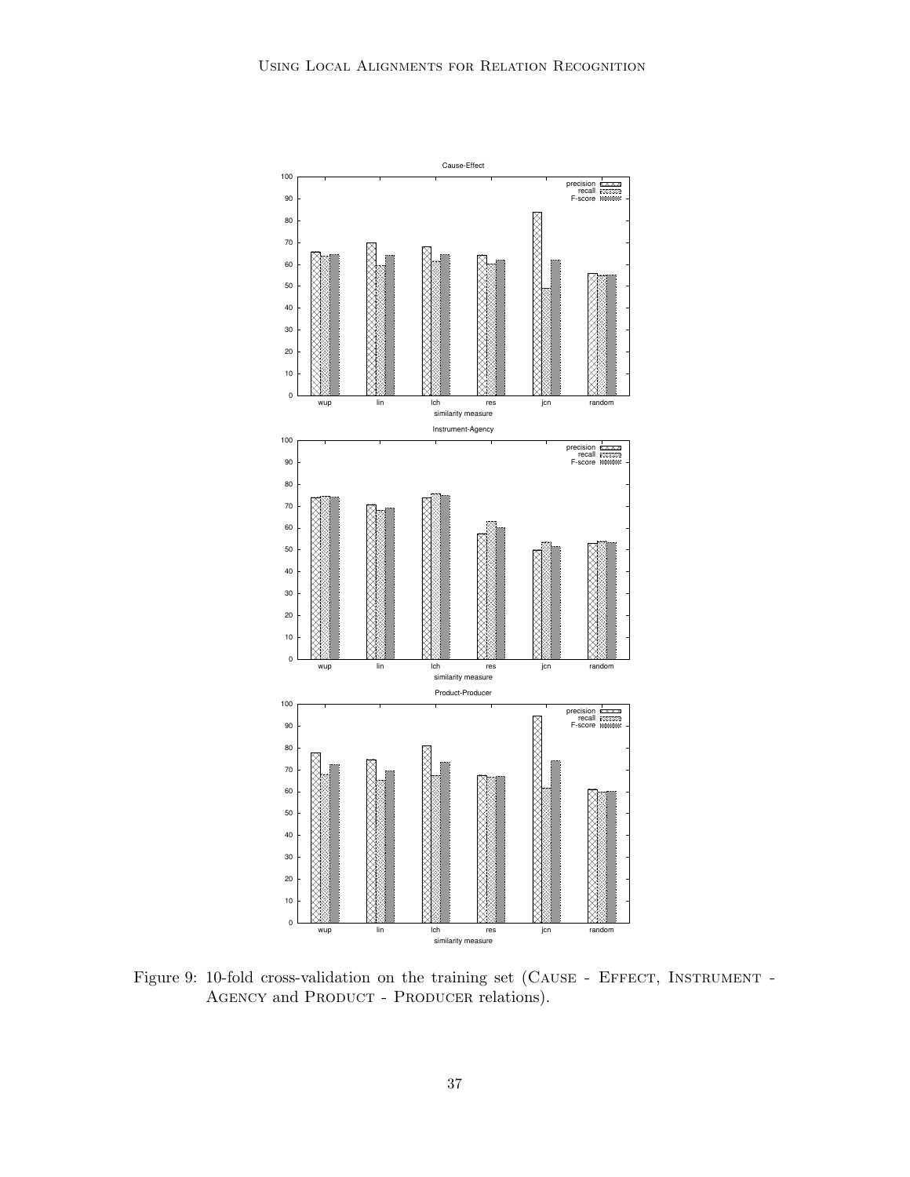Figure 9: 10-fold cross-validation on the training set (Cause - Effect, Instrument - Agency and Product - Producer relations).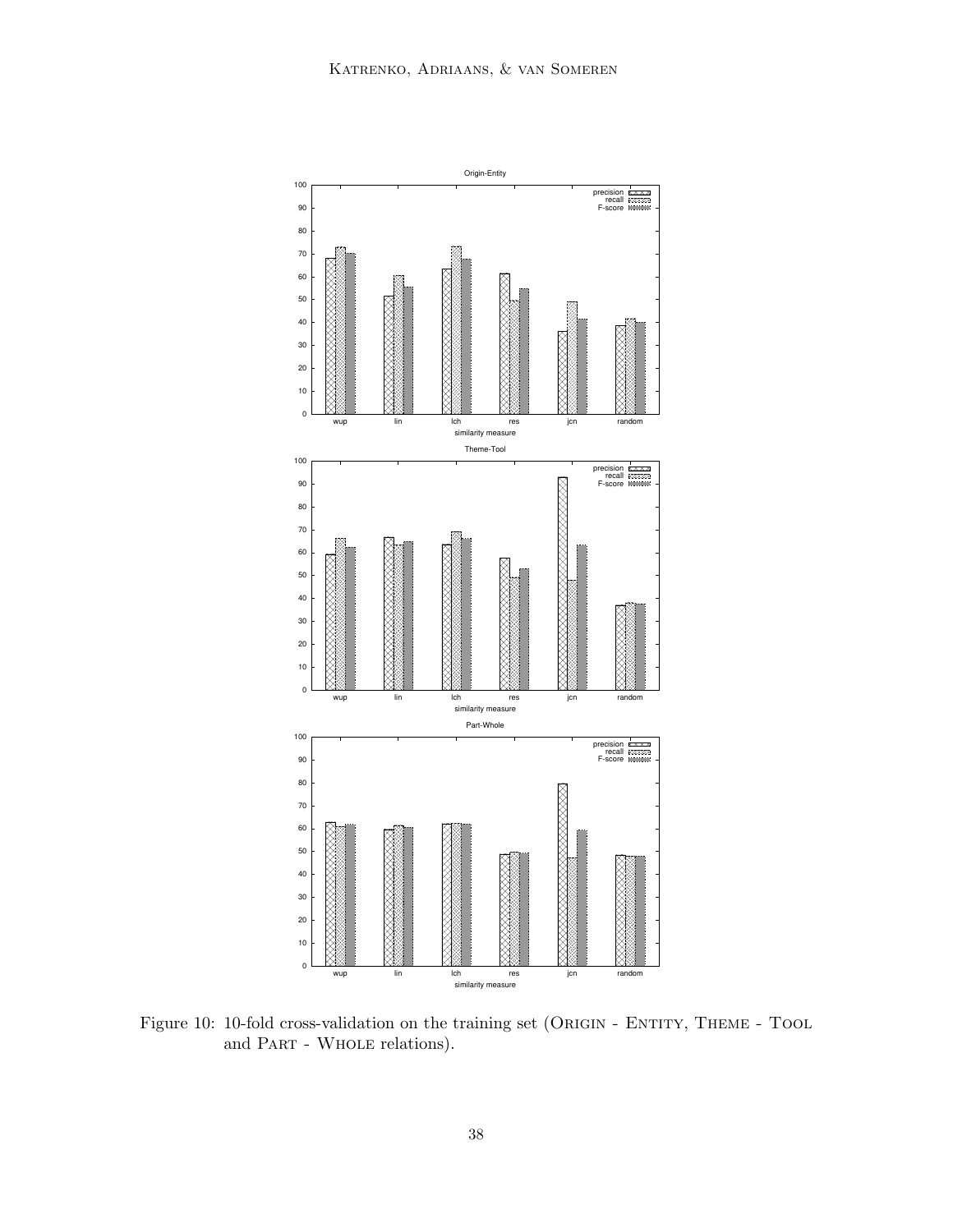Figure 10: 10-fold cross-validation on the training set (ORIGIN - ENTITY, THEME - TOOL and PART - WHOLE relations).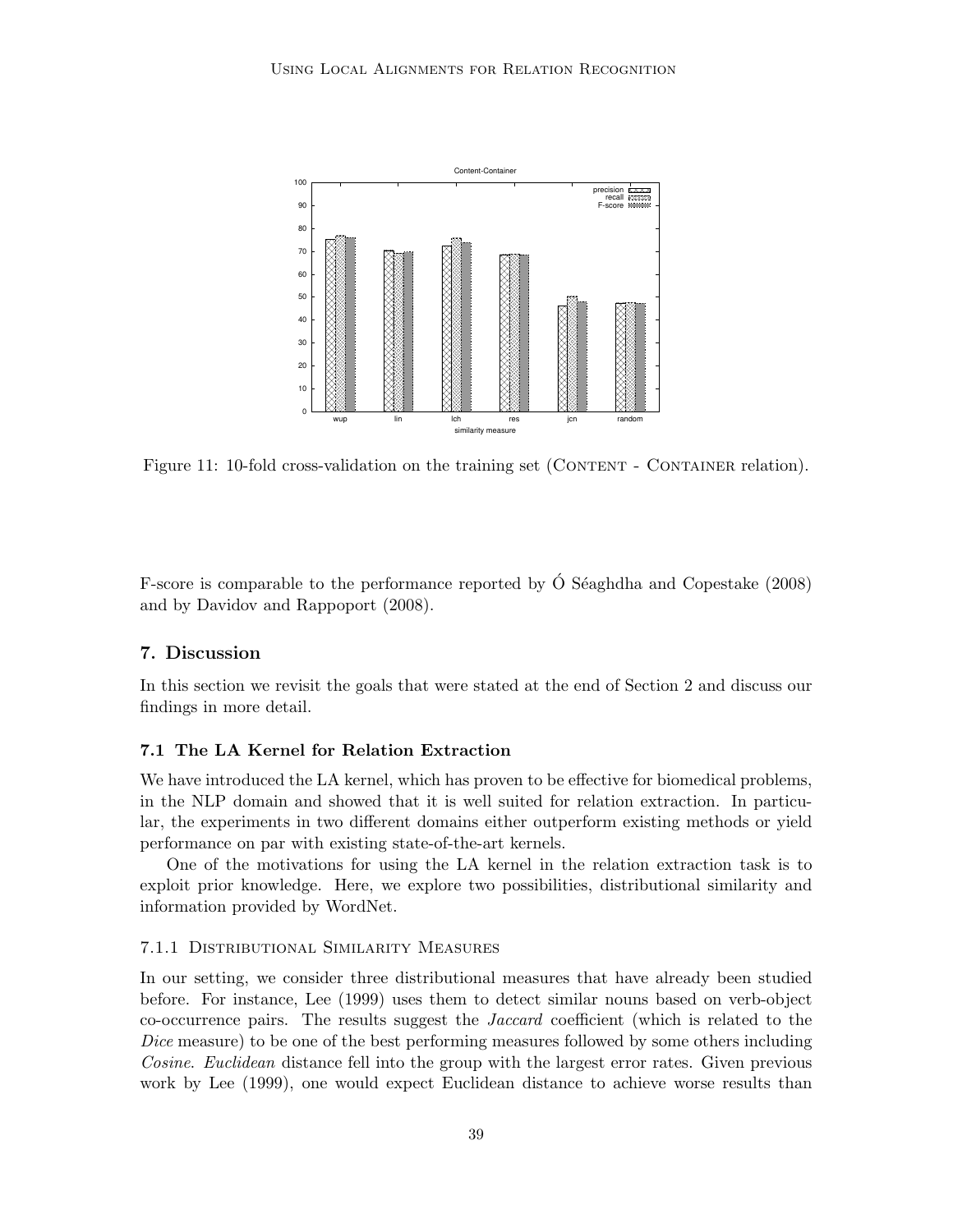Figure 11: 10-fold cross-validation on the training set (CONTENT - CONTAINER relation).

F-score is comparable to the performance reported by Ó Séaghdha and Copestake (2008) and by Davidov and Rappoport (2008).

## 7. Discussion

In this section we revisit the goals that were stated at the end of Section 2 and discuss our findings in more detail.

### 7.1 The LA Kernel for Relation Extraction

We have introduced the LA kernel, which has proven to be effective for biomedical problems, in the NLP domain and showed that it is well suited for relation extraction. In particular, the experiments in two different domains either outperform existing methods or yield performance on par with existing state-of-the-art kernels.

One of the motivations for using the LA kernel in the relation extraction task is to exploit prior knowledge. Here, we explore two possibilities, distributional similarity and information provided by WordNet.

#### 7.1.1 Distributional Similarity Measures

In our setting, we consider three distributional measures that have already been studied before. For instance, Lee (1999) uses them to detect similar nouns based on verb-object co-occurrence pairs. The results suggest the *Jaccard* coefficient (which is related to the *Dice* measure) to be one of the best performing measures followed by some others including *Cosine*. *Euclidean* distance fell into the group with the largest error rates. Given previous work by Lee (1999), one would expect Euclidean distance to achieve worse results than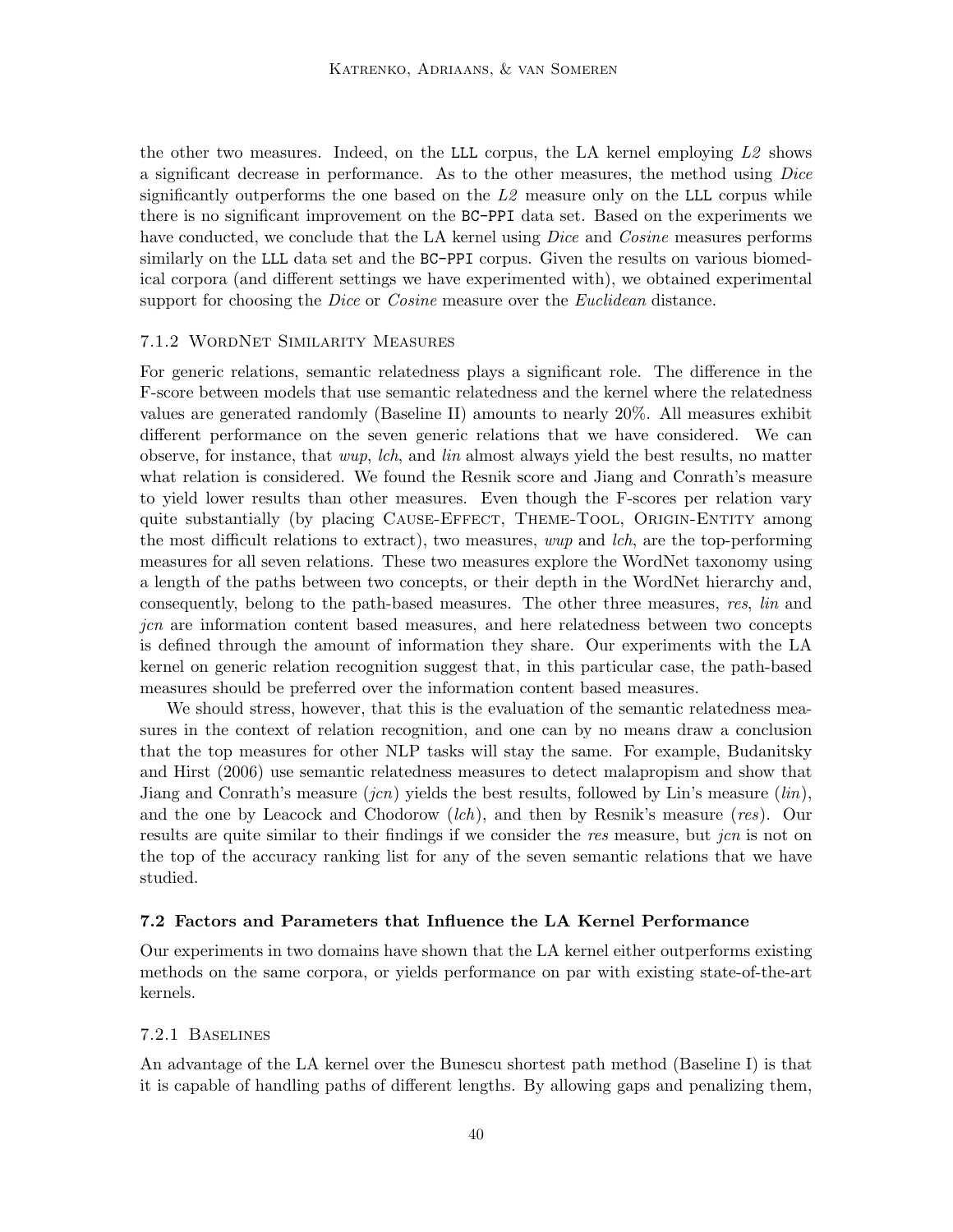the other two measures. Indeed, on the LLL corpus, the LA kernel employing *L2* shows a significant decrease in performance. As to the other measures, the method using *Dice* significantly outperforms the one based on the *L2* measure only on the LLL corpus while there is no significant improvement on the BC-PPI data set. Based on the experiments we have conducted, we conclude that the LA kernel using *Dice* and *Cosine* measures performs similarly on the LLL data set and the BC-PPI corpus. Given the results on various biomedical corpora (and different settings we have experimented with), we obtained experimental support for choosing the *Dice* or *Cosine* measure over the *Euclidean* distance.

#### 7.1.2 WordNet Similarity Measures

For generic relations, semantic relatedness plays a significant role. The difference in the F-score between models that use semantic relatedness and the kernel where the relatedness values are generated randomly (Baseline II) amounts to nearly 20%. All measures exhibit different performance on the seven generic relations that we have considered. We can observe, for instance, that *wup*, *lch*, and *lin* almost always yield the best results, no matter what relation is considered. We found the Resnik score and Jiang and Conrath's measure to yield lower results than other measures. Even though the F-scores per relation vary quite substantially (by placing Cause-Effect, Theme-Tool, Origin-Entity among the most difficult relations to extract), two measures, *wup* and *lch*, are the top-performing measures for all seven relations. These two measures explore the WordNet taxonomy using a length of the paths between two concepts, or their depth in the WordNet hierarchy and, consequently, belong to the path-based measures. The other three measures, *res*, *lin* and *jcn* are information content based measures, and here relatedness between two concepts is defined through the amount of information they share. Our experiments with the LA kernel on generic relation recognition suggest that, in this particular case, the path-based measures should be preferred over the information content based measures.

We should stress, however, that this is the evaluation of the semantic relatedness measures in the context of relation recognition, and one can by no means draw a conclusion that the top measures for other NLP tasks will stay the same. For example, Budanitsky and Hirst (2006) use semantic relatedness measures to detect malapropism and show that Jiang and Conrath's measure (*jcn*) yields the best results, followed by Lin's measure (*lin*), and the one by Leacock and Chodorow (*lch*), and then by Resnik's measure (*res*). Our results are quite similar to their findings if we consider the *res* measure, but *jcn* is not on the top of the accuracy ranking list for any of the seven semantic relations that we have studied.

### 7.2 Factors and Parameters that Influence the LA Kernel Performance

Our experiments in two domains have shown that the LA kernel either outperforms existing methods on the same corpora, or yields performance on par with existing state-of-the-art kernels.

#### 7.2.1 Baselines

An advantage of the LA kernel over the Bunescu shortest path method (Baseline I) is that it is capable of handling paths of different lengths. By allowing gaps and penalizing them,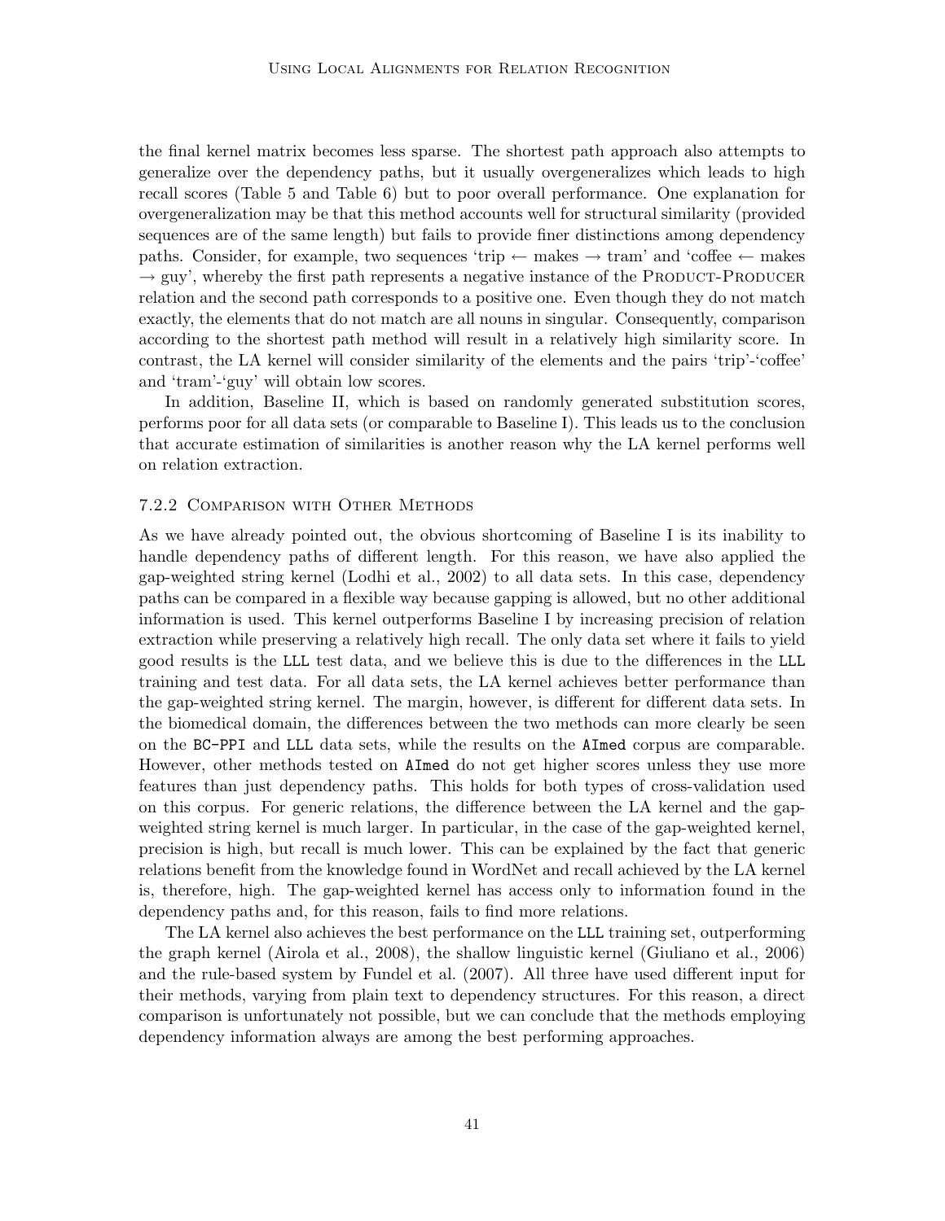the final kernel matrix becomes less sparse. The shortest path approach also attempts to generalize over the dependency paths, but it usually overgeneralizes which leads to high recall scores (Table 5 and Table 6) but to poor overall performance. One explanation for overgeneralization may be that this method accounts well for structural similarity (provided sequences are of the same length) but fails to provide finer distinctions among dependency paths. Consider, for example, two sequences 'trip ← makes → tram' and 'coffee ← makes → guy', whereby the first path represents a negative instance of the PRODUCT-PRODUCER relation and the second path corresponds to a positive one. Even though they do not match exactly, the elements that do not match are all nouns in singular. Consequently, comparison according to the shortest path method will result in a relatively high similarity score. In contrast, the LA kernel will consider similarity of the elements and the pairs 'trip'-'coffee' and 'tram'-'guy' will obtain low scores.

In addition, Baseline II, which is based on randomly generated substitution scores, performs poor for all data sets (or comparable to Baseline I). This leads us to the conclusion that accurate estimation of similarities is another reason why the LA kernel performs well on relation extraction.

#### 7.2.2 Comparison with Other Methods

As we have already pointed out, the obvious shortcoming of Baseline I is its inability to handle dependency paths of different length. For this reason, we have also applied the gap-weighted string kernel (Lodhi et al., 2002) to all data sets. In this case, dependency paths can be compared in a flexible way because gapping is allowed, but no other additional information is used. This kernel outperforms Baseline I by increasing precision of relation extraction while preserving a relatively high recall. The only data set where it fails to yield good results is the `LLL` test data, and we believe this is due to the differences in the `LLL` training and test data. For all data sets, the LA kernel achieves better performance than the gap-weighted string kernel. The margin, however, is different for different data sets. In the biomedical domain, the differences between the two methods can more clearly be seen on the `BC-PPI` and `LLL` data sets, while the results on the `AImed` corpus are comparable. However, other methods tested on `AImed` do not get higher scores unless they use more features than just dependency paths. This holds for both types of cross-validation used on this corpus. For generic relations, the difference between the LA kernel and the gap-weighted string kernel is much larger. In particular, in the case of the gap-weighted kernel, precision is high, but recall is much lower. This can be explained by the fact that generic relations benefit from the knowledge found in WordNet and recall achieved by the LA kernel is, therefore, high. The gap-weighted kernel has access only to information found in the dependency paths and, for this reason, fails to find more relations.

The LA kernel also achieves the best performance on the `LLL` training set, outperforming the graph kernel (Airola et al., 2008), the shallow linguistic kernel (Giuliano et al., 2006) and the rule-based system by Fundel et al. (2007). All three have used different input for their methods, varying from plain text to dependency structures. For this reason, a direct comparison is unfortunately not possible, but we can conclude that the methods employing dependency information always are among the best performing approaches.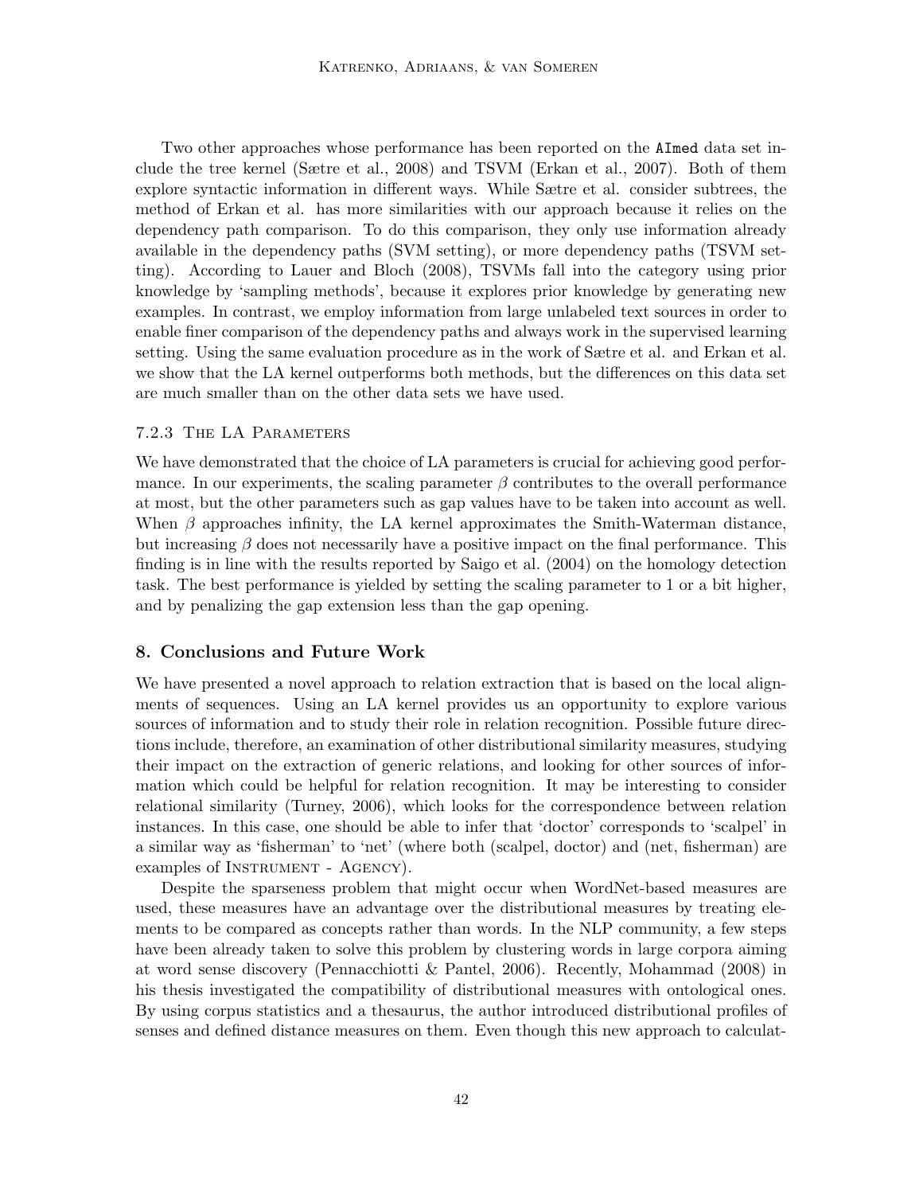Two other approaches whose performance has been reported on the `AImed` data set include the tree kernel (Sætre et al., 2008) and TSVM (Erkan et al., 2007). Both of them explore syntactic information in different ways. While Sætre et al. consider subtrees, the method of Erkan et al. has more similarities with our approach because it relies on the dependency path comparison. To do this comparison, they only use information already available in the dependency paths (SVM setting), or more dependency paths (TSVM setting). According to Lauer and Bloch (2008), TSVMs fall into the category using prior knowledge by 'sampling methods', because it explores prior knowledge by generating new examples. In contrast, we employ information from large unlabeled text sources in order to enable finer comparison of the dependency paths and always work in the supervised learning setting. Using the same evaluation procedure as in the work of Sætre et al. and Erkan et al. we show that the LA kernel outperforms both methods, but the differences on this data set are much smaller than on the other data sets we have used.

### 7.2.3 The LA Parameters

We have demonstrated that the choice of LA parameters is crucial for achieving good performance. In our experiments, the scaling parameter $\beta$ contributes to the overall performance at most, but the other parameters such as gap values have to be taken into account as well. When $\beta$ approaches infinity, the LA kernel approximates the Smith-Waterman distance, but increasing $\beta$ does not necessarily have a positive impact on the final performance. This finding is in line with the results reported by Saigo et al. (2004) on the homology detection task. The best performance is yielded by setting the scaling parameter to 1 or a bit higher, and by penalizing the gap extension less than the gap opening.

## 8. Conclusions and Future Work

We have presented a novel approach to relation extraction that is based on the local alignments of sequences. Using an LA kernel provides us an opportunity to explore various sources of information and to study their role in relation recognition. Possible future directions include, therefore, an examination of other distributional similarity measures, studying their impact on the extraction of generic relations, and looking for other sources of information which could be helpful for relation recognition. It may be interesting to consider relational similarity (Turney, 2006), which looks for the correspondence between relation instances. In this case, one should be able to infer that 'doctor' corresponds to 'scalpel' in a similar way as 'fisherman' to 'net' (where both (scalpel, doctor) and (net, fisherman) are examples of Instrument - Agency).

Despite the sparseness problem that might occur when WordNet-based measures are used, these measures have an advantage over the distributional measures by treating elements to be compared as concepts rather than words. In the NLP community, a few steps have been already taken to solve this problem by clustering words in large corpora aiming at word sense discovery (Pennacchiotti & Pantel, 2006). Recently, Mohammad (2008) in his thesis investigated the compatibility of distributional measures with ontological ones. By using corpus statistics and a thesaurus, the author introduced distributional profiles of senses and defined distance measures on them. Even though this new approach to calculat-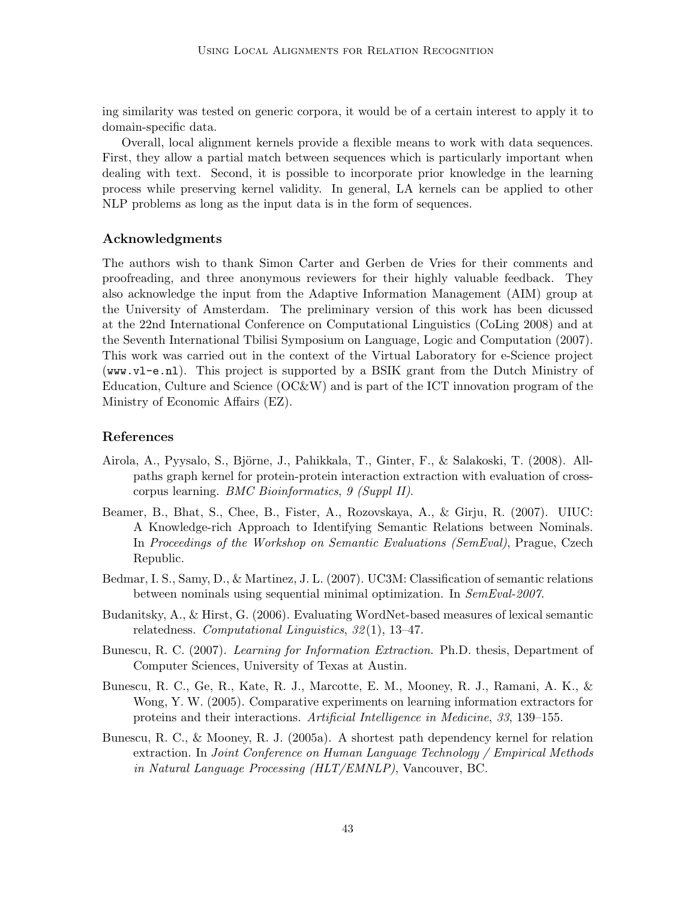ing similarity was tested on generic corpora, it would be of a certain interest to apply it to domain-specific data.

Overall, local alignment kernels provide a flexible means to work with data sequences. First, they allow a partial match between sequences which is particularly important when dealing with text. Second, it is possible to incorporate prior knowledge in the learning process while preserving kernel validity. In general, LA kernels can be applied to other NLP problems as long as the input data is in the form of sequences.

## Acknowledgments

The authors wish to thank Simon Carter and Gerben de Vries for their comments and proofreading, and three anonymous reviewers for their highly valuable feedback. They also acknowledge the input from the Adaptive Information Management (AIM) group at the University of Amsterdam. The preliminary version of this work has been dicussed at the 22nd International Conference on Computational Linguistics (CoLing 2008) and at the Seventh International Tbilisi Symposium on Language, Logic and Computation (2007). This work was carried out in the context of the Virtual Laboratory for e-Science project (`www.vl-e.nl`). This project is supported by a BSIK grant from the Dutch Ministry of Education, Culture and Science (OC&W) and is part of the ICT innovation program of the Ministry of Economic Affairs (EZ).

## References

Airola, A., Pyysalo, S., Björne, J., Pahikkala, T., Ginter, F., & Salakoski, T. (2008). All-paths graph kernel for protein-protein interaction extraction with evaluation of cross-corpus learning. *BMC Bioinformatics*, *9 (Suppl II)*.

Beamer, B., Bhat, S., Chee, B., Fister, A., Rozovskaya, A., & Girju, R. (2007). UIUC: A Knowledge-rich Approach to Identifying Semantic Relations between Nominals. In *Proceedings of the Workshop on Semantic Evaluations (SemEval)*, Prague, Czech Republic.

Bedmar, I. S., Samy, D., & Martinez, J. L. (2007). UC3M: Classification of semantic relations between nominals using sequential minimal optimization. In *SemEval-2007*.

Budanitsky, A., & Hirst, G. (2006). Evaluating WordNet-based measures of lexical semantic relatedness. *Computational Linguistics*, *32*(1), 13–47.

Bunescu, R. C. (2007). *Learning for Information Extraction*. Ph.D. thesis, Department of Computer Sciences, University of Texas at Austin.

Bunescu, R. C., Ge, R., Kate, R. J., Marcotte, E. M., Mooney, R. J., Ramani, A. K., & Wong, Y. W. (2005). Comparative experiments on learning information extractors for proteins and their interactions. *Artificial Intelligence in Medicine*, *33*, 139–155.

Bunescu, R. C., & Mooney, R. J. (2005a). A shortest path dependency kernel for relation extraction. In *Joint Conference on Human Language Technology / Empirical Methods in Natural Language Processing (HLT/EMNLP)*, Vancouver, BC.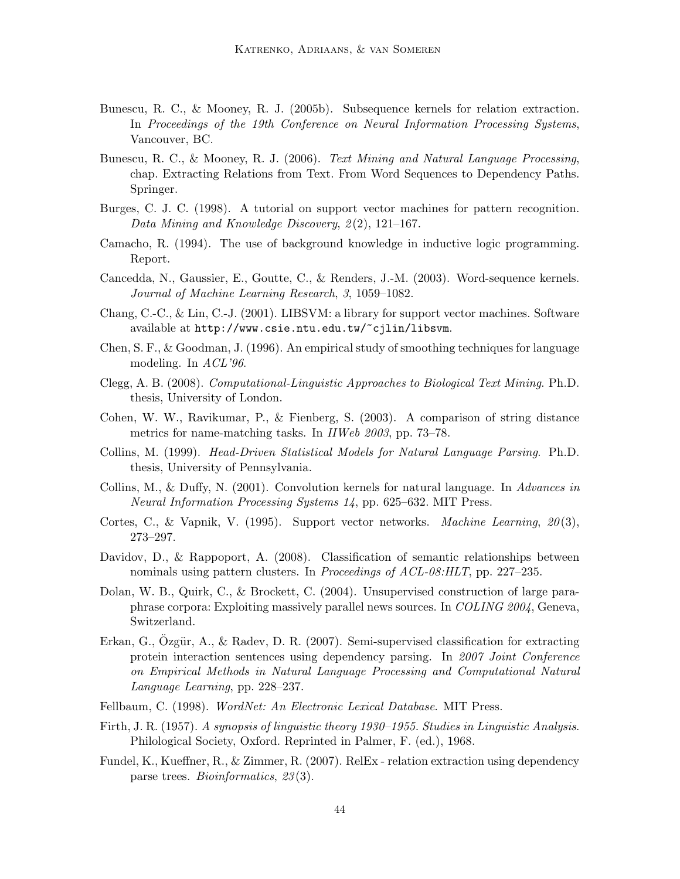Bunescu, R. C., & Mooney, R. J. (2005b). Subsequence kernels for relation extraction. In *Proceedings of the 19th Conference on Neural Information Processing Systems*, Vancouver, BC.

Bunescu, R. C., & Mooney, R. J. (2006). *Text Mining and Natural Language Processing*, chap. Extracting Relations from Text. From Word Sequences to Dependency Paths. Springer.

Burges, C. J. C. (1998). A tutorial on support vector machines for pattern recognition. *Data Mining and Knowledge Discovery*, *2*(2), 121–167.

Camacho, R. (1994). The use of background knowledge in inductive logic programming. Report.

Cancedda, N., Gaussier, E., Goutte, C., & Renders, J.-M. (2003). Word-sequence kernels. *Journal of Machine Learning Research*, *3*, 1059–1082.

Chang, C.-C., & Lin, C.-J. (2001). LIBSVM: a library for support vector machines. Software available at `http://www.csie.ntu.edu.tw/~cjlin/libsvm`.

Chen, S. F., & Goodman, J. (1996). An empirical study of smoothing techniques for language modeling. In *ACL'96*.

Clegg, A. B. (2008). *Computational-Linguistic Approaches to Biological Text Mining*. Ph.D. thesis, University of London.

Cohen, W. W., Ravikumar, P., & Fienberg, S. (2003). A comparison of string distance metrics for name-matching tasks. In *IIWeb 2003*, pp. 73–78.

Collins, M. (1999). *Head-Driven Statistical Models for Natural Language Parsing*. Ph.D. thesis, University of Pennsylvania.

Collins, M., & Duffy, N. (2001). Convolution kernels for natural language. In *Advances in Neural Information Processing Systems 14*, pp. 625–632. MIT Press.

Cortes, C., & Vapnik, V. (1995). Support vector networks. *Machine Learning*, *20*(3), 273–297.

Davidov, D., & Rappoport, A. (2008). Classification of semantic relationships between nominals using pattern clusters. In *Proceedings of ACL-08:HLT*, pp. 227–235.

Dolan, W. B., Quirk, C., & Brockett, C. (2004). Unsupervised construction of large paraphrase corpora: Exploiting massively parallel news sources. In *COLING 2004*, Geneva, Switzerland.

Erkan, G., Özgür, A., & Radev, D. R. (2007). Semi-supervised classification for extracting protein interaction sentences using dependency parsing. In *2007 Joint Conference on Empirical Methods in Natural Language Processing and Computational Natural Language Learning*, pp. 228–237.

Fellbaum, C. (1998). *WordNet: An Electronic Lexical Database*. MIT Press.

Firth, J. R. (1957). *A synopsis of linguistic theory 1930–1955. Studies in Linguistic Analysis*. Philological Society, Oxford. Reprinted in Palmer, F. (ed.), 1968.

Fundel, K., Kueffner, R., & Zimmer, R. (2007). RelEx - relation extraction using dependency parse trees. *Bioinformatics*, *23*(3).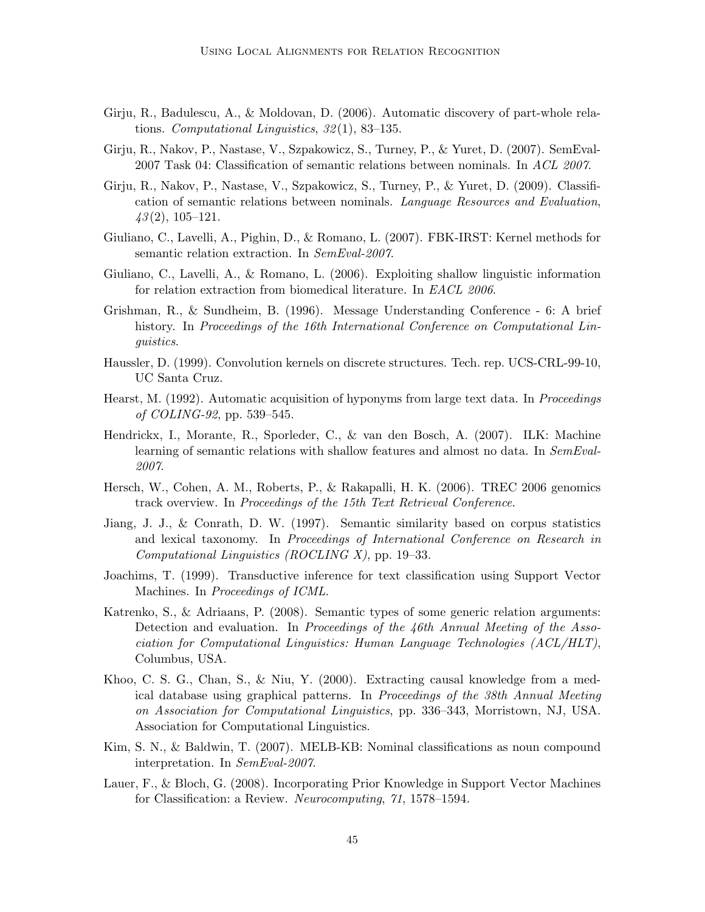Girju, R., Badulescu, A., & Moldovan, D. (2006). Automatic discovery of part-whole relations. *Computational Linguistics*, *32*(1), 83–135.

Girju, R., Nakov, P., Nastase, V., Szpakowicz, S., Turney, P., & Yuret, D. (2007). SemEval-2007 Task 04: Classification of semantic relations between nominals. In *ACL 2007*.

Girju, R., Nakov, P., Nastase, V., Szpakowicz, S., Turney, P., & Yuret, D. (2009). Classification of semantic relations between nominals. *Language Resources and Evaluation*, *43*(2), 105–121.

Giuliano, C., Lavelli, A., Pighin, D., & Romano, L. (2007). FBK-IRST: Kernel methods for semantic relation extraction. In *SemEval-2007*.

Giuliano, C., Lavelli, A., & Romano, L. (2006). Exploiting shallow linguistic information for relation extraction from biomedical literature. In *EACL 2006*.

Grishman, R., & Sundheim, B. (1996). Message Understanding Conference - 6: A brief history. In *Proceedings of the 16th International Conference on Computational Linguistics*.

Haussler, D. (1999). Convolution kernels on discrete structures. Tech. rep. UCS-CRL-99-10, UC Santa Cruz.

Hearst, M. (1992). Automatic acquisition of hyponyms from large text data. In *Proceedings of COLING-92*, pp. 539–545.

Hendrickx, I., Morante, R., Sporleder, C., & van den Bosch, A. (2007). ILK: Machine learning of semantic relations with shallow features and almost no data. In *SemEval-2007*.

Hersch, W., Cohen, A. M., Roberts, P., & Rakapalli, H. K. (2006). TREC 2006 genomics track overview. In *Proceedings of the 15th Text Retrieval Conference*.

Jiang, J. J., & Conrath, D. W. (1997). Semantic similarity based on corpus statistics and lexical taxonomy. In *Proceedings of International Conference on Research in Computational Linguistics (ROCLING X)*, pp. 19–33.

Joachims, T. (1999). Transductive inference for text classification using Support Vector Machines. In *Proceedings of ICML*.

Katrenko, S., & Adriaans, P. (2008). Semantic types of some generic relation arguments: Detection and evaluation. In *Proceedings of the 46th Annual Meeting of the Association for Computational Linguistics: Human Language Technologies (ACL/HLT)*, Columbus, USA.

Khoo, C. S. G., Chan, S., & Niu, Y. (2000). Extracting causal knowledge from a medical database using graphical patterns. In *Proceedings of the 38th Annual Meeting on Association for Computational Linguistics*, pp. 336–343, Morristown, NJ, USA. Association for Computational Linguistics.

Kim, S. N., & Baldwin, T. (2007). MELB-KB: Nominal classifications as noun compound interpretation. In *SemEval-2007*.

Lauer, F., & Bloch, G. (2008). Incorporating Prior Knowledge in Support Vector Machines for Classification: a Review. *Neurocomputing*, *71*, 1578–1594.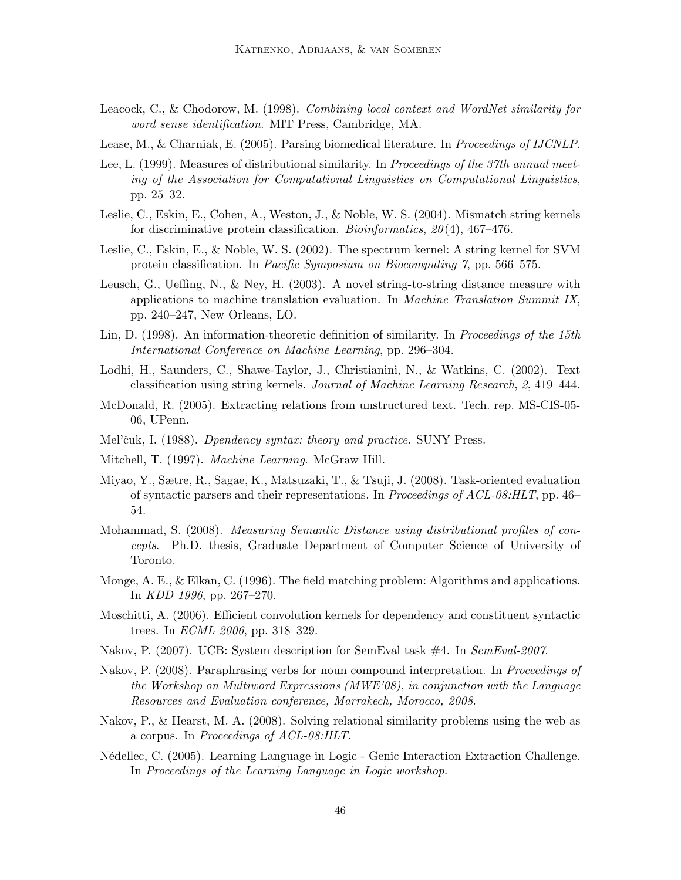Leacock, C., & Chodorow, M. (1998). *Combining local context and WordNet similarity for word sense identification*. MIT Press, Cambridge, MA.

Lease, M., & Charniak, E. (2005). Parsing biomedical literature. In *Proceedings of IJCNLP*.

Lee, L. (1999). Measures of distributional similarity. In *Proceedings of the 37th annual meeting of the Association for Computational Linguistics on Computational Linguistics*, pp. 25–32.

Leslie, C., Eskin, E., Cohen, A., Weston, J., & Noble, W. S. (2004). Mismatch string kernels for discriminative protein classification. *Bioinformatics*, *20*(4), 467–476.

Leslie, C., Eskin, E., & Noble, W. S. (2002). The spectrum kernel: A string kernel for SVM protein classification. In *Pacific Symposium on Biocomputing 7*, pp. 566–575.

Leusch, G., Ueffing, N., & Ney, H. (2003). A novel string-to-string distance measure with applications to machine translation evaluation. In *Machine Translation Summit IX*, pp. 240–247, New Orleans, LO.

Lin, D. (1998). An information-theoretic definition of similarity. In *Proceedings of the 15th International Conference on Machine Learning*, pp. 296–304.

Lodhi, H., Saunders, C., Shawe-Taylor, J., Christianini, N., & Watkins, C. (2002). Text classification using string kernels. *Journal of Machine Learning Research*, *2*, 419–444.

McDonald, R. (2005). Extracting relations from unstructured text. Tech. rep. MS-CIS-05-06, UPenn.

Mel'čuk, I. (1988). *Dpendency syntax: theory and practice*. SUNY Press.

Mitchell, T. (1997). *Machine Learning*. McGraw Hill.

Miyao, Y., Sætre, R., Sagae, K., Matsuzaki, T., & Tsuji, J. (2008). Task-oriented evaluation of syntactic parsers and their representations. In *Proceedings of ACL-08:HLT*, pp. 46–54.

Mohammad, S. (2008). *Measuring Semantic Distance using distributional profiles of concepts*. Ph.D. thesis, Graduate Department of Computer Science of University of Toronto.

Monge, A. E., & Elkan, C. (1996). The field matching problem: Algorithms and applications. In *KDD 1996*, pp. 267–270.

Moschitti, A. (2006). Efficient convolution kernels for dependency and constituent syntactic trees. In *ECML 2006*, pp. 318–329.

Nakov, P. (2007). UCB: System description for SemEval task #4. In *SemEval-2007*.

Nakov, P. (2008). Paraphrasing verbs for noun compound interpretation. In *Proceedings of the Workshop on Multiword Expressions (MWE'08), in conjunction with the Language Resources and Evaluation conference, Marrakech, Morocco, 2008*.

Nakov, P., & Hearst, M. A. (2008). Solving relational similarity problems using the web as a corpus. In *Proceedings of ACL-08:HLT*.

Nédellec, C. (2005). Learning Language in Logic - Genic Interaction Extraction Challenge. In *Proceedings of the Learning Language in Logic workshop*.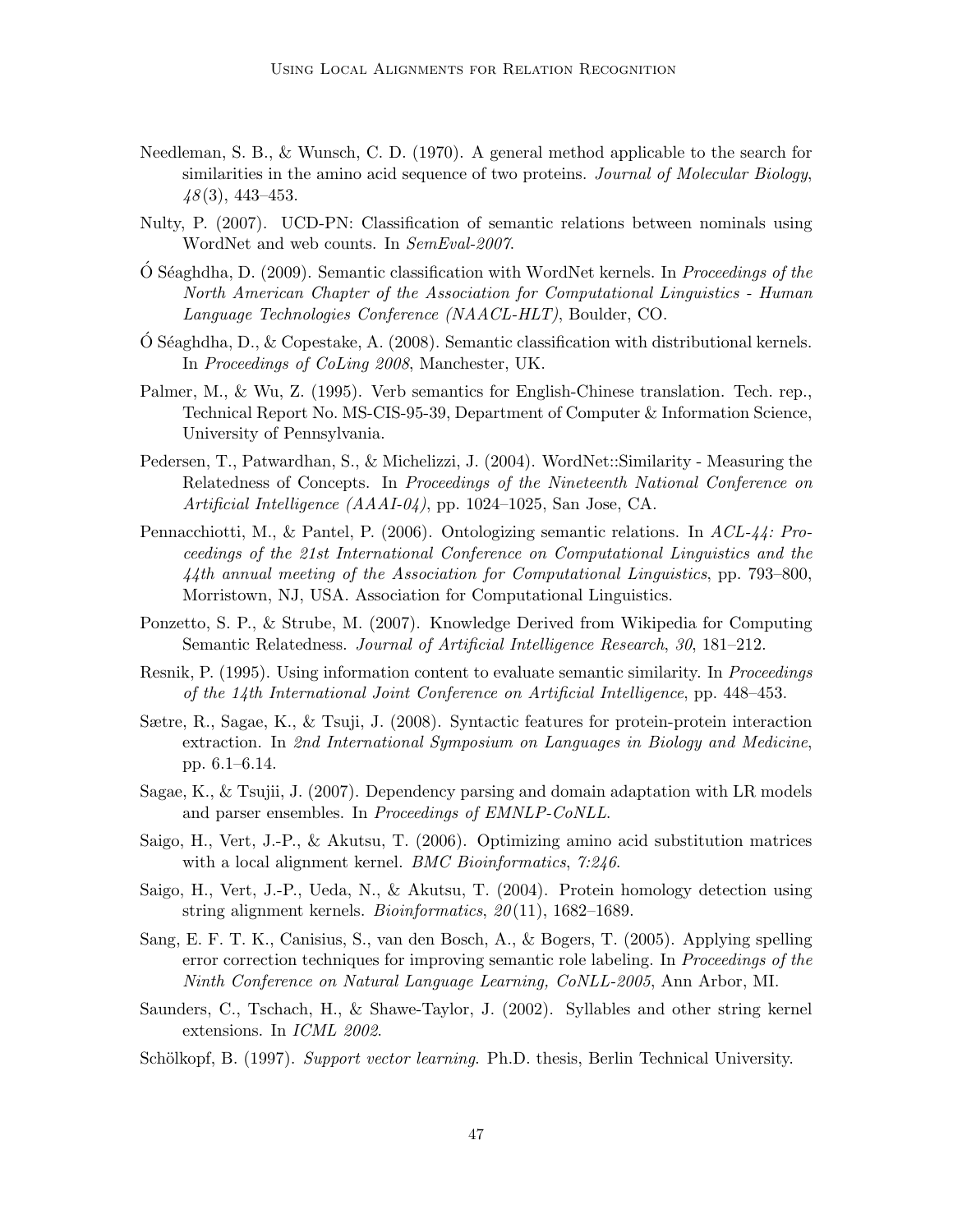Needleman, S. B., & Wunsch, C. D. (1970). A general method applicable to the search for similarities in the amino acid sequence of two proteins. *Journal of Molecular Biology*, *48*(3), 443–453.

Nulty, P. (2007). UCD-PN: Classification of semantic relations between nominals using WordNet and web counts. In *SemEval-2007*.

Ó Séaghdha, D. (2009). Semantic classification with WordNet kernels. In *Proceedings of the North American Chapter of the Association for Computational Linguistics - Human Language Technologies Conference (NAACL-HLT)*, Boulder, CO.

Ó Séaghdha, D., & Copestake, A. (2008). Semantic classification with distributional kernels. In *Proceedings of CoLing 2008*, Manchester, UK.

Palmer, M., & Wu, Z. (1995). Verb semantics for English-Chinese translation. Tech. rep., Technical Report No. MS-CIS-95-39, Department of Computer & Information Science, University of Pennsylvania.

Pedersen, T., Patwardhan, S., & Michelizzi, J. (2004). WordNet::Similarity - Measuring the Relatedness of Concepts. In *Proceedings of the Nineteenth National Conference on Artificial Intelligence (AAAI-04)*, pp. 1024–1025, San Jose, CA.

Pennacchiotti, M., & Pantel, P. (2006). Ontologizing semantic relations. In *ACL-44: Proceedings of the 21st International Conference on Computational Linguistics and the 44th annual meeting of the Association for Computational Linguistics*, pp. 793–800, Morristown, NJ, USA. Association for Computational Linguistics.

Ponzetto, S. P., & Strube, M. (2007). Knowledge Derived from Wikipedia for Computing Semantic Relatedness. *Journal of Artificial Intelligence Research*, *30*, 181–212.

Resnik, P. (1995). Using information content to evaluate semantic similarity. In *Proceedings of the 14th International Joint Conference on Artificial Intelligence*, pp. 448–453.

Sætre, R., Sagae, K., & Tsuji, J. (2008). Syntactic features for protein-protein interaction extraction. In *2nd International Symposium on Languages in Biology and Medicine*, pp. 6.1–6.14.

Sagae, K., & Tsujii, J. (2007). Dependency parsing and domain adaptation with LR models and parser ensembles. In *Proceedings of EMNLP-CoNLL*.

Saigo, H., Vert, J.-P., & Akutsu, T. (2006). Optimizing amino acid substitution matrices with a local alignment kernel. *BMC Bioinformatics*, *7:246*.

Saigo, H., Vert, J.-P., Ueda, N., & Akutsu, T. (2004). Protein homology detection using string alignment kernels. *Bioinformatics*, *20*(11), 1682–1689.

Sang, E. F. T. K., Canisius, S., van den Bosch, A., & Bogers, T. (2005). Applying spelling error correction techniques for improving semantic role labeling. In *Proceedings of the Ninth Conference on Natural Language Learning, CoNLL-2005*, Ann Arbor, MI.

Saunders, C., Tschach, H., & Shawe-Taylor, J. (2002). Syllables and other string kernel extensions. In *ICML 2002*.

Schölkopf, B. (1997). *Support vector learning*. Ph.D. thesis, Berlin Technical University.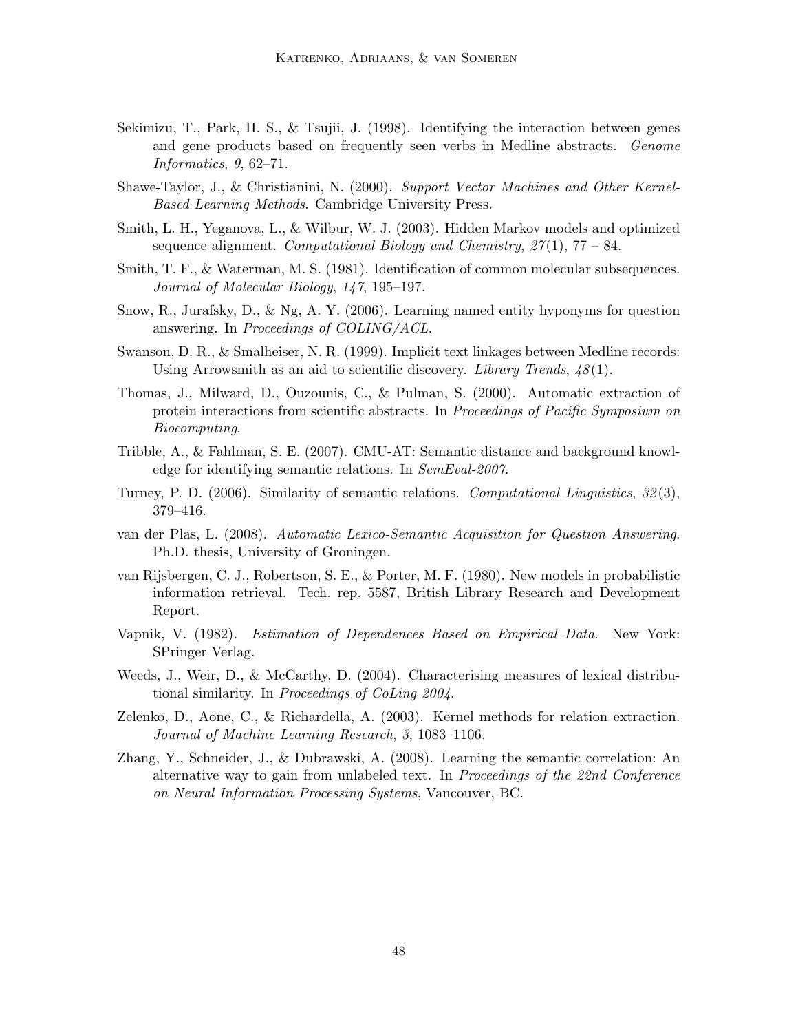Sekimizu, T., Park, H. S., & Tsujii, J. (1998). Identifying the interaction between genes and gene products based on frequently seen verbs in Medline abstracts. *Genome Informatics*, *9*, 62–71.

Shawe-Taylor, J., & Christianini, N. (2000). *Support Vector Machines and Other Kernel-Based Learning Methods*. Cambridge University Press.

Smith, L. H., Yeganova, L., & Wilbur, W. J. (2003). Hidden Markov models and optimized sequence alignment. *Computational Biology and Chemistry*, *27*(1), 77 – 84.

Smith, T. F., & Waterman, M. S. (1981). Identification of common molecular subsequences. *Journal of Molecular Biology*, *147*, 195–197.

Snow, R., Jurafsky, D., & Ng, A. Y. (2006). Learning named entity hyponyms for question answering. In *Proceedings of COLING/ACL*.

Swanson, D. R., & Smalheiser, N. R. (1999). Implicit text linkages between Medline records: Using Arrowsmith as an aid to scientific discovery. *Library Trends*, *48*(1).

Thomas, J., Milward, D., Ouzounis, C., & Pulman, S. (2000). Automatic extraction of protein interactions from scientific abstracts. In *Proceedings of Pacific Symposium on Biocomputing*.

Tribble, A., & Fahlman, S. E. (2007). CMU-AT: Semantic distance and background knowledge for identifying semantic relations. In *SemEval-2007*.

Turney, P. D. (2006). Similarity of semantic relations. *Computational Linguistics*, *32*(3), 379–416.

van der Plas, L. (2008). *Automatic Lexico-Semantic Acquisition for Question Answering*. Ph.D. thesis, University of Groningen.

van Rijsbergen, C. J., Robertson, S. E., & Porter, M. F. (1980). New models in probabilistic information retrieval. Tech. rep. 5587, British Library Research and Development Report.

Vapnik, V. (1982). *Estimation of Dependences Based on Empirical Data*. New York: SPringer Verlag.

Weeds, J., Weir, D., & McCarthy, D. (2004). Characterising measures of lexical distributional similarity. In *Proceedings of CoLing 2004*.

Zelenko, D., Aone, C., & Richardella, A. (2003). Kernel methods for relation extraction. *Journal of Machine Learning Research*, *3*, 1083–1106.

Zhang, Y., Schneider, J., & Dubrawski, A. (2008). Learning the semantic correlation: An alternative way to gain from unlabeled text. In *Proceedings of the 22nd Conference on Neural Information Processing Systems*, Vancouver, BC.